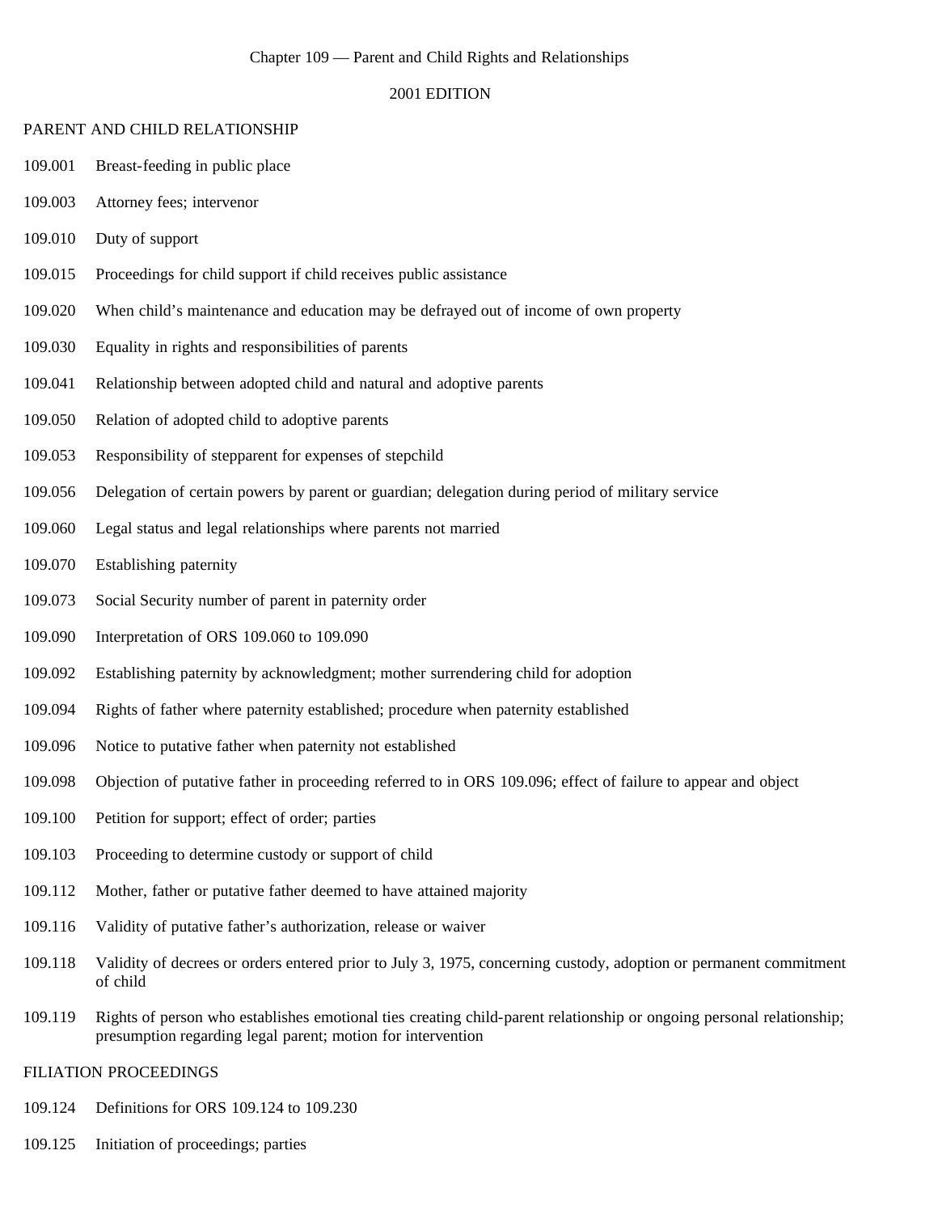# Chapter 109 — Parent and Child Rights and Relationships

## 2001 EDITION

### PARENT AND CHILD RELATIONSHIP

109.001 Breast-feeding in public place

109.003 Attorney fees; intervenor

109.010 Duty of support

109.015 Proceedings for child support if child receives public assistance

109.020 When child's maintenance and education may be defrayed out of income of own property

109.030 Equality in rights and responsibilities of parents

109.041 Relationship between adopted child and natural and adoptive parents

109.050 Relation of adopted child to adoptive parents

109.053 Responsibility of stepparent for expenses of stepchild

109.056 Delegation of certain powers by parent or guardian; delegation during period of military service

109.060 Legal status and legal relationships where parents not married

109.070 Establishing paternity

109.073 Social Security number of parent in paternity order

109.090 Interpretation of ORS 109.060 to 109.090

109.092 Establishing paternity by acknowledgment; mother surrendering child for adoption

109.094 Rights of father where paternity established; procedure when paternity established

109.096 Notice to putative father when paternity not established

109.098 Objection of putative father in proceeding referred to in ORS 109.096; effect of failure to appear and object

109.100 Petition for support; effect of order; parties

109.103 Proceeding to determine custody or support of child

109.112 Mother, father or putative father deemed to have attained majority

109.116 Validity of putative father's authorization, release or waiver

109.118 Validity of decrees or orders entered prior to July 3, 1975, concerning custody, adoption or permanent commitment of child

109.119 Rights of person who establishes emotional ties creating child-parent relationship or ongoing personal relationship; presumption regarding legal parent; motion for intervention

### FILIATION PROCEEDINGS

109.124 Definitions for ORS 109.124 to 109.230

109.125 Initiation of proceedings; parties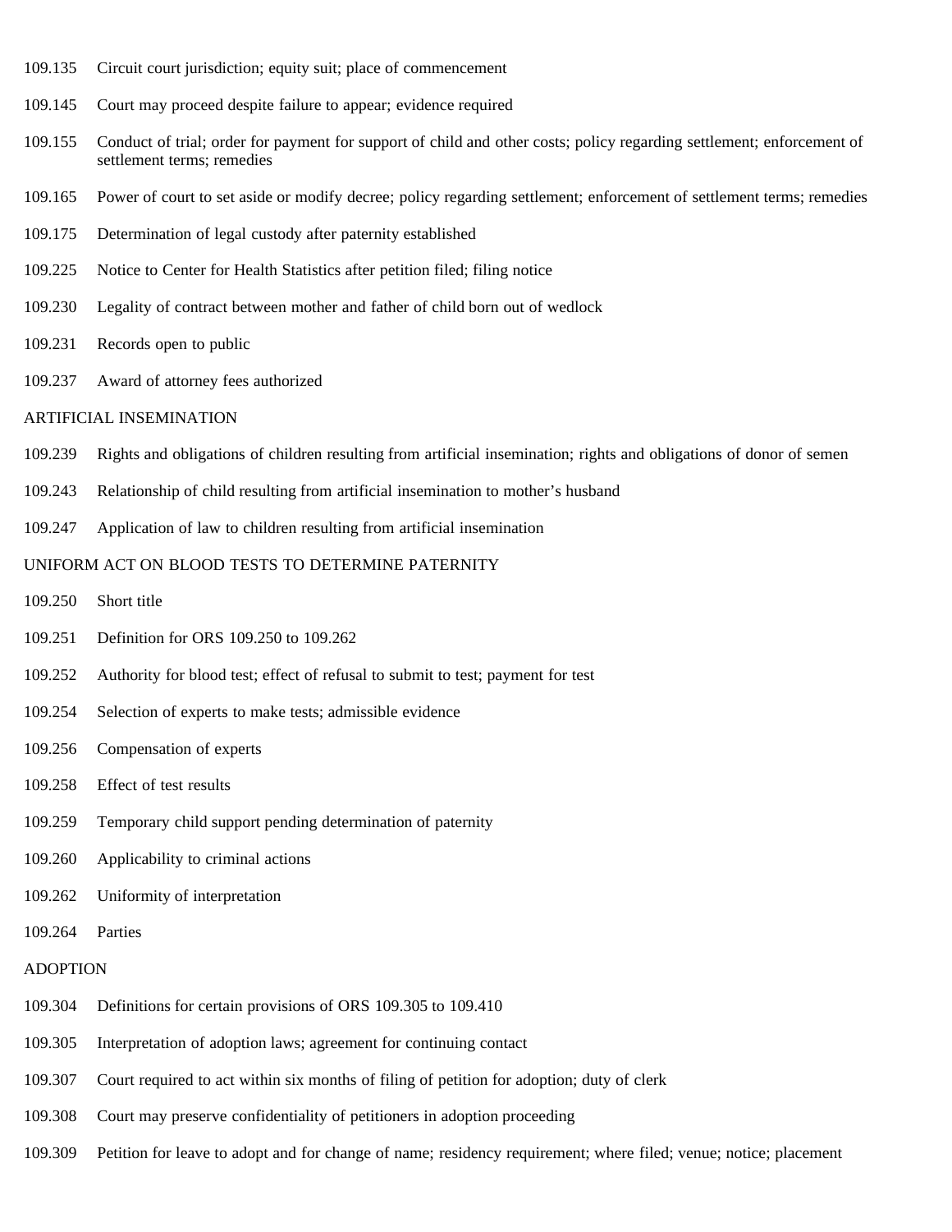109.135 Circuit court jurisdiction; equity suit; place of commencement

109.145 Court may proceed despite failure to appear; evidence required

109.155 Conduct of trial; order for payment for support of child and other costs; policy regarding settlement; enforcement of settlement terms; remedies

109.165 Power of court to set aside or modify decree; policy regarding settlement; enforcement of settlement terms; remedies

109.175 Determination of legal custody after paternity established

109.225 Notice to Center for Health Statistics after petition filed; filing notice

109.230 Legality of contract between mother and father of child born out of wedlock

109.231 Records open to public

109.237 Award of attorney fees authorized

ARTIFICIAL INSEMINATION

109.239 Rights and obligations of children resulting from artificial insemination; rights and obligations of donor of semen

109.243 Relationship of child resulting from artificial insemination to mother's husband

109.247 Application of law to children resulting from artificial insemination

UNIFORM ACT ON BLOOD TESTS TO DETERMINE PATERNITY

109.250 Short title

109.251 Definition for ORS 109.250 to 109.262

109.252 Authority for blood test; effect of refusal to submit to test; payment for test

109.254 Selection of experts to make tests; admissible evidence

109.256 Compensation of experts

109.258 Effect of test results

109.259 Temporary child support pending determination of paternity

109.260 Applicability to criminal actions

109.262 Uniformity of interpretation

109.264 Parties

ADOPTION

109.304 Definitions for certain provisions of ORS 109.305 to 109.410

109.305 Interpretation of adoption laws; agreement for continuing contact

109.307 Court required to act within six months of filing of petition for adoption; duty of clerk

109.308 Court may preserve confidentiality of petitioners in adoption proceeding

109.309 Petition for leave to adopt and for change of name; residency requirement; where filed; venue; notice; placement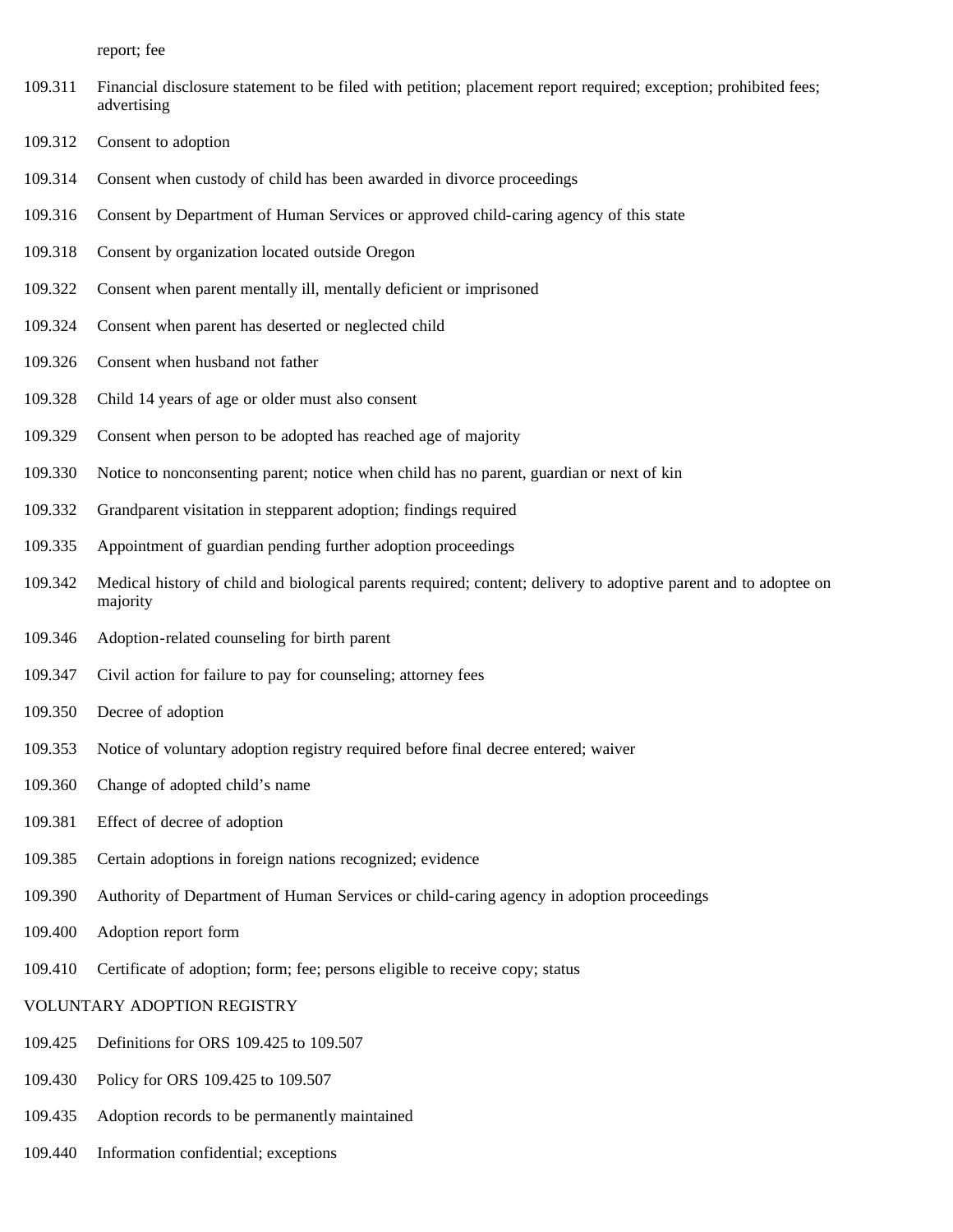report; fee

109.311 Financial disclosure statement to be filed with petition; placement report required; exception; prohibited fees; advertising

109.312 Consent to adoption

109.314 Consent when custody of child has been awarded in divorce proceedings

109.316 Consent by Department of Human Services or approved child-caring agency of this state

109.318 Consent by organization located outside Oregon

109.322 Consent when parent mentally ill, mentally deficient or imprisoned

109.324 Consent when parent has deserted or neglected child

109.326 Consent when husband not father

109.328 Child 14 years of age or older must also consent

109.329 Consent when person to be adopted has reached age of majority

109.330 Notice to nonconsenting parent; notice when child has no parent, guardian or next of kin

109.332 Grandparent visitation in stepparent adoption; findings required

109.335 Appointment of guardian pending further adoption proceedings

109.342 Medical history of child and biological parents required; content; delivery to adoptive parent and to adoptee on majority

109.346 Adoption-related counseling for birth parent

109.347 Civil action for failure to pay for counseling; attorney fees

109.350 Decree of adoption

109.353 Notice of voluntary adoption registry required before final decree entered; waiver

109.360 Change of adopted child's name

109.381 Effect of decree of adoption

109.385 Certain adoptions in foreign nations recognized; evidence

109.390 Authority of Department of Human Services or child-caring agency in adoption proceedings

109.400 Adoption report form

109.410 Certificate of adoption; form; fee; persons eligible to receive copy; status

VOLUNTARY ADOPTION REGISTRY

109.425 Definitions for ORS 109.425 to 109.507

109.430 Policy for ORS 109.425 to 109.507

109.435 Adoption records to be permanently maintained

109.440 Information confidential; exceptions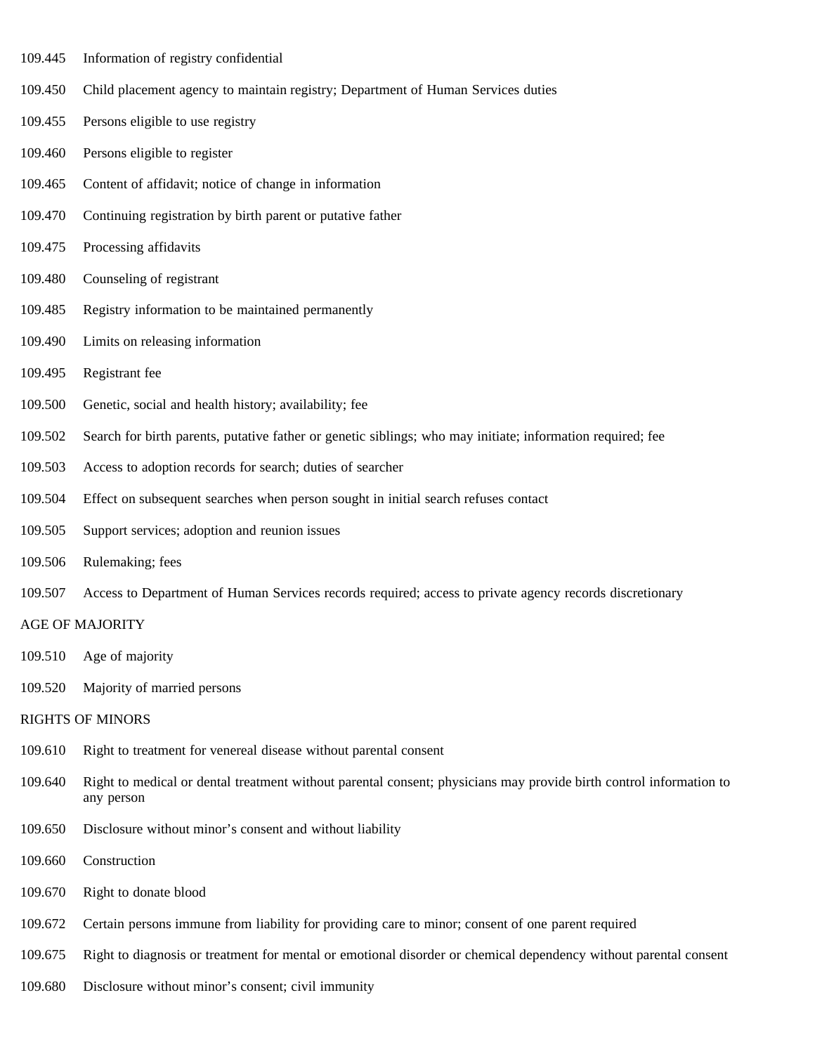109.445 Information of registry confidential

109.450 Child placement agency to maintain registry; Department of Human Services duties

109.455 Persons eligible to use registry

109.460 Persons eligible to register

109.465 Content of affidavit; notice of change in information

109.470 Continuing registration by birth parent or putative father

109.475 Processing affidavits

109.480 Counseling of registrant

109.485 Registry information to be maintained permanently

109.490 Limits on releasing information

109.495 Registrant fee

109.500 Genetic, social and health history; availability; fee

109.502 Search for birth parents, putative father or genetic siblings; who may initiate; information required; fee

109.503 Access to adoption records for search; duties of searcher

109.504 Effect on subsequent searches when person sought in initial search refuses contact

109.505 Support services; adoption and reunion issues

109.506 Rulemaking; fees

109.507 Access to Department of Human Services records required; access to private agency records discretionary

AGE OF MAJORITY

109.510 Age of majority

109.520 Majority of married persons

RIGHTS OF MINORS

109.610 Right to treatment for venereal disease without parental consent

109.640 Right to medical or dental treatment without parental consent; physicians may provide birth control information to any person

109.650 Disclosure without minor's consent and without liability

109.660 Construction

109.670 Right to donate blood

109.672 Certain persons immune from liability for providing care to minor; consent of one parent required

109.675 Right to diagnosis or treatment for mental or emotional disorder or chemical dependency without parental consent

109.680 Disclosure without minor's consent; civil immunity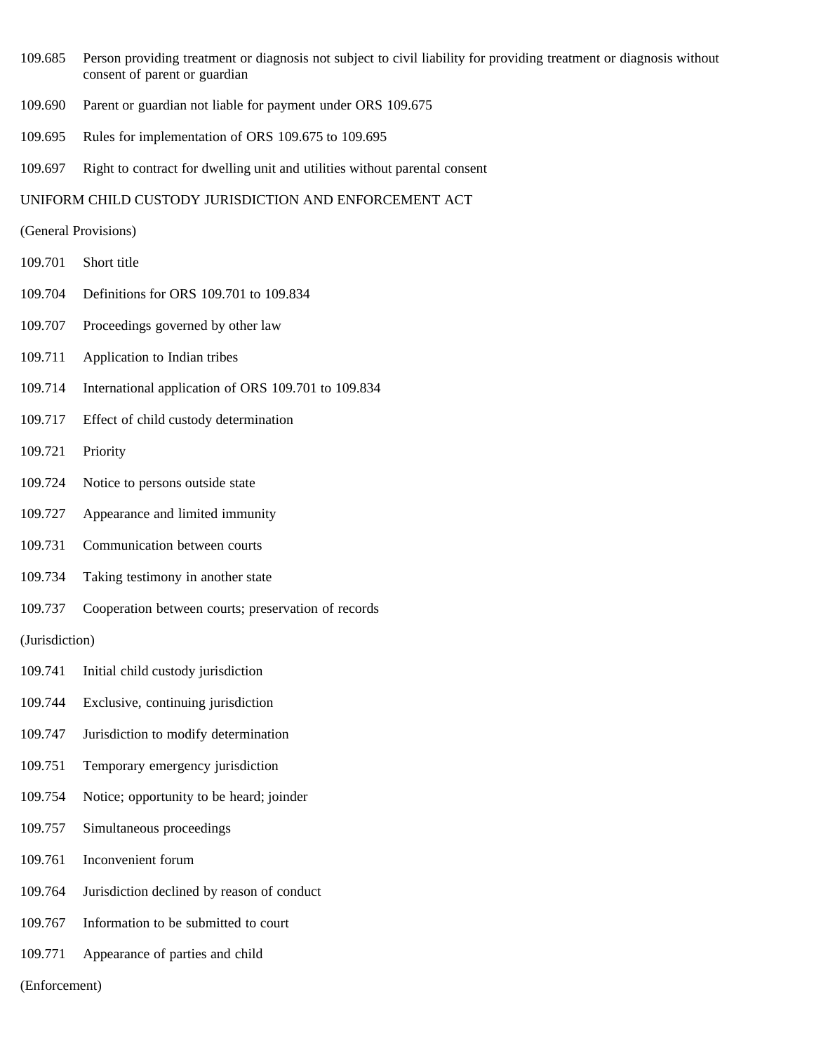109.685 Person providing treatment or diagnosis not subject to civil liability for providing treatment or diagnosis without consent of parent or guardian

109.690 Parent or guardian not liable for payment under ORS 109.675

109.695 Rules for implementation of ORS 109.675 to 109.695

109.697 Right to contract for dwelling unit and utilities without parental consent

UNIFORM CHILD CUSTODY JURISDICTION AND ENFORCEMENT ACT

(General Provisions)

109.701 Short title

109.704 Definitions for ORS 109.701 to 109.834

109.707 Proceedings governed by other law

109.711 Application to Indian tribes

109.714 International application of ORS 109.701 to 109.834

109.717 Effect of child custody determination

109.721 Priority

109.724 Notice to persons outside state

109.727 Appearance and limited immunity

109.731 Communication between courts

109.734 Taking testimony in another state

109.737 Cooperation between courts; preservation of records

(Jurisdiction)

109.741 Initial child custody jurisdiction

109.744 Exclusive, continuing jurisdiction

109.747 Jurisdiction to modify determination

109.751 Temporary emergency jurisdiction

109.754 Notice; opportunity to be heard; joinder

109.757 Simultaneous proceedings

109.761 Inconvenient forum

109.764 Jurisdiction declined by reason of conduct

109.767 Information to be submitted to court

109.771 Appearance of parties and child

(Enforcement)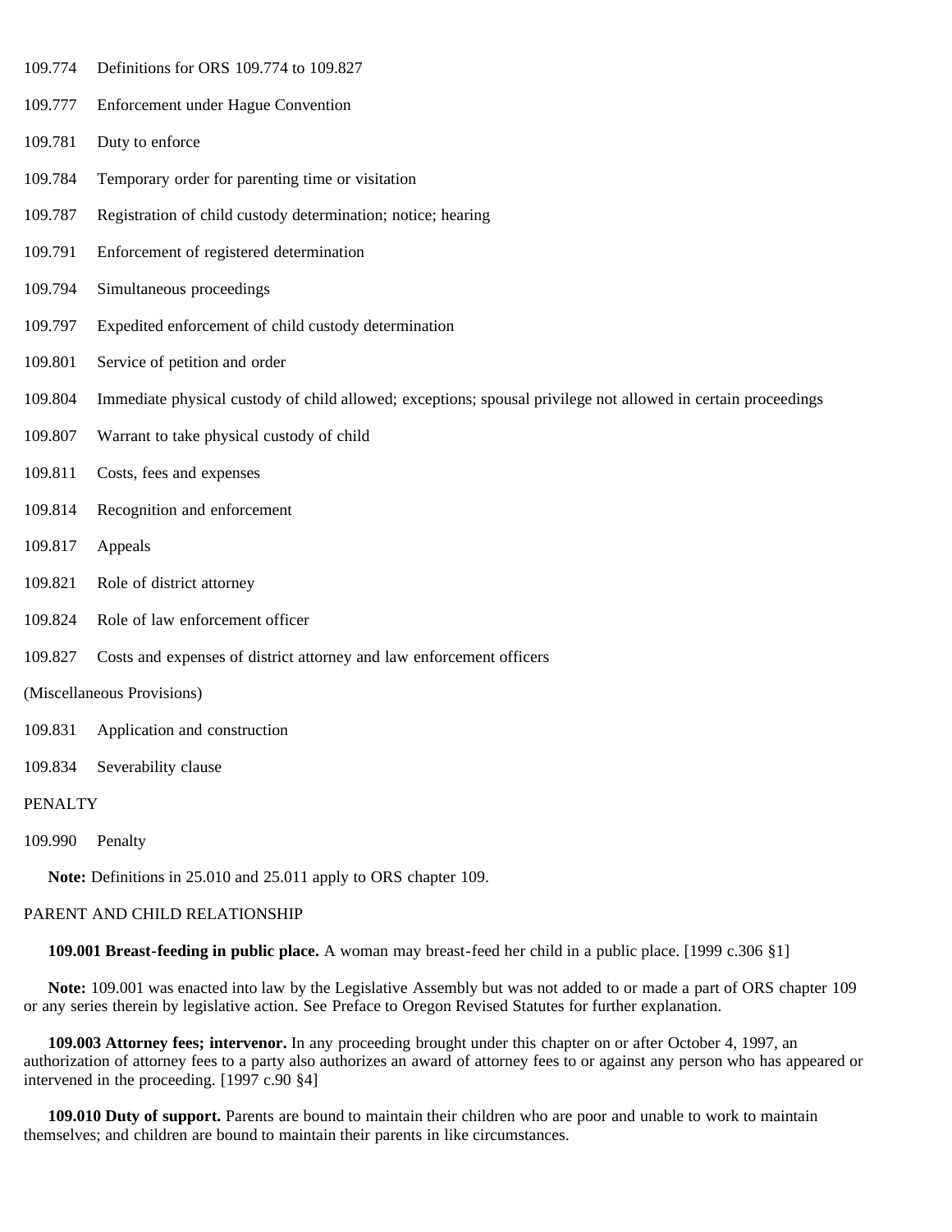109.774 Definitions for ORS 109.774 to 109.827

109.777 Enforcement under Hague Convention

109.781 Duty to enforce

109.784 Temporary order for parenting time or visitation

109.787 Registration of child custody determination; notice; hearing

109.791 Enforcement of registered determination

109.794 Simultaneous proceedings

109.797 Expedited enforcement of child custody determination

109.801 Service of petition and order

109.804 Immediate physical custody of child allowed; exceptions; spousal privilege not allowed in certain proceedings

109.807 Warrant to take physical custody of child

109.811 Costs, fees and expenses

109.814 Recognition and enforcement

109.817 Appeals

109.821 Role of district attorney

109.824 Role of law enforcement officer

109.827 Costs and expenses of district attorney and law enforcement officers

(Miscellaneous Provisions)

109.831 Application and construction

109.834 Severability clause

PENALTY

109.990 Penalty

**Note:** Definitions in 25.010 and 25.011 apply to ORS chapter 109.

PARENT AND CHILD RELATIONSHIP

**109.001 Breast-feeding in public place.** A woman may breast-feed her child in a public place. [1999 c.306 §1]

**Note:** 109.001 was enacted into law by the Legislative Assembly but was not added to or made a part of ORS chapter 109 or any series therein by legislative action. See Preface to Oregon Revised Statutes for further explanation.

**109.003 Attorney fees; intervenor.** In any proceeding brought under this chapter on or after October 4, 1997, an authorization of attorney fees to a party also authorizes an award of attorney fees to or against any person who has appeared or intervened in the proceeding. [1997 c.90 §4]

**109.010 Duty of support.** Parents are bound to maintain their children who are poor and unable to work to maintain themselves; and children are bound to maintain their parents in like circumstances.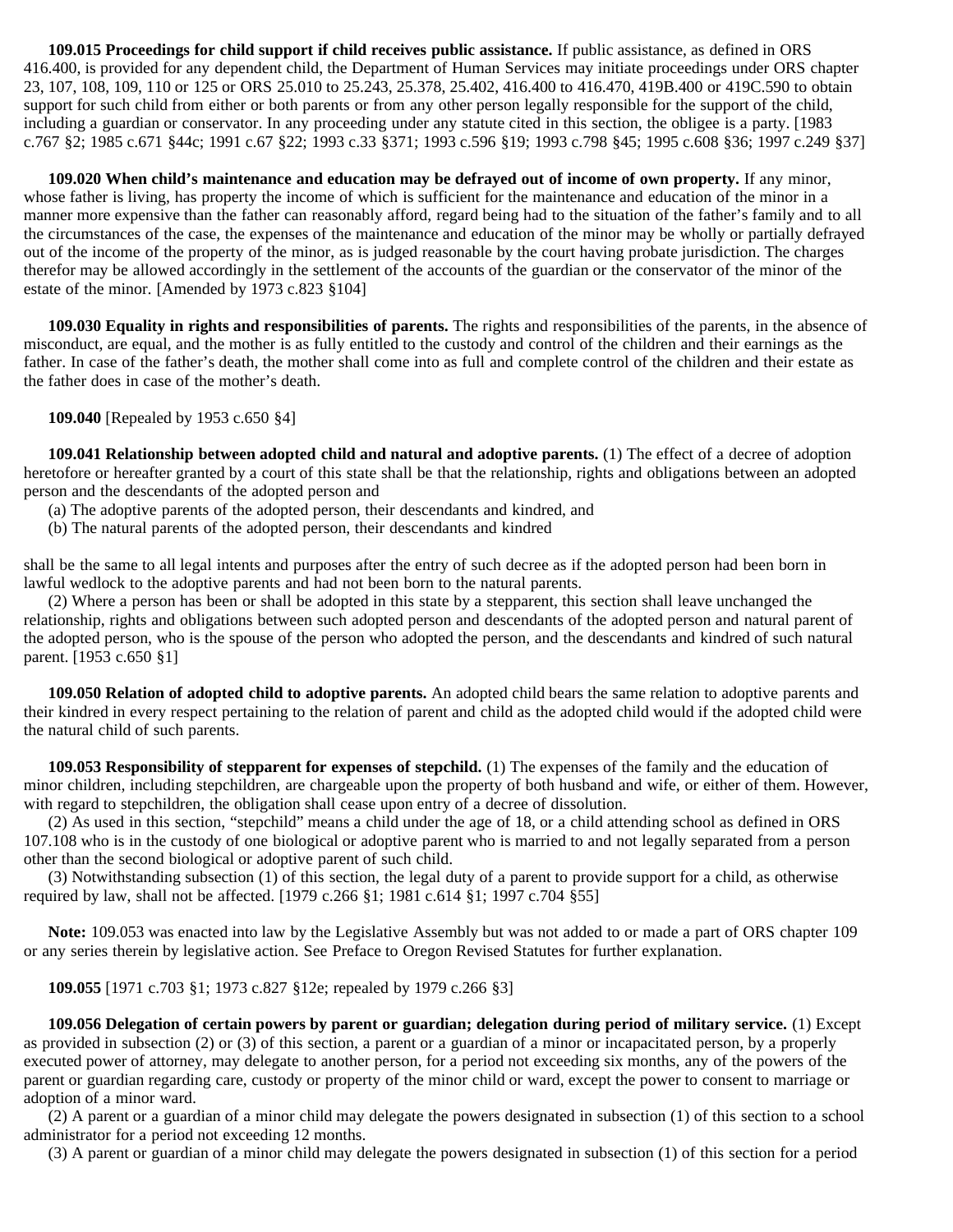**109.015 Proceedings for child support if child receives public assistance.** If public assistance, as defined in ORS 416.400, is provided for any dependent child, the Department of Human Services may initiate proceedings under ORS chapter 23, 107, 108, 109, 110 or 125 or ORS 25.010 to 25.243, 25.378, 25.402, 416.400 to 416.470, 419B.400 or 419C.590 to obtain support for such child from either or both parents or from any other person legally responsible for the support of the child, including a guardian or conservator. In any proceeding under any statute cited in this section, the obligee is a party. [1983 c.767 §2; 1985 c.671 §44c; 1991 c.67 §22; 1993 c.33 §371; 1993 c.596 §19; 1993 c.798 §45; 1995 c.608 §36; 1997 c.249 §37]

**109.020 When child's maintenance and education may be defrayed out of income of own property.** If any minor, whose father is living, has property the income of which is sufficient for the maintenance and education of the minor in a manner more expensive than the father can reasonably afford, regard being had to the situation of the father's family and to all the circumstances of the case, the expenses of the maintenance and education of the minor may be wholly or partially defrayed out of the income of the property of the minor, as is judged reasonable by the court having probate jurisdiction. The charges therefor may be allowed accordingly in the settlement of the accounts of the guardian or the conservator of the minor of the estate of the minor. [Amended by 1973 c.823 §104]

**109.030 Equality in rights and responsibilities of parents.** The rights and responsibilities of the parents, in the absence of misconduct, are equal, and the mother is as fully entitled to the custody and control of the children and their earnings as the father. In case of the father's death, the mother shall come into as full and complete control of the children and their estate as the father does in case of the mother's death.

**109.040** [Repealed by 1953 c.650 §4]

**109.041 Relationship between adopted child and natural and adoptive parents.** (1) The effect of a decree of adoption heretofore or hereafter granted by a court of this state shall be that the relationship, rights and obligations between an adopted person and the descendants of the adopted person and

(a) The adoptive parents of the adopted person, their descendants and kindred, and

(b) The natural parents of the adopted person, their descendants and kindred

shall be the same to all legal intents and purposes after the entry of such decree as if the adopted person had been born in lawful wedlock to the adoptive parents and had not been born to the natural parents.

(2) Where a person has been or shall be adopted in this state by a stepparent, this section shall leave unchanged the relationship, rights and obligations between such adopted person and descendants of the adopted person and natural parent of the adopted person, who is the spouse of the person who adopted the person, and the descendants and kindred of such natural parent. [1953 c.650 §1]

**109.050 Relation of adopted child to adoptive parents.** An adopted child bears the same relation to adoptive parents and their kindred in every respect pertaining to the relation of parent and child as the adopted child would if the adopted child were the natural child of such parents.

**109.053 Responsibility of stepparent for expenses of stepchild.** (1) The expenses of the family and the education of minor children, including stepchildren, are chargeable upon the property of both husband and wife, or either of them. However, with regard to stepchildren, the obligation shall cease upon entry of a decree of dissolution.

(2) As used in this section, "stepchild" means a child under the age of 18, or a child attending school as defined in ORS 107.108 who is in the custody of one biological or adoptive parent who is married to and not legally separated from a person other than the second biological or adoptive parent of such child.

(3) Notwithstanding subsection (1) of this section, the legal duty of a parent to provide support for a child, as otherwise required by law, shall not be affected. [1979 c.266 §1; 1981 c.614 §1; 1997 c.704 §55]

**Note:** 109.053 was enacted into law by the Legislative Assembly but was not added to or made a part of ORS chapter 109 or any series therein by legislative action. See Preface to Oregon Revised Statutes for further explanation.

**109.055** [1971 c.703 §1; 1973 c.827 §12e; repealed by 1979 c.266 §3]

**109.056 Delegation of certain powers by parent or guardian; delegation during period of military service.** (1) Except as provided in subsection (2) or (3) of this section, a parent or a guardian of a minor or incapacitated person, by a properly executed power of attorney, may delegate to another person, for a period not exceeding six months, any of the powers of the parent or guardian regarding care, custody or property of the minor child or ward, except the power to consent to marriage or adoption of a minor ward.

(2) A parent or a guardian of a minor child may delegate the powers designated in subsection (1) of this section to a school administrator for a period not exceeding 12 months.

(3) A parent or guardian of a minor child may delegate the powers designated in subsection (1) of this section for a period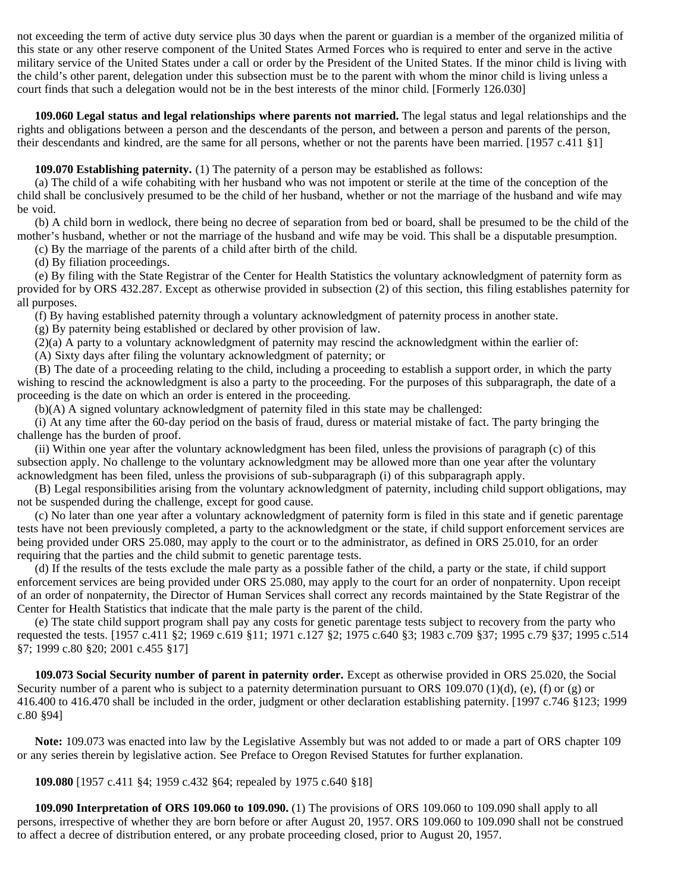not exceeding the term of active duty service plus 30 days when the parent or guardian is a member of the organized militia of this state or any other reserve component of the United States Armed Forces who is required to enter and serve in the active military service of the United States under a call or order by the President of the United States. If the minor child is living with the child's other parent, delegation under this subsection must be to the parent with whom the minor child is living unless a court finds that such a delegation would not be in the best interests of the minor child. [Formerly 126.030]

**109.060 Legal status and legal relationships where parents not married.** The legal status and legal relationships and the rights and obligations between a person and the descendants of the person, and between a person and parents of the person, their descendants and kindred, are the same for all persons, whether or not the parents have been married. [1957 c.411 §1]

**109.070 Establishing paternity.** (1) The paternity of a person may be established as follows:

(a) The child of a wife cohabiting with her husband who was not impotent or sterile at the time of the conception of the child shall be conclusively presumed to be the child of her husband, whether or not the marriage of the husband and wife may be void.

(b) A child born in wedlock, there being no decree of separation from bed or board, shall be presumed to be the child of the mother's husband, whether or not the marriage of the husband and wife may be void. This shall be a disputable presumption.

(c) By the marriage of the parents of a child after birth of the child.

(d) By filiation proceedings.

(e) By filing with the State Registrar of the Center for Health Statistics the voluntary acknowledgment of paternity form as provided for by ORS 432.287. Except as otherwise provided in subsection (2) of this section, this filing establishes paternity for all purposes.

(f) By having established paternity through a voluntary acknowledgment of paternity process in another state.

(g) By paternity being established or declared by other provision of law.

(2)(a) A party to a voluntary acknowledgment of paternity may rescind the acknowledgment within the earlier of:

(A) Sixty days after filing the voluntary acknowledgment of paternity; or

(B) The date of a proceeding relating to the child, including a proceeding to establish a support order, in which the party wishing to rescind the acknowledgment is also a party to the proceeding. For the purposes of this subparagraph, the date of a proceeding is the date on which an order is entered in the proceeding.

(b)(A) A signed voluntary acknowledgment of paternity filed in this state may be challenged:

(i) At any time after the 60-day period on the basis of fraud, duress or material mistake of fact. The party bringing the challenge has the burden of proof.

(ii) Within one year after the voluntary acknowledgment has been filed, unless the provisions of paragraph (c) of this subsection apply. No challenge to the voluntary acknowledgment may be allowed more than one year after the voluntary acknowledgment has been filed, unless the provisions of sub-subparagraph (i) of this subparagraph apply.

(B) Legal responsibilities arising from the voluntary acknowledgment of paternity, including child support obligations, may not be suspended during the challenge, except for good cause.

(c) No later than one year after a voluntary acknowledgment of paternity form is filed in this state and if genetic parentage tests have not been previously completed, a party to the acknowledgment or the state, if child support enforcement services are being provided under ORS 25.080, may apply to the court or to the administrator, as defined in ORS 25.010, for an order requiring that the parties and the child submit to genetic parentage tests.

(d) If the results of the tests exclude the male party as a possible father of the child, a party or the state, if child support enforcement services are being provided under ORS 25.080, may apply to the court for an order of nonpaternity. Upon receipt of an order of nonpaternity, the Director of Human Services shall correct any records maintained by the State Registrar of the Center for Health Statistics that indicate that the male party is the parent of the child.

(e) The state child support program shall pay any costs for genetic parentage tests subject to recovery from the party who requested the tests. [1957 c.411 §2; 1969 c.619 §11; 1971 c.127 §2; 1975 c.640 §3; 1983 c.709 §37; 1995 c.79 §37; 1995 c.514 §7; 1999 c.80 §20; 2001 c.455 §17]

**109.073 Social Security number of parent in paternity order.** Except as otherwise provided in ORS 25.020, the Social Security number of a parent who is subject to a paternity determination pursuant to ORS 109.070 (1)(d), (e), (f) or (g) or 416.400 to 416.470 shall be included in the order, judgment or other declaration establishing paternity. [1997 c.746 §123; 1999 c.80 §94]

**Note:** 109.073 was enacted into law by the Legislative Assembly but was not added to or made a part of ORS chapter 109 or any series therein by legislative action. See Preface to Oregon Revised Statutes for further explanation.

**109.080** [1957 c.411 §4; 1959 c.432 §64; repealed by 1975 c.640 §18]

**109.090 Interpretation of ORS 109.060 to 109.090.** (1) The provisions of ORS 109.060 to 109.090 shall apply to all persons, irrespective of whether they are born before or after August 20, 1957. ORS 109.060 to 109.090 shall not be construed to affect a decree of distribution entered, or any probate proceeding closed, prior to August 20, 1957.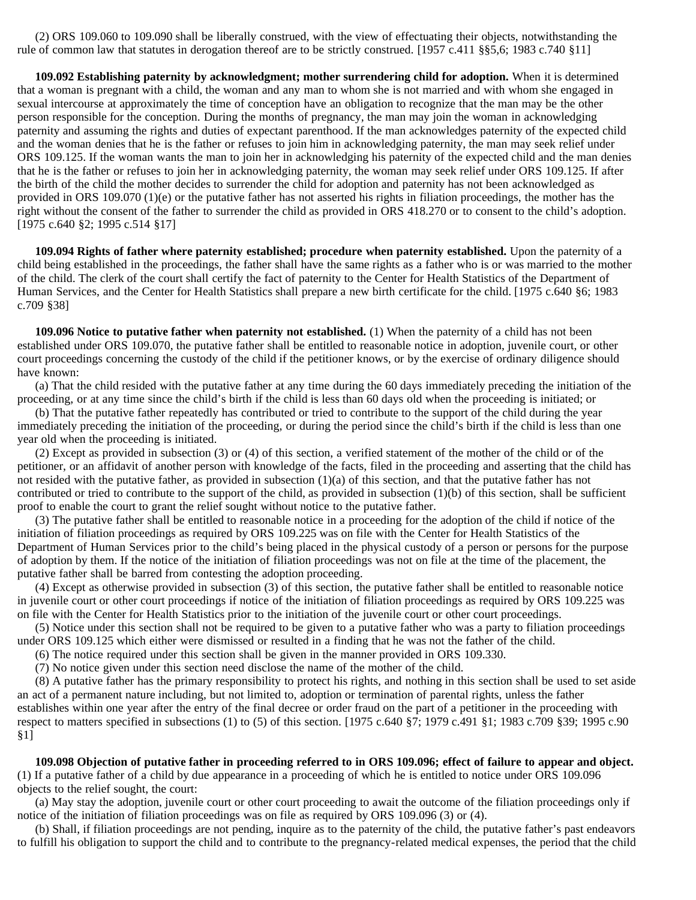(2) ORS 109.060 to 109.090 shall be liberally construed, with the view of effectuating their objects, notwithstanding the rule of common law that statutes in derogation thereof are to be strictly construed. [1957 c.411 §§5,6; 1983 c.740 §11]

**109.092 Establishing paternity by acknowledgment; mother surrendering child for adoption.** When it is determined that a woman is pregnant with a child, the woman and any man to whom she is not married and with whom she engaged in sexual intercourse at approximately the time of conception have an obligation to recognize that the man may be the other person responsible for the conception. During the months of pregnancy, the man may join the woman in acknowledging paternity and assuming the rights and duties of expectant parenthood. If the man acknowledges paternity of the expected child and the woman denies that he is the father or refuses to join him in acknowledging paternity, the man may seek relief under ORS 109.125. If the woman wants the man to join her in acknowledging his paternity of the expected child and the man denies that he is the father or refuses to join her in acknowledging paternity, the woman may seek relief under ORS 109.125. If after the birth of the child the mother decides to surrender the child for adoption and paternity has not been acknowledged as provided in ORS 109.070 (1)(e) or the putative father has not asserted his rights in filiation proceedings, the mother has the right without the consent of the father to surrender the child as provided in ORS 418.270 or to consent to the child's adoption. [1975 c.640 §2; 1995 c.514 §17]

**109.094 Rights of father where paternity established; procedure when paternity established.** Upon the paternity of a child being established in the proceedings, the father shall have the same rights as a father who is or was married to the mother of the child. The clerk of the court shall certify the fact of paternity to the Center for Health Statistics of the Department of Human Services, and the Center for Health Statistics shall prepare a new birth certificate for the child. [1975 c.640 §6; 1983 c.709 §38]

**109.096 Notice to putative father when paternity not established.** (1) When the paternity of a child has not been established under ORS 109.070, the putative father shall be entitled to reasonable notice in adoption, juvenile court, or other court proceedings concerning the custody of the child if the petitioner knows, or by the exercise of ordinary diligence should have known:

(a) That the child resided with the putative father at any time during the 60 days immediately preceding the initiation of the proceeding, or at any time since the child's birth if the child is less than 60 days old when the proceeding is initiated; or

(b) That the putative father repeatedly has contributed or tried to contribute to the support of the child during the year immediately preceding the initiation of the proceeding, or during the period since the child's birth if the child is less than one year old when the proceeding is initiated.

(2) Except as provided in subsection (3) or (4) of this section, a verified statement of the mother of the child or of the petitioner, or an affidavit of another person with knowledge of the facts, filed in the proceeding and asserting that the child has not resided with the putative father, as provided in subsection (1)(a) of this section, and that the putative father has not contributed or tried to contribute to the support of the child, as provided in subsection (1)(b) of this section, shall be sufficient proof to enable the court to grant the relief sought without notice to the putative father.

(3) The putative father shall be entitled to reasonable notice in a proceeding for the adoption of the child if notice of the initiation of filiation proceedings as required by ORS 109.225 was on file with the Center for Health Statistics of the Department of Human Services prior to the child's being placed in the physical custody of a person or persons for the purpose of adoption by them. If the notice of the initiation of filiation proceedings was not on file at the time of the placement, the putative father shall be barred from contesting the adoption proceeding.

(4) Except as otherwise provided in subsection (3) of this section, the putative father shall be entitled to reasonable notice in juvenile court or other court proceedings if notice of the initiation of filiation proceedings as required by ORS 109.225 was on file with the Center for Health Statistics prior to the initiation of the juvenile court or other court proceedings.

(5) Notice under this section shall not be required to be given to a putative father who was a party to filiation proceedings under ORS 109.125 which either were dismissed or resulted in a finding that he was not the father of the child.

(6) The notice required under this section shall be given in the manner provided in ORS 109.330.

(7) No notice given under this section need disclose the name of the mother of the child.

(8) A putative father has the primary responsibility to protect his rights, and nothing in this section shall be used to set aside an act of a permanent nature including, but not limited to, adoption or termination of parental rights, unless the father establishes within one year after the entry of the final decree or order fraud on the part of a petitioner in the proceeding with respect to matters specified in subsections (1) to (5) of this section. [1975 c.640 §7; 1979 c.491 §1; 1983 c.709 §39; 1995 c.90 §1]

**109.098 Objection of putative father in proceeding referred to in ORS 109.096; effect of failure to appear and object.** (1) If a putative father of a child by due appearance in a proceeding of which he is entitled to notice under ORS 109.096 objects to the relief sought, the court:

(a) May stay the adoption, juvenile court or other court proceeding to await the outcome of the filiation proceedings only if notice of the initiation of filiation proceedings was on file as required by ORS 109.096 (3) or (4).

(b) Shall, if filiation proceedings are not pending, inquire as to the paternity of the child, the putative father's past endeavors to fulfill his obligation to support the child and to contribute to the pregnancy-related medical expenses, the period that the child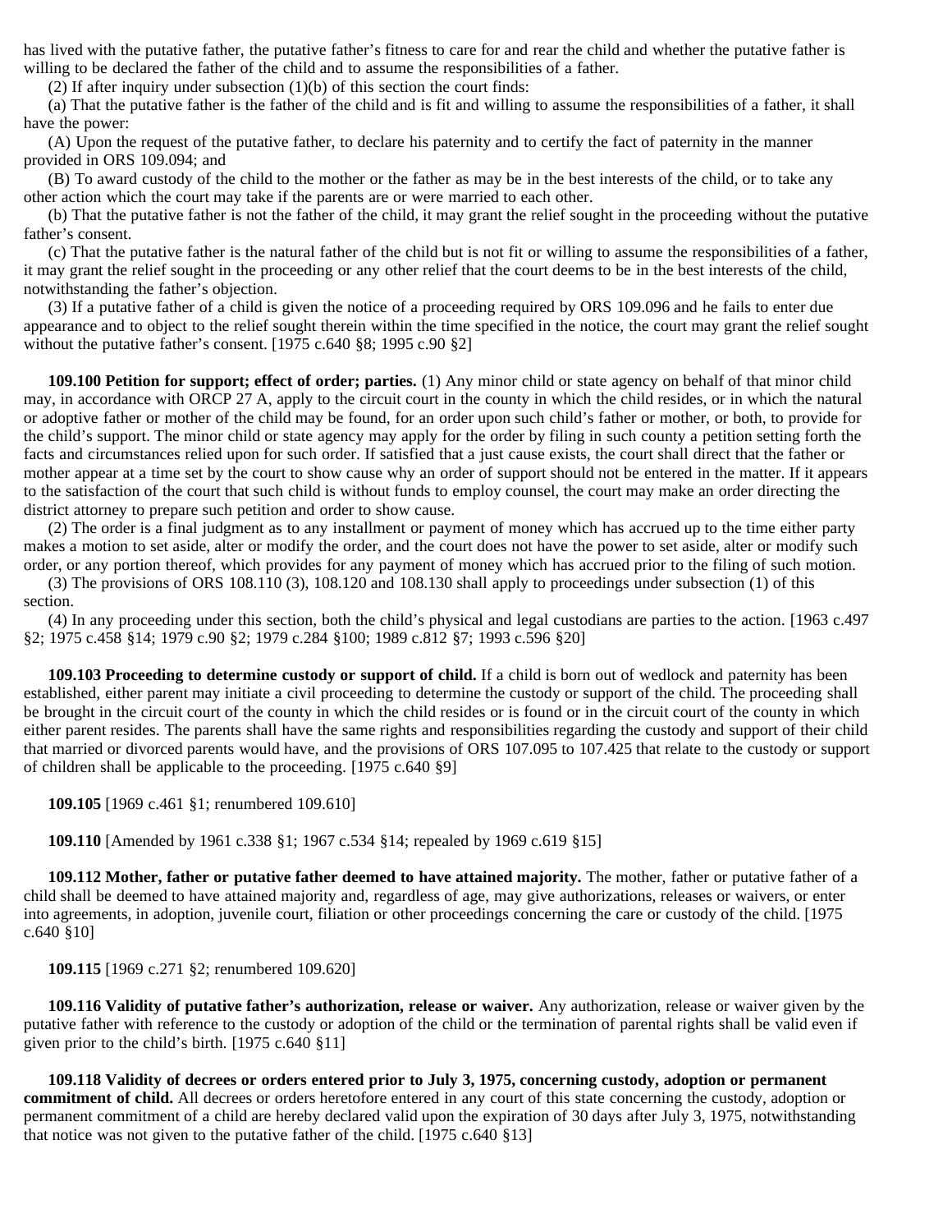has lived with the putative father, the putative father's fitness to care for and rear the child and whether the putative father is willing to be declared the father of the child and to assume the responsibilities of a father.

(2) If after inquiry under subsection (1)(b) of this section the court finds:

(a) That the putative father is the father of the child and is fit and willing to assume the responsibilities of a father, it shall have the power:

(A) Upon the request of the putative father, to declare his paternity and to certify the fact of paternity in the manner provided in ORS 109.094; and

(B) To award custody of the child to the mother or the father as may be in the best interests of the child, or to take any other action which the court may take if the parents are or were married to each other.

(b) That the putative father is not the father of the child, it may grant the relief sought in the proceeding without the putative father's consent.

(c) That the putative father is the natural father of the child but is not fit or willing to assume the responsibilities of a father, it may grant the relief sought in the proceeding or any other relief that the court deems to be in the best interests of the child, notwithstanding the father's objection.

(3) If a putative father of a child is given the notice of a proceeding required by ORS 109.096 and he fails to enter due appearance and to object to the relief sought therein within the time specified in the notice, the court may grant the relief sought without the putative father's consent. [1975 c.640 §8; 1995 c.90 §2]

**109.100 Petition for support; effect of order; parties.** (1) Any minor child or state agency on behalf of that minor child may, in accordance with ORCP 27 A, apply to the circuit court in the county in which the child resides, or in which the natural or adoptive father or mother of the child may be found, for an order upon such child's father or mother, or both, to provide for the child's support. The minor child or state agency may apply for the order by filing in such county a petition setting forth the facts and circumstances relied upon for such order. If satisfied that a just cause exists, the court shall direct that the father or mother appear at a time set by the court to show cause why an order of support should not be entered in the matter. If it appears to the satisfaction of the court that such child is without funds to employ counsel, the court may make an order directing the district attorney to prepare such petition and order to show cause.

(2) The order is a final judgment as to any installment or payment of money which has accrued up to the time either party makes a motion to set aside, alter or modify the order, and the court does not have the power to set aside, alter or modify such order, or any portion thereof, which provides for any payment of money which has accrued prior to the filing of such motion.

(3) The provisions of ORS 108.110 (3), 108.120 and 108.130 shall apply to proceedings under subsection (1) of this section.

(4) In any proceeding under this section, both the child's physical and legal custodians are parties to the action. [1963 c.497 §2; 1975 c.458 §14; 1979 c.90 §2; 1979 c.284 §100; 1989 c.812 §7; 1993 c.596 §20]

**109.103 Proceeding to determine custody or support of child.** If a child is born out of wedlock and paternity has been established, either parent may initiate a civil proceeding to determine the custody or support of the child. The proceeding shall be brought in the circuit court of the county in which the child resides or is found or in the circuit court of the county in which either parent resides. The parents shall have the same rights and responsibilities regarding the custody and support of their child that married or divorced parents would have, and the provisions of ORS 107.095 to 107.425 that relate to the custody or support of children shall be applicable to the proceeding. [1975 c.640 §9]

**109.105** [1969 c.461 §1; renumbered 109.610]

**109.110** [Amended by 1961 c.338 §1; 1967 c.534 §14; repealed by 1969 c.619 §15]

**109.112 Mother, father or putative father deemed to have attained majority.** The mother, father or putative father of a child shall be deemed to have attained majority and, regardless of age, may give authorizations, releases or waivers, or enter into agreements, in adoption, juvenile court, filiation or other proceedings concerning the care or custody of the child. [1975 c.640 §10]

**109.115** [1969 c.271 §2; renumbered 109.620]

**109.116 Validity of putative father's authorization, release or waiver.** Any authorization, release or waiver given by the putative father with reference to the custody or adoption of the child or the termination of parental rights shall be valid even if given prior to the child's birth. [1975 c.640 §11]

**109.118 Validity of decrees or orders entered prior to July 3, 1975, concerning custody, adoption or permanent commitment of child.** All decrees or orders heretofore entered in any court of this state concerning the custody, adoption or permanent commitment of a child are hereby declared valid upon the expiration of 30 days after July 3, 1975, notwithstanding that notice was not given to the putative father of the child. [1975 c.640 §13]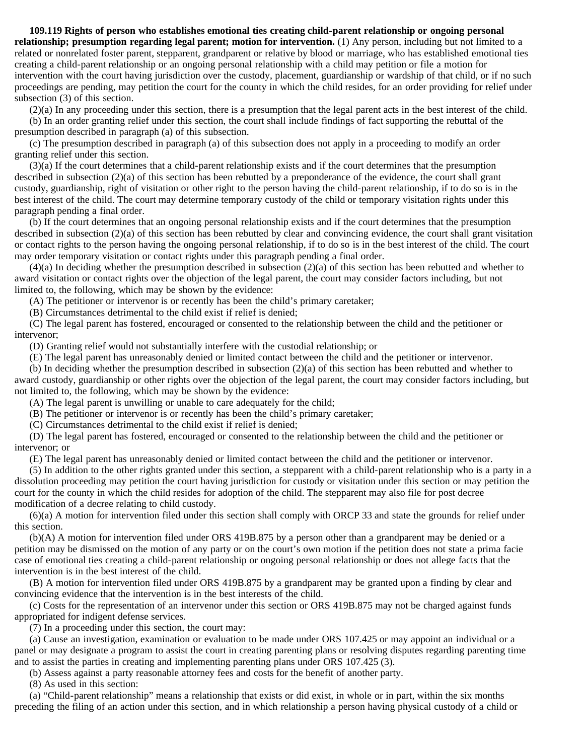**109.119 Rights of person who establishes emotional ties creating child-parent relationship or ongoing personal relationship; presumption regarding legal parent; motion for intervention.** (1) Any person, including but not limited to a related or nonrelated foster parent, stepparent, grandparent or relative by blood or marriage, who has established emotional ties creating a child-parent relationship or an ongoing personal relationship with a child may petition or file a motion for intervention with the court having jurisdiction over the custody, placement, guardianship or wardship of that child, or if no such proceedings are pending, may petition the court for the county in which the child resides, for an order providing for relief under subsection (3) of this section.

(2)(a) In any proceeding under this section, there is a presumption that the legal parent acts in the best interest of the child.

(b) In an order granting relief under this section, the court shall include findings of fact supporting the rebuttal of the presumption described in paragraph (a) of this subsection.

(c) The presumption described in paragraph (a) of this subsection does not apply in a proceeding to modify an order granting relief under this section.

(3)(a) If the court determines that a child-parent relationship exists and if the court determines that the presumption described in subsection (2)(a) of this section has been rebutted by a preponderance of the evidence, the court shall grant custody, guardianship, right of visitation or other right to the person having the child-parent relationship, if to do so is in the best interest of the child. The court may determine temporary custody of the child or temporary visitation rights under this paragraph pending a final order.

(b) If the court determines that an ongoing personal relationship exists and if the court determines that the presumption described in subsection (2)(a) of this section has been rebutted by clear and convincing evidence, the court shall grant visitation or contact rights to the person having the ongoing personal relationship, if to do so is in the best interest of the child. The court may order temporary visitation or contact rights under this paragraph pending a final order.

(4)(a) In deciding whether the presumption described in subsection (2)(a) of this section has been rebutted and whether to award visitation or contact rights over the objection of the legal parent, the court may consider factors including, but not limited to, the following, which may be shown by the evidence:

(A) The petitioner or intervenor is or recently has been the child's primary caretaker;

(B) Circumstances detrimental to the child exist if relief is denied;

(C) The legal parent has fostered, encouraged or consented to the relationship between the child and the petitioner or intervenor;

(D) Granting relief would not substantially interfere with the custodial relationship; or

(E) The legal parent has unreasonably denied or limited contact between the child and the petitioner or intervenor.

(b) In deciding whether the presumption described in subsection (2)(a) of this section has been rebutted and whether to award custody, guardianship or other rights over the objection of the legal parent, the court may consider factors including, but not limited to, the following, which may be shown by the evidence:

(A) The legal parent is unwilling or unable to care adequately for the child;

(B) The petitioner or intervenor is or recently has been the child's primary caretaker;

(C) Circumstances detrimental to the child exist if relief is denied;

(D) The legal parent has fostered, encouraged or consented to the relationship between the child and the petitioner or intervenor; or

(E) The legal parent has unreasonably denied or limited contact between the child and the petitioner or intervenor.

(5) In addition to the other rights granted under this section, a stepparent with a child-parent relationship who is a party in a dissolution proceeding may petition the court having jurisdiction for custody or visitation under this section or may petition the court for the county in which the child resides for adoption of the child. The stepparent may also file for post decree modification of a decree relating to child custody.

(6)(a) A motion for intervention filed under this section shall comply with ORCP 33 and state the grounds for relief under this section.

(b)(A) A motion for intervention filed under ORS 419B.875 by a person other than a grandparent may be denied or a petition may be dismissed on the motion of any party or on the court's own motion if the petition does not state a prima facie case of emotional ties creating a child-parent relationship or ongoing personal relationship or does not allege facts that the intervention is in the best interest of the child.

(B) A motion for intervention filed under ORS 419B.875 by a grandparent may be granted upon a finding by clear and convincing evidence that the intervention is in the best interests of the child.

(c) Costs for the representation of an intervenor under this section or ORS 419B.875 may not be charged against funds appropriated for indigent defense services.

(7) In a proceeding under this section, the court may:

(a) Cause an investigation, examination or evaluation to be made under ORS 107.425 or may appoint an individual or a panel or may designate a program to assist the court in creating parenting plans or resolving disputes regarding parenting time and to assist the parties in creating and implementing parenting plans under ORS 107.425 (3).

(b) Assess against a party reasonable attorney fees and costs for the benefit of another party.

(8) As used in this section:

(a) "Child-parent relationship" means a relationship that exists or did exist, in whole or in part, within the six months preceding the filing of an action under this section, and in which relationship a person having physical custody of a child or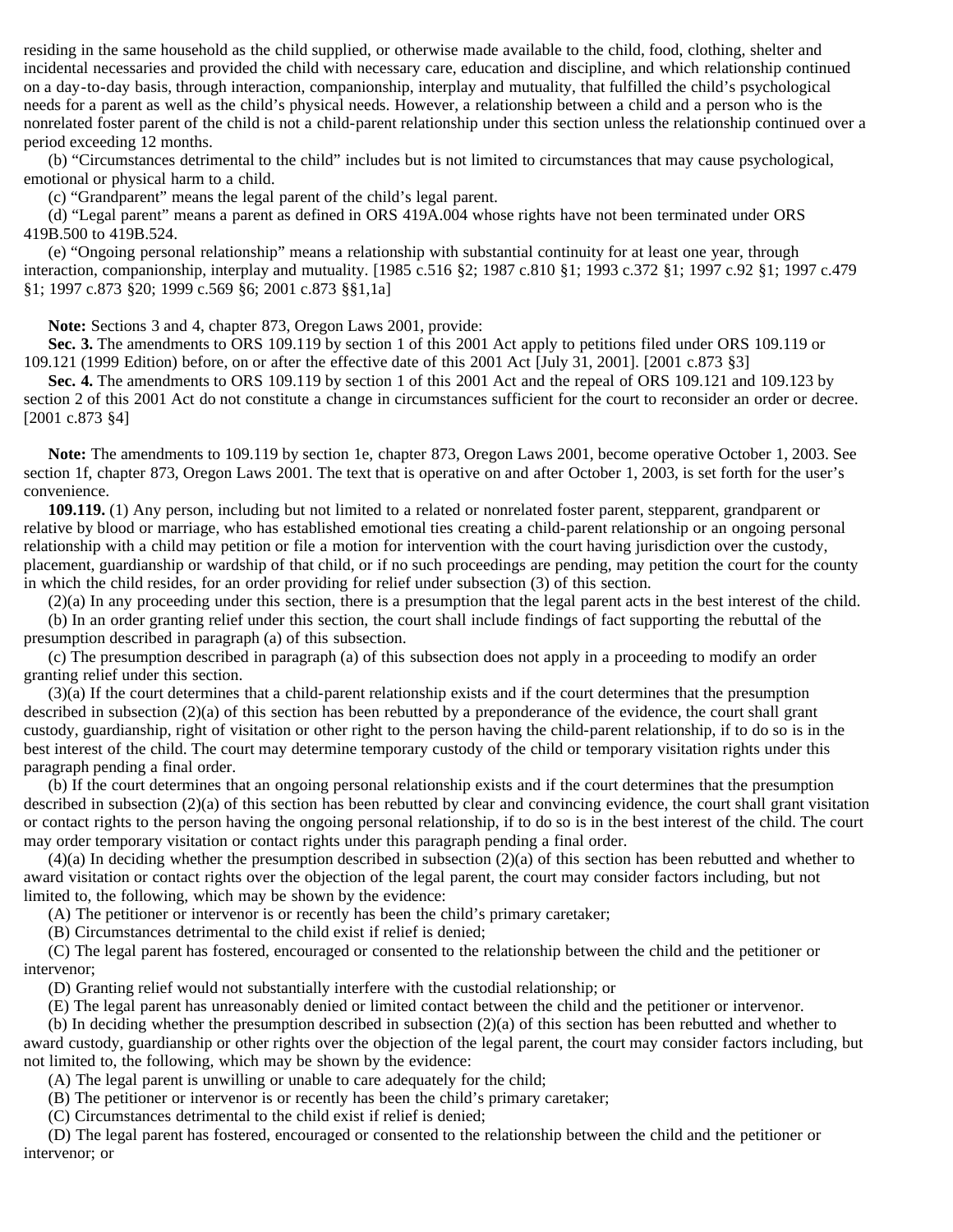residing in the same household as the child supplied, or otherwise made available to the child, food, clothing, shelter and incidental necessaries and provided the child with necessary care, education and discipline, and which relationship continued on a day-to-day basis, through interaction, companionship, interplay and mutuality, that fulfilled the child's psychological needs for a parent as well as the child's physical needs. However, a relationship between a child and a person who is the nonrelated foster parent of the child is not a child-parent relationship under this section unless the relationship continued over a period exceeding 12 months.

(b) "Circumstances detrimental to the child" includes but is not limited to circumstances that may cause psychological, emotional or physical harm to a child.

(c) "Grandparent" means the legal parent of the child's legal parent.

(d) "Legal parent" means a parent as defined in ORS 419A.004 whose rights have not been terminated under ORS 419B.500 to 419B.524.

(e) "Ongoing personal relationship" means a relationship with substantial continuity for at least one year, through interaction, companionship, interplay and mutuality. [1985 c.516 §2; 1987 c.810 §1; 1993 c.372 §1; 1997 c.92 §1; 1997 c.479 §1; 1997 c.873 §20; 1999 c.569 §6; 2001 c.873 §§1,1a]

**Note:** Sections 3 and 4, chapter 873, Oregon Laws 2001, provide:

**Sec. 3.** The amendments to ORS 109.119 by section 1 of this 2001 Act apply to petitions filed under ORS 109.119 or 109.121 (1999 Edition) before, on or after the effective date of this 2001 Act [July 31, 2001]. [2001 c.873 §3]

**Sec. 4.** The amendments to ORS 109.119 by section 1 of this 2001 Act and the repeal of ORS 109.121 and 109.123 by section 2 of this 2001 Act do not constitute a change in circumstances sufficient for the court to reconsider an order or decree. [2001 c.873 §4]

**Note:** The amendments to 109.119 by section 1e, chapter 873, Oregon Laws 2001, become operative October 1, 2003. See section 1f, chapter 873, Oregon Laws 2001. The text that is operative on and after October 1, 2003, is set forth for the user's convenience.

**109.119.** (1) Any person, including but not limited to a related or nonrelated foster parent, stepparent, grandparent or relative by blood or marriage, who has established emotional ties creating a child-parent relationship or an ongoing personal relationship with a child may petition or file a motion for intervention with the court having jurisdiction over the custody, placement, guardianship or wardship of that child, or if no such proceedings are pending, may petition the court for the county in which the child resides, for an order providing for relief under subsection (3) of this section.

(2)(a) In any proceeding under this section, there is a presumption that the legal parent acts in the best interest of the child.

(b) In an order granting relief under this section, the court shall include findings of fact supporting the rebuttal of the presumption described in paragraph (a) of this subsection.

(c) The presumption described in paragraph (a) of this subsection does not apply in a proceeding to modify an order granting relief under this section.

(3)(a) If the court determines that a child-parent relationship exists and if the court determines that the presumption described in subsection (2)(a) of this section has been rebutted by a preponderance of the evidence, the court shall grant custody, guardianship, right of visitation or other right to the person having the child-parent relationship, if to do so is in the best interest of the child. The court may determine temporary custody of the child or temporary visitation rights under this paragraph pending a final order.

(b) If the court determines that an ongoing personal relationship exists and if the court determines that the presumption described in subsection (2)(a) of this section has been rebutted by clear and convincing evidence, the court shall grant visitation or contact rights to the person having the ongoing personal relationship, if to do so is in the best interest of the child. The court may order temporary visitation or contact rights under this paragraph pending a final order.

(4)(a) In deciding whether the presumption described in subsection (2)(a) of this section has been rebutted and whether to award visitation or contact rights over the objection of the legal parent, the court may consider factors including, but not limited to, the following, which may be shown by the evidence:

(A) The petitioner or intervenor is or recently has been the child's primary caretaker;

(B) Circumstances detrimental to the child exist if relief is denied;

(C) The legal parent has fostered, encouraged or consented to the relationship between the child and the petitioner or intervenor;

(D) Granting relief would not substantially interfere with the custodial relationship; or

(E) The legal parent has unreasonably denied or limited contact between the child and the petitioner or intervenor.

(b) In deciding whether the presumption described in subsection (2)(a) of this section has been rebutted and whether to award custody, guardianship or other rights over the objection of the legal parent, the court may consider factors including, but not limited to, the following, which may be shown by the evidence:

(A) The legal parent is unwilling or unable to care adequately for the child;

(B) The petitioner or intervenor is or recently has been the child's primary caretaker;

(C) Circumstances detrimental to the child exist if relief is denied;

(D) The legal parent has fostered, encouraged or consented to the relationship between the child and the petitioner or intervenor; or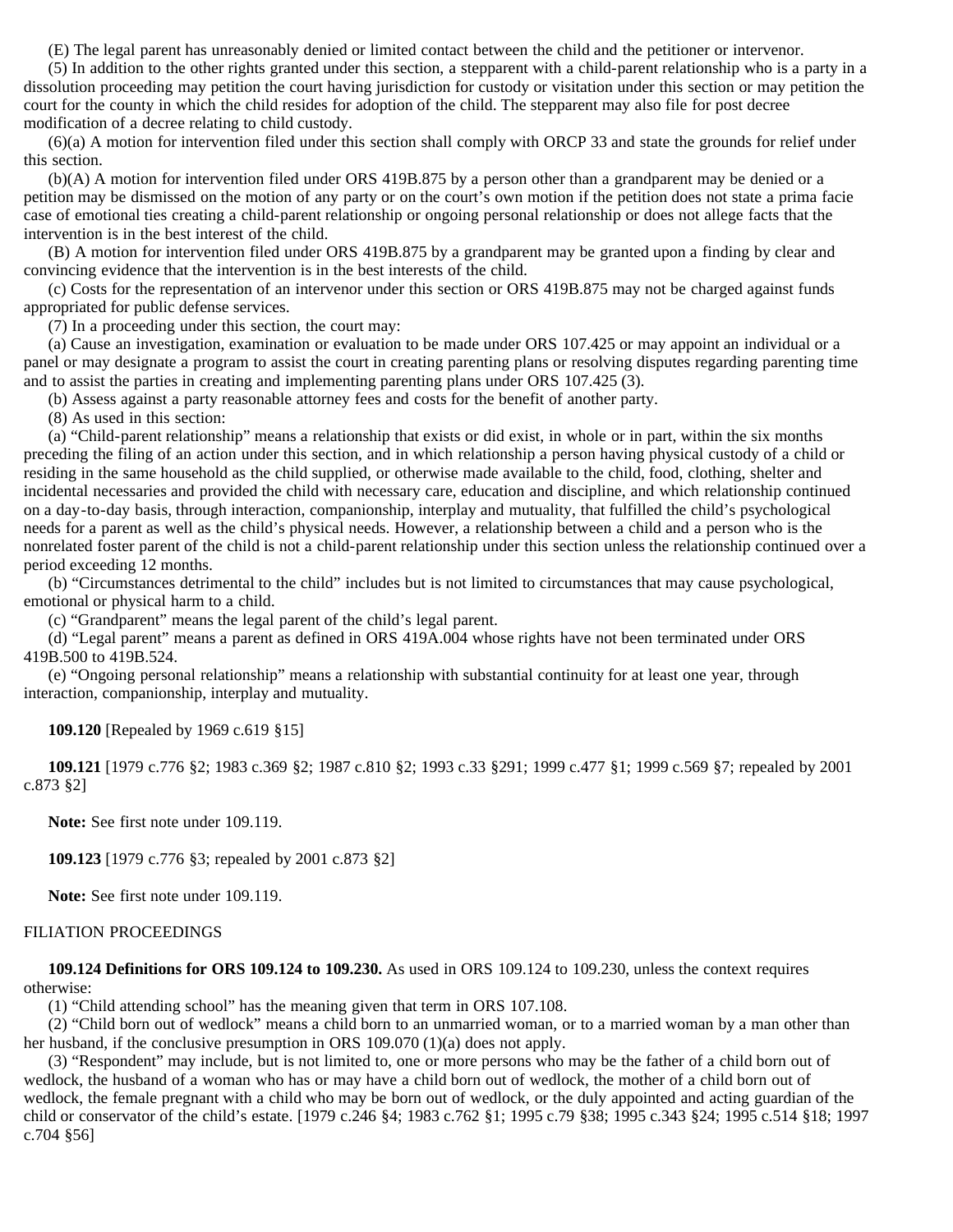(E) The legal parent has unreasonably denied or limited contact between the child and the petitioner or intervenor.

(5) In addition to the other rights granted under this section, a stepparent with a child-parent relationship who is a party in a dissolution proceeding may petition the court having jurisdiction for custody or visitation under this section or may petition the court for the county in which the child resides for adoption of the child. The stepparent may also file for post decree modification of a decree relating to child custody.

(6)(a) A motion for intervention filed under this section shall comply with ORCP 33 and state the grounds for relief under this section.

(b)(A) A motion for intervention filed under ORS 419B.875 by a person other than a grandparent may be denied or a petition may be dismissed on the motion of any party or on the court's own motion if the petition does not state a prima facie case of emotional ties creating a child-parent relationship or ongoing personal relationship or does not allege facts that the intervention is in the best interest of the child.

(B) A motion for intervention filed under ORS 419B.875 by a grandparent may be granted upon a finding by clear and convincing evidence that the intervention is in the best interests of the child.

(c) Costs for the representation of an intervenor under this section or ORS 419B.875 may not be charged against funds appropriated for public defense services.

(7) In a proceeding under this section, the court may:

(a) Cause an investigation, examination or evaluation to be made under ORS 107.425 or may appoint an individual or a panel or may designate a program to assist the court in creating parenting plans or resolving disputes regarding parenting time and to assist the parties in creating and implementing parenting plans under ORS 107.425 (3).

(b) Assess against a party reasonable attorney fees and costs for the benefit of another party.

(8) As used in this section:

(a) "Child-parent relationship" means a relationship that exists or did exist, in whole or in part, within the six months preceding the filing of an action under this section, and in which relationship a person having physical custody of a child or residing in the same household as the child supplied, or otherwise made available to the child, food, clothing, shelter and incidental necessaries and provided the child with necessary care, education and discipline, and which relationship continued on a day-to-day basis, through interaction, companionship, interplay and mutuality, that fulfilled the child's psychological needs for a parent as well as the child's physical needs. However, a relationship between a child and a person who is the nonrelated foster parent of the child is not a child-parent relationship under this section unless the relationship continued over a period exceeding 12 months.

(b) "Circumstances detrimental to the child" includes but is not limited to circumstances that may cause psychological, emotional or physical harm to a child.

(c) "Grandparent" means the legal parent of the child's legal parent.

(d) "Legal parent" means a parent as defined in ORS 419A.004 whose rights have not been terminated under ORS 419B.500 to 419B.524.

(e) "Ongoing personal relationship" means a relationship with substantial continuity for at least one year, through interaction, companionship, interplay and mutuality.

**109.120** [Repealed by 1969 c.619 §15]

**109.121** [1979 c.776 §2; 1983 c.369 §2; 1987 c.810 §2; 1993 c.33 §291; 1999 c.477 §1; 1999 c.569 §7; repealed by 2001 c.873 §2]

**Note:** See first note under 109.119.

**109.123** [1979 c.776 §3; repealed by 2001 c.873 §2]

**Note:** See first note under 109.119.

## FILIATION PROCEEDINGS

**109.124 Definitions for ORS 109.124 to 109.230.** As used in ORS 109.124 to 109.230, unless the context requires otherwise:

(1) "Child attending school" has the meaning given that term in ORS 107.108.

(2) "Child born out of wedlock" means a child born to an unmarried woman, or to a married woman by a man other than her husband, if the conclusive presumption in ORS 109.070 (1)(a) does not apply.

(3) "Respondent" may include, but is not limited to, one or more persons who may be the father of a child born out of wedlock, the husband of a woman who has or may have a child born out of wedlock, the mother of a child born out of wedlock, the female pregnant with a child who may be born out of wedlock, or the duly appointed and acting guardian of the child or conservator of the child's estate. [1979 c.246 §4; 1983 c.762 §1; 1995 c.79 §38; 1995 c.343 §24; 1995 c.514 §18; 1997 c.704 §56]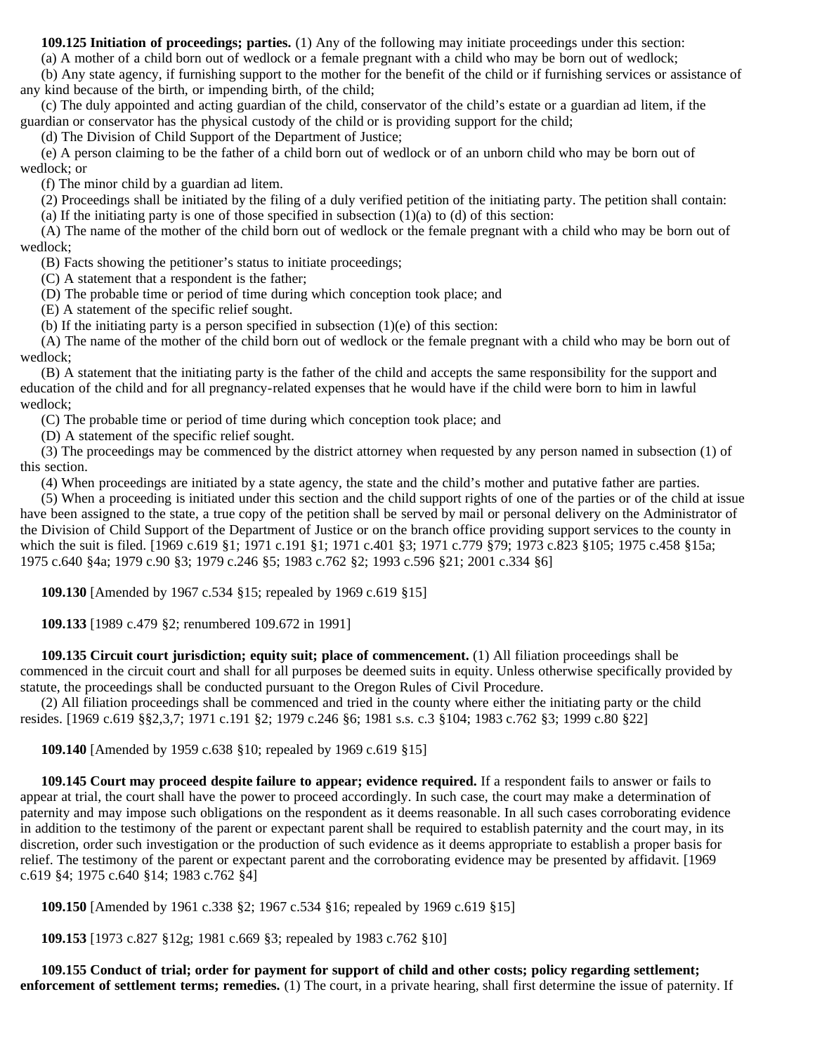**109.125 Initiation of proceedings; parties.** (1) Any of the following may initiate proceedings under this section:

(a) A mother of a child born out of wedlock or a female pregnant with a child who may be born out of wedlock;

(b) Any state agency, if furnishing support to the mother for the benefit of the child or if furnishing services or assistance of any kind because of the birth, or impending birth, of the child;

(c) The duly appointed and acting guardian of the child, conservator of the child's estate or a guardian ad litem, if the guardian or conservator has the physical custody of the child or is providing support for the child;

(d) The Division of Child Support of the Department of Justice;

(e) A person claiming to be the father of a child born out of wedlock or of an unborn child who may be born out of wedlock; or

(f) The minor child by a guardian ad litem.

(2) Proceedings shall be initiated by the filing of a duly verified petition of the initiating party. The petition shall contain:

(a) If the initiating party is one of those specified in subsection (1)(a) to (d) of this section:

(A) The name of the mother of the child born out of wedlock or the female pregnant with a child who may be born out of wedlock;

(B) Facts showing the petitioner's status to initiate proceedings;

(C) A statement that a respondent is the father;

(D) The probable time or period of time during which conception took place; and

(E) A statement of the specific relief sought.

(b) If the initiating party is a person specified in subsection (1)(e) of this section:

(A) The name of the mother of the child born out of wedlock or the female pregnant with a child who may be born out of wedlock;

(B) A statement that the initiating party is the father of the child and accepts the same responsibility for the support and education of the child and for all pregnancy-related expenses that he would have if the child were born to him in lawful wedlock;

(C) The probable time or period of time during which conception took place; and

(D) A statement of the specific relief sought.

(3) The proceedings may be commenced by the district attorney when requested by any person named in subsection (1) of this section.

(4) When proceedings are initiated by a state agency, the state and the child's mother and putative father are parties.

(5) When a proceeding is initiated under this section and the child support rights of one of the parties or of the child at issue have been assigned to the state, a true copy of the petition shall be served by mail or personal delivery on the Administrator of the Division of Child Support of the Department of Justice or on the branch office providing support services to the county in which the suit is filed. [1969 c.619 §1; 1971 c.191 §1; 1971 c.401 §3; 1971 c.779 §79; 1973 c.823 §105; 1975 c.458 §15a; 1975 c.640 §4a; 1979 c.90 §3; 1979 c.246 §5; 1983 c.762 §2; 1993 c.596 §21; 2001 c.334 §6]

**109.130** [Amended by 1967 c.534 §15; repealed by 1969 c.619 §15]

**109.133** [1989 c.479 §2; renumbered 109.672 in 1991]

**109.135 Circuit court jurisdiction; equity suit; place of commencement.** (1) All filiation proceedings shall be commenced in the circuit court and shall for all purposes be deemed suits in equity. Unless otherwise specifically provided by statute, the proceedings shall be conducted pursuant to the Oregon Rules of Civil Procedure.

(2) All filiation proceedings shall be commenced and tried in the county where either the initiating party or the child resides. [1969 c.619 §§2,3,7; 1971 c.191 §2; 1979 c.246 §6; 1981 s.s. c.3 §104; 1983 c.762 §3; 1999 c.80 §22]

**109.140** [Amended by 1959 c.638 §10; repealed by 1969 c.619 §15]

**109.145 Court may proceed despite failure to appear; evidence required.** If a respondent fails to answer or fails to appear at trial, the court shall have the power to proceed accordingly. In such case, the court may make a determination of paternity and may impose such obligations on the respondent as it deems reasonable. In all such cases corroborating evidence in addition to the testimony of the parent or expectant parent shall be required to establish paternity and the court may, in its discretion, order such investigation or the production of such evidence as it deems appropriate to establish a proper basis for relief. The testimony of the parent or expectant parent and the corroborating evidence may be presented by affidavit. [1969 c.619 §4; 1975 c.640 §14; 1983 c.762 §4]

**109.150** [Amended by 1961 c.338 §2; 1967 c.534 §16; repealed by 1969 c.619 §15]

**109.153** [1973 c.827 §12g; 1981 c.669 §3; repealed by 1983 c.762 §10]

**109.155 Conduct of trial; order for payment for support of child and other costs; policy regarding settlement; enforcement of settlement terms; remedies.** (1) The court, in a private hearing, shall first determine the issue of paternity. If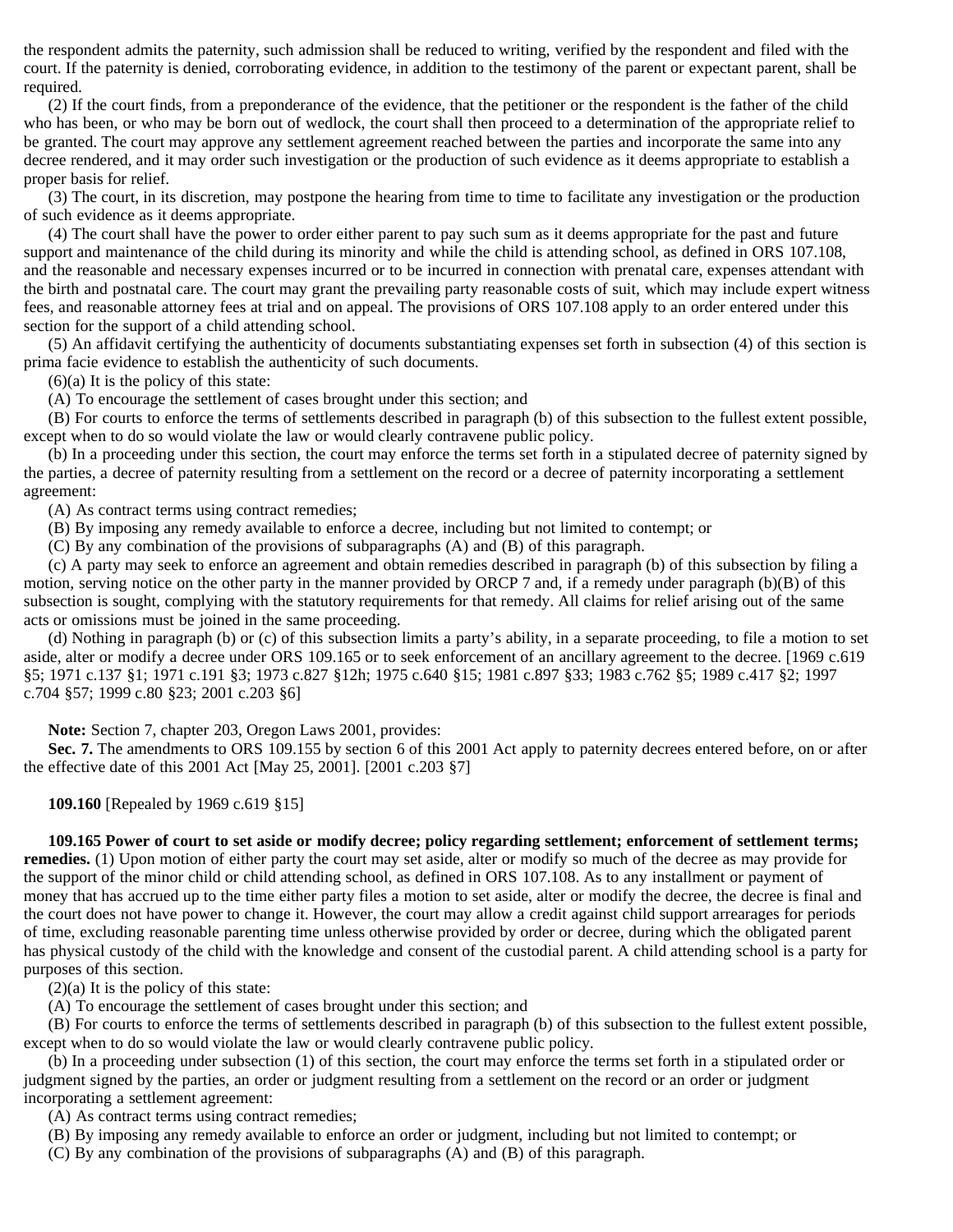the respondent admits the paternity, such admission shall be reduced to writing, verified by the respondent and filed with the court. If the paternity is denied, corroborating evidence, in addition to the testimony of the parent or expectant parent, shall be required.

(2) If the court finds, from a preponderance of the evidence, that the petitioner or the respondent is the father of the child who has been, or who may be born out of wedlock, the court shall then proceed to a determination of the appropriate relief to be granted. The court may approve any settlement agreement reached between the parties and incorporate the same into any decree rendered, and it may order such investigation or the production of such evidence as it deems appropriate to establish a proper basis for relief.

(3) The court, in its discretion, may postpone the hearing from time to time to facilitate any investigation or the production of such evidence as it deems appropriate.

(4) The court shall have the power to order either parent to pay such sum as it deems appropriate for the past and future support and maintenance of the child during its minority and while the child is attending school, as defined in ORS 107.108, and the reasonable and necessary expenses incurred or to be incurred in connection with prenatal care, expenses attendant with the birth and postnatal care. The court may grant the prevailing party reasonable costs of suit, which may include expert witness fees, and reasonable attorney fees at trial and on appeal. The provisions of ORS 107.108 apply to an order entered under this section for the support of a child attending school.

(5) An affidavit certifying the authenticity of documents substantiating expenses set forth in subsection (4) of this section is prima facie evidence to establish the authenticity of such documents.

(6)(a) It is the policy of this state:

(A) To encourage the settlement of cases brought under this section; and

(B) For courts to enforce the terms of settlements described in paragraph (b) of this subsection to the fullest extent possible, except when to do so would violate the law or would clearly contravene public policy.

(b) In a proceeding under this section, the court may enforce the terms set forth in a stipulated decree of paternity signed by the parties, a decree of paternity resulting from a settlement on the record or a decree of paternity incorporating a settlement agreement:

(A) As contract terms using contract remedies;

(B) By imposing any remedy available to enforce a decree, including but not limited to contempt; or

(C) By any combination of the provisions of subparagraphs (A) and (B) of this paragraph.

(c) A party may seek to enforce an agreement and obtain remedies described in paragraph (b) of this subsection by filing a motion, serving notice on the other party in the manner provided by ORCP 7 and, if a remedy under paragraph (b)(B) of this subsection is sought, complying with the statutory requirements for that remedy. All claims for relief arising out of the same acts or omissions must be joined in the same proceeding.

(d) Nothing in paragraph (b) or (c) of this subsection limits a party's ability, in a separate proceeding, to file a motion to set aside, alter or modify a decree under ORS 109.165 or to seek enforcement of an ancillary agreement to the decree. [1969 c.619 §5; 1971 c.137 §1; 1971 c.191 §3; 1973 c.827 §12h; 1975 c.640 §15; 1981 c.897 §33; 1983 c.762 §5; 1989 c.417 §2; 1997 c.704 §57; 1999 c.80 §23; 2001 c.203 §6]

**Note:** Section 7, chapter 203, Oregon Laws 2001, provides:

**Sec. 7.** The amendments to ORS 109.155 by section 6 of this 2001 Act apply to paternity decrees entered before, on or after the effective date of this 2001 Act [May 25, 2001]. [2001 c.203 §7]

**109.160** [Repealed by 1969 c.619 §15]

**109.165 Power of court to set aside or modify decree; policy regarding settlement; enforcement of settlement terms; remedies.** (1) Upon motion of either party the court may set aside, alter or modify so much of the decree as may provide for the support of the minor child or child attending school, as defined in ORS 107.108. As to any installment or payment of money that has accrued up to the time either party files a motion to set aside, alter or modify the decree, the decree is final and the court does not have power to change it. However, the court may allow a credit against child support arrearages for periods of time, excluding reasonable parenting time unless otherwise provided by order or decree, during which the obligated parent has physical custody of the child with the knowledge and consent of the custodial parent. A child attending school is a party for purposes of this section.

(2)(a) It is the policy of this state:

(A) To encourage the settlement of cases brought under this section; and

(B) For courts to enforce the terms of settlements described in paragraph (b) of this subsection to the fullest extent possible, except when to do so would violate the law or would clearly contravene public policy.

(b) In a proceeding under subsection (1) of this section, the court may enforce the terms set forth in a stipulated order or judgment signed by the parties, an order or judgment resulting from a settlement on the record or an order or judgment incorporating a settlement agreement:

(A) As contract terms using contract remedies;

(B) By imposing any remedy available to enforce an order or judgment, including but not limited to contempt; or

(C) By any combination of the provisions of subparagraphs (A) and (B) of this paragraph.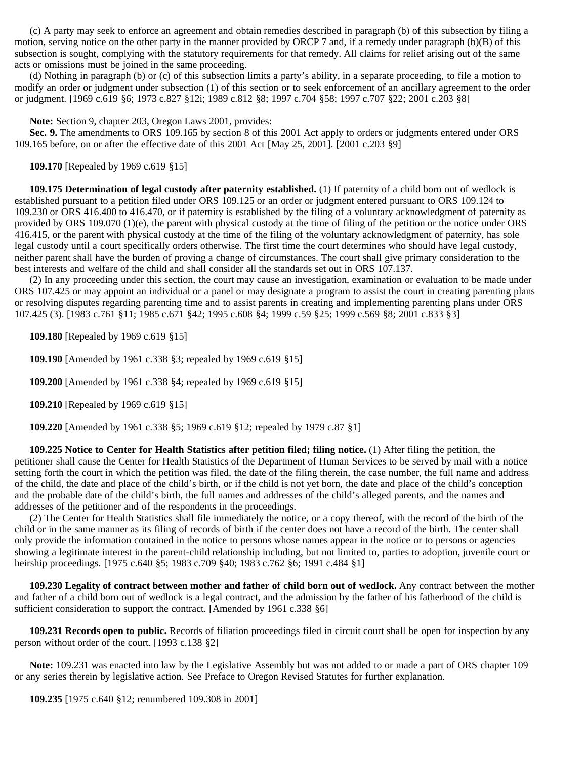(c) A party may seek to enforce an agreement and obtain remedies described in paragraph (b) of this subsection by filing a motion, serving notice on the other party in the manner provided by ORCP 7 and, if a remedy under paragraph (b)(B) of this subsection is sought, complying with the statutory requirements for that remedy. All claims for relief arising out of the same acts or omissions must be joined in the same proceeding.

(d) Nothing in paragraph (b) or (c) of this subsection limits a party's ability, in a separate proceeding, to file a motion to modify an order or judgment under subsection (1) of this section or to seek enforcement of an ancillary agreement to the order or judgment. [1969 c.619 §6; 1973 c.827 §12i; 1989 c.812 §8; 1997 c.704 §58; 1997 c.707 §22; 2001 c.203 §8]

**Note:** Section 9, chapter 203, Oregon Laws 2001, provides:

**Sec. 9.** The amendments to ORS 109.165 by section 8 of this 2001 Act apply to orders or judgments entered under ORS 109.165 before, on or after the effective date of this 2001 Act [May 25, 2001]. [2001 c.203 §9]

**109.170** [Repealed by 1969 c.619 §15]

**109.175 Determination of legal custody after paternity established.** (1) If paternity of a child born out of wedlock is established pursuant to a petition filed under ORS 109.125 or an order or judgment entered pursuant to ORS 109.124 to 109.230 or ORS 416.400 to 416.470, or if paternity is established by the filing of a voluntary acknowledgment of paternity as provided by ORS 109.070 (1)(e), the parent with physical custody at the time of filing of the petition or the notice under ORS 416.415, or the parent with physical custody at the time of the filing of the voluntary acknowledgment of paternity, has sole legal custody until a court specifically orders otherwise. The first time the court determines who should have legal custody, neither parent shall have the burden of proving a change of circumstances. The court shall give primary consideration to the best interests and welfare of the child and shall consider all the standards set out in ORS 107.137.

(2) In any proceeding under this section, the court may cause an investigation, examination or evaluation to be made under ORS 107.425 or may appoint an individual or a panel or may designate a program to assist the court in creating parenting plans or resolving disputes regarding parenting time and to assist parents in creating and implementing parenting plans under ORS 107.425 (3). [1983 c.761 §11; 1985 c.671 §42; 1995 c.608 §4; 1999 c.59 §25; 1999 c.569 §8; 2001 c.833 §3]

**109.180** [Repealed by 1969 c.619 §15]

**109.190** [Amended by 1961 c.338 §3; repealed by 1969 c.619 §15]

**109.200** [Amended by 1961 c.338 §4; repealed by 1969 c.619 §15]

**109.210** [Repealed by 1969 c.619 §15]

**109.220** [Amended by 1961 c.338 §5; 1969 c.619 §12; repealed by 1979 c.87 §1]

**109.225 Notice to Center for Health Statistics after petition filed; filing notice.** (1) After filing the petition, the petitioner shall cause the Center for Health Statistics of the Department of Human Services to be served by mail with a notice setting forth the court in which the petition was filed, the date of the filing therein, the case number, the full name and address of the child, the date and place of the child's birth, or if the child is not yet born, the date and place of the child's conception and the probable date of the child's birth, the full names and addresses of the child's alleged parents, and the names and addresses of the petitioner and of the respondents in the proceedings.

(2) The Center for Health Statistics shall file immediately the notice, or a copy thereof, with the record of the birth of the child or in the same manner as its filing of records of birth if the center does not have a record of the birth. The center shall only provide the information contained in the notice to persons whose names appear in the notice or to persons or agencies showing a legitimate interest in the parent-child relationship including, but not limited to, parties to adoption, juvenile court or heirship proceedings. [1975 c.640 §5; 1983 c.709 §40; 1983 c.762 §6; 1991 c.484 §1]

**109.230 Legality of contract between mother and father of child born out of wedlock.** Any contract between the mother and father of a child born out of wedlock is a legal contract, and the admission by the father of his fatherhood of the child is sufficient consideration to support the contract. [Amended by 1961 c.338 §6]

**109.231 Records open to public.** Records of filiation proceedings filed in circuit court shall be open for inspection by any person without order of the court. [1993 c.138 §2]

**Note:** 109.231 was enacted into law by the Legislative Assembly but was not added to or made a part of ORS chapter 109 or any series therein by legislative action. See Preface to Oregon Revised Statutes for further explanation.

**109.235** [1975 c.640 §12; renumbered 109.308 in 2001]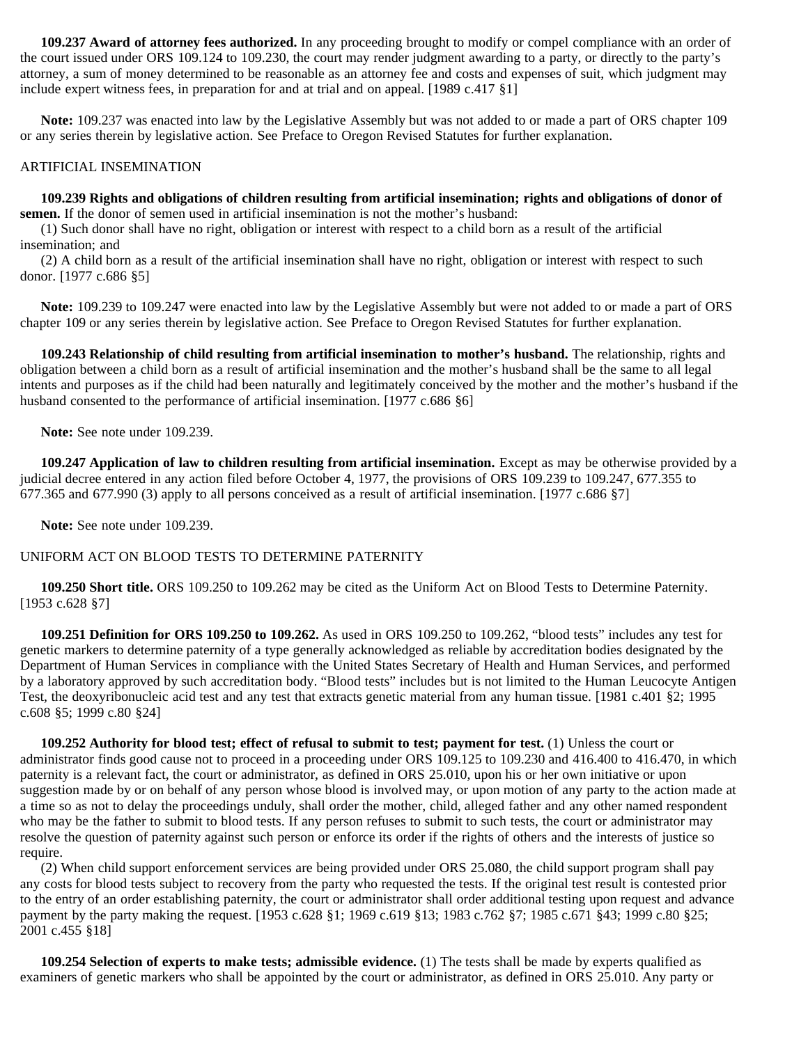**109.237 Award of attorney fees authorized.** In any proceeding brought to modify or compel compliance with an order of the court issued under ORS 109.124 to 109.230, the court may render judgment awarding to a party, or directly to the party's attorney, a sum of money determined to be reasonable as an attorney fee and costs and expenses of suit, which judgment may include expert witness fees, in preparation for and at trial and on appeal. [1989 c.417 §1]

**Note:** 109.237 was enacted into law by the Legislative Assembly but was not added to or made a part of ORS chapter 109 or any series therein by legislative action. See Preface to Oregon Revised Statutes for further explanation.

ARTIFICIAL INSEMINATION

**109.239 Rights and obligations of children resulting from artificial insemination; rights and obligations of donor of semen.** If the donor of semen used in artificial insemination is not the mother's husband:

(1) Such donor shall have no right, obligation or interest with respect to a child born as a result of the artificial insemination; and

(2) A child born as a result of the artificial insemination shall have no right, obligation or interest with respect to such donor. [1977 c.686 §5]

**Note:** 109.239 to 109.247 were enacted into law by the Legislative Assembly but were not added to or made a part of ORS chapter 109 or any series therein by legislative action. See Preface to Oregon Revised Statutes for further explanation.

**109.243 Relationship of child resulting from artificial insemination to mother's husband.** The relationship, rights and obligation between a child born as a result of artificial insemination and the mother's husband shall be the same to all legal intents and purposes as if the child had been naturally and legitimately conceived by the mother and the mother's husband if the husband consented to the performance of artificial insemination. [1977 c.686 §6]

**Note:** See note under 109.239.

**109.247 Application of law to children resulting from artificial insemination.** Except as may be otherwise provided by a judicial decree entered in any action filed before October 4, 1977, the provisions of ORS 109.239 to 109.247, 677.355 to 677.365 and 677.990 (3) apply to all persons conceived as a result of artificial insemination. [1977 c.686 §7]

**Note:** See note under 109.239.

UNIFORM ACT ON BLOOD TESTS TO DETERMINE PATERNITY

**109.250 Short title.** ORS 109.250 to 109.262 may be cited as the Uniform Act on Blood Tests to Determine Paternity. [1953 c.628 §7]

**109.251 Definition for ORS 109.250 to 109.262.** As used in ORS 109.250 to 109.262, "blood tests" includes any test for genetic markers to determine paternity of a type generally acknowledged as reliable by accreditation bodies designated by the Department of Human Services in compliance with the United States Secretary of Health and Human Services, and performed by a laboratory approved by such accreditation body. "Blood tests" includes but is not limited to the Human Leucocyte Antigen Test, the deoxyribonucleic acid test and any test that extracts genetic material from any human tissue. [1981 c.401 §2; 1995 c.608 §5; 1999 c.80 §24]

**109.252 Authority for blood test; effect of refusal to submit to test; payment for test.** (1) Unless the court or administrator finds good cause not to proceed in a proceeding under ORS 109.125 to 109.230 and 416.400 to 416.470, in which paternity is a relevant fact, the court or administrator, as defined in ORS 25.010, upon his or her own initiative or upon suggestion made by or on behalf of any person whose blood is involved may, or upon motion of any party to the action made at a time so as not to delay the proceedings unduly, shall order the mother, child, alleged father and any other named respondent who may be the father to submit to blood tests. If any person refuses to submit to such tests, the court or administrator may resolve the question of paternity against such person or enforce its order if the rights of others and the interests of justice so require.

(2) When child support enforcement services are being provided under ORS 25.080, the child support program shall pay any costs for blood tests subject to recovery from the party who requested the tests. If the original test result is contested prior to the entry of an order establishing paternity, the court or administrator shall order additional testing upon request and advance payment by the party making the request. [1953 c.628 §1; 1969 c.619 §13; 1983 c.762 §7; 1985 c.671 §43; 1999 c.80 §25; 2001 c.455 §18]

**109.254 Selection of experts to make tests; admissible evidence.** (1) The tests shall be made by experts qualified as examiners of genetic markers who shall be appointed by the court or administrator, as defined in ORS 25.010. Any party or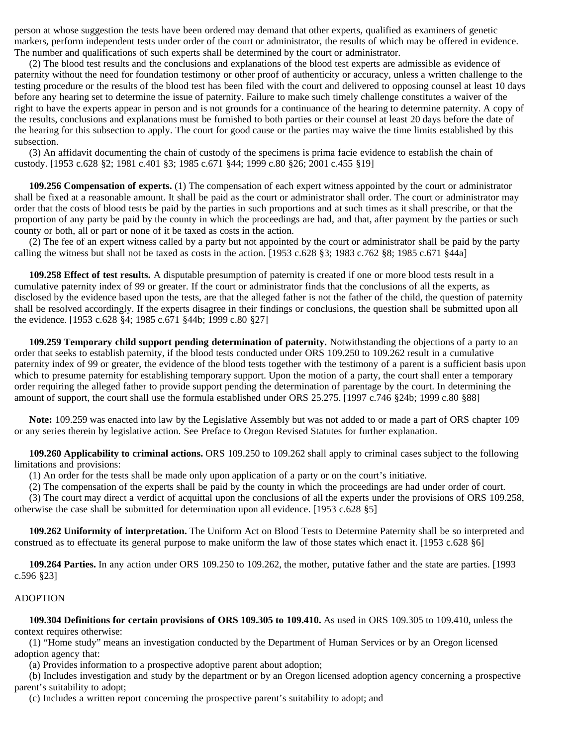person at whose suggestion the tests have been ordered may demand that other experts, qualified as examiners of genetic markers, perform independent tests under order of the court or administrator, the results of which may be offered in evidence. The number and qualifications of such experts shall be determined by the court or administrator.

(2) The blood test results and the conclusions and explanations of the blood test experts are admissible as evidence of paternity without the need for foundation testimony or other proof of authenticity or accuracy, unless a written challenge to the testing procedure or the results of the blood test has been filed with the court and delivered to opposing counsel at least 10 days before any hearing set to determine the issue of paternity. Failure to make such timely challenge constitutes a waiver of the right to have the experts appear in person and is not grounds for a continuance of the hearing to determine paternity. A copy of the results, conclusions and explanations must be furnished to both parties or their counsel at least 20 days before the date of the hearing for this subsection to apply. The court for good cause or the parties may waive the time limits established by this subsection.

(3) An affidavit documenting the chain of custody of the specimens is prima facie evidence to establish the chain of custody. [1953 c.628 §2; 1981 c.401 §3; 1985 c.671 §44; 1999 c.80 §26; 2001 c.455 §19]

**109.256 Compensation of experts.** (1) The compensation of each expert witness appointed by the court or administrator shall be fixed at a reasonable amount. It shall be paid as the court or administrator shall order. The court or administrator may order that the costs of blood tests be paid by the parties in such proportions and at such times as it shall prescribe, or that the proportion of any party be paid by the county in which the proceedings are had, and that, after payment by the parties or such county or both, all or part or none of it be taxed as costs in the action.

(2) The fee of an expert witness called by a party but not appointed by the court or administrator shall be paid by the party calling the witness but shall not be taxed as costs in the action. [1953 c.628 §3; 1983 c.762 §8; 1985 c.671 §44a]

**109.258 Effect of test results.** A disputable presumption of paternity is created if one or more blood tests result in a cumulative paternity index of 99 or greater. If the court or administrator finds that the conclusions of all the experts, as disclosed by the evidence based upon the tests, are that the alleged father is not the father of the child, the question of paternity shall be resolved accordingly. If the experts disagree in their findings or conclusions, the question shall be submitted upon all the evidence. [1953 c.628 §4; 1985 c.671 §44b; 1999 c.80 §27]

**109.259 Temporary child support pending determination of paternity.** Notwithstanding the objections of a party to an order that seeks to establish paternity, if the blood tests conducted under ORS 109.250 to 109.262 result in a cumulative paternity index of 99 or greater, the evidence of the blood tests together with the testimony of a parent is a sufficient basis upon which to presume paternity for establishing temporary support. Upon the motion of a party, the court shall enter a temporary order requiring the alleged father to provide support pending the determination of parentage by the court. In determining the amount of support, the court shall use the formula established under ORS 25.275. [1997 c.746 §24b; 1999 c.80 §88]

**Note:** 109.259 was enacted into law by the Legislative Assembly but was not added to or made a part of ORS chapter 109 or any series therein by legislative action. See Preface to Oregon Revised Statutes for further explanation.

**109.260 Applicability to criminal actions.** ORS 109.250 to 109.262 shall apply to criminal cases subject to the following limitations and provisions:

(1) An order for the tests shall be made only upon application of a party or on the court's initiative.

(2) The compensation of the experts shall be paid by the county in which the proceedings are had under order of court.

(3) The court may direct a verdict of acquittal upon the conclusions of all the experts under the provisions of ORS 109.258, otherwise the case shall be submitted for determination upon all evidence. [1953 c.628 §5]

**109.262 Uniformity of interpretation.** The Uniform Act on Blood Tests to Determine Paternity shall be so interpreted and construed as to effectuate its general purpose to make uniform the law of those states which enact it. [1953 c.628 §6]

**109.264 Parties.** In any action under ORS 109.250 to 109.262, the mother, putative father and the state are parties. [1993 c.596 §23]

## ADOPTION

**109.304 Definitions for certain provisions of ORS 109.305 to 109.410.** As used in ORS 109.305 to 109.410, unless the context requires otherwise:

(1) "Home study" means an investigation conducted by the Department of Human Services or by an Oregon licensed adoption agency that:

(a) Provides information to a prospective adoptive parent about adoption;

(b) Includes investigation and study by the department or by an Oregon licensed adoption agency concerning a prospective parent's suitability to adopt;

(c) Includes a written report concerning the prospective parent's suitability to adopt; and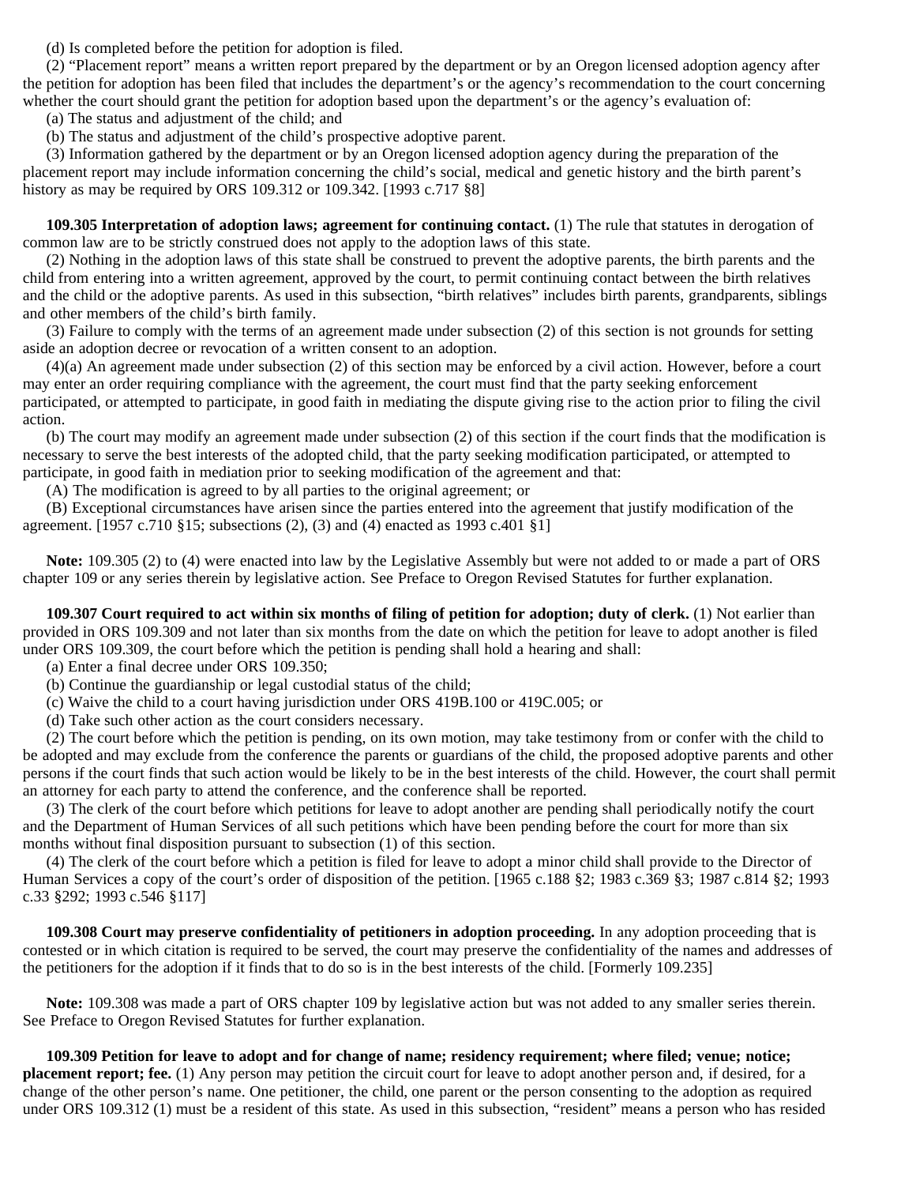(d) Is completed before the petition for adoption is filed.

(2) "Placement report" means a written report prepared by the department or by an Oregon licensed adoption agency after the petition for adoption has been filed that includes the department's or the agency's recommendation to the court concerning whether the court should grant the petition for adoption based upon the department's or the agency's evaluation of:

(a) The status and adjustment of the child; and

(b) The status and adjustment of the child's prospective adoptive parent.

(3) Information gathered by the department or by an Oregon licensed adoption agency during the preparation of the placement report may include information concerning the child's social, medical and genetic history and the birth parent's history as may be required by ORS 109.312 or 109.342. [1993 c.717 §8]

**109.305 Interpretation of adoption laws; agreement for continuing contact.** (1) The rule that statutes in derogation of common law are to be strictly construed does not apply to the adoption laws of this state.

(2) Nothing in the adoption laws of this state shall be construed to prevent the adoptive parents, the birth parents and the child from entering into a written agreement, approved by the court, to permit continuing contact between the birth relatives and the child or the adoptive parents. As used in this subsection, "birth relatives" includes birth parents, grandparents, siblings and other members of the child's birth family.

(3) Failure to comply with the terms of an agreement made under subsection (2) of this section is not grounds for setting aside an adoption decree or revocation of a written consent to an adoption.

(4)(a) An agreement made under subsection (2) of this section may be enforced by a civil action. However, before a court may enter an order requiring compliance with the agreement, the court must find that the party seeking enforcement participated, or attempted to participate, in good faith in mediating the dispute giving rise to the action prior to filing the civil action.

(b) The court may modify an agreement made under subsection (2) of this section if the court finds that the modification is necessary to serve the best interests of the adopted child, that the party seeking modification participated, or attempted to participate, in good faith in mediation prior to seeking modification of the agreement and that:

(A) The modification is agreed to by all parties to the original agreement; or

(B) Exceptional circumstances have arisen since the parties entered into the agreement that justify modification of the agreement. [1957 c.710 §15; subsections (2), (3) and (4) enacted as 1993 c.401 §1]

**Note:** 109.305 (2) to (4) were enacted into law by the Legislative Assembly but were not added to or made a part of ORS chapter 109 or any series therein by legislative action. See Preface to Oregon Revised Statutes for further explanation.

**109.307 Court required to act within six months of filing of petition for adoption; duty of clerk.** (1) Not earlier than provided in ORS 109.309 and not later than six months from the date on which the petition for leave to adopt another is filed under ORS 109.309, the court before which the petition is pending shall hold a hearing and shall:

(a) Enter a final decree under ORS 109.350;

(b) Continue the guardianship or legal custodial status of the child;

(c) Waive the child to a court having jurisdiction under ORS 419B.100 or 419C.005; or

(d) Take such other action as the court considers necessary.

(2) The court before which the petition is pending, on its own motion, may take testimony from or confer with the child to be adopted and may exclude from the conference the parents or guardians of the child, the proposed adoptive parents and other persons if the court finds that such action would be likely to be in the best interests of the child. However, the court shall permit an attorney for each party to attend the conference, and the conference shall be reported.

(3) The clerk of the court before which petitions for leave to adopt another are pending shall periodically notify the court and the Department of Human Services of all such petitions which have been pending before the court for more than six months without final disposition pursuant to subsection (1) of this section.

(4) The clerk of the court before which a petition is filed for leave to adopt a minor child shall provide to the Director of Human Services a copy of the court's order of disposition of the petition. [1965 c.188 §2; 1983 c.369 §3; 1987 c.814 §2; 1993 c.33 §292; 1993 c.546 §117]

**109.308 Court may preserve confidentiality of petitioners in adoption proceeding.** In any adoption proceeding that is contested or in which citation is required to be served, the court may preserve the confidentiality of the names and addresses of the petitioners for the adoption if it finds that to do so is in the best interests of the child. [Formerly 109.235]

**Note:** 109.308 was made a part of ORS chapter 109 by legislative action but was not added to any smaller series therein. See Preface to Oregon Revised Statutes for further explanation.

**109.309 Petition for leave to adopt and for change of name; residency requirement; where filed; venue; notice; placement report; fee.** (1) Any person may petition the circuit court for leave to adopt another person and, if desired, for a change of the other person's name. One petitioner, the child, one parent or the person consenting to the adoption as required under ORS 109.312 (1) must be a resident of this state. As used in this subsection, "resident" means a person who has resided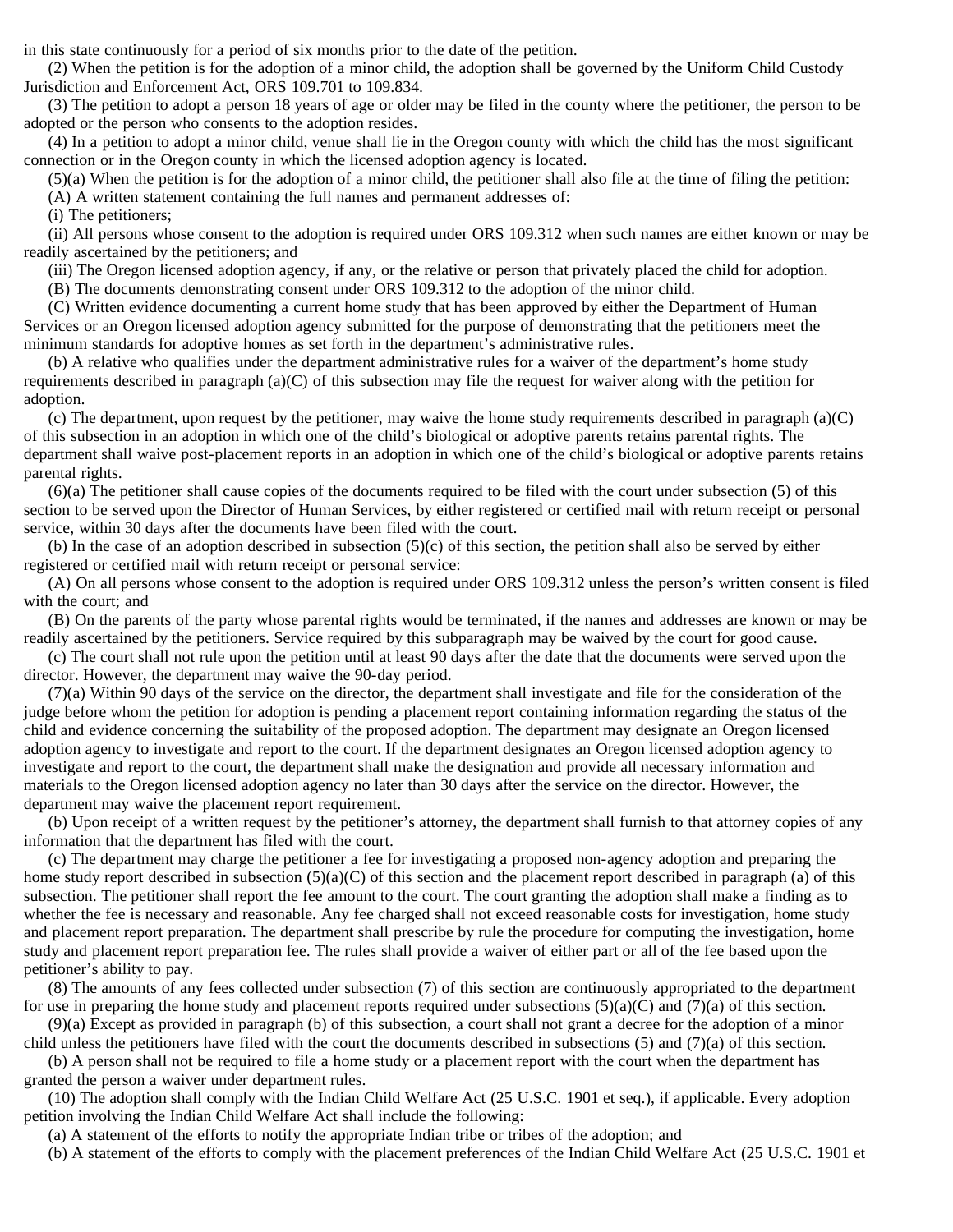in this state continuously for a period of six months prior to the date of the petition.

(2) When the petition is for the adoption of a minor child, the adoption shall be governed by the Uniform Child Custody Jurisdiction and Enforcement Act, ORS 109.701 to 109.834.

(3) The petition to adopt a person 18 years of age or older may be filed in the county where the petitioner, the person to be adopted or the person who consents to the adoption resides.

(4) In a petition to adopt a minor child, venue shall lie in the Oregon county with which the child has the most significant connection or in the Oregon county in which the licensed adoption agency is located.

(5)(a) When the petition is for the adoption of a minor child, the petitioner shall also file at the time of filing the petition:

(A) A written statement containing the full names and permanent addresses of:

(i) The petitioners;

(ii) All persons whose consent to the adoption is required under ORS 109.312 when such names are either known or may be readily ascertained by the petitioners; and

(iii) The Oregon licensed adoption agency, if any, or the relative or person that privately placed the child for adoption.

(B) The documents demonstrating consent under ORS 109.312 to the adoption of the minor child.

(C) Written evidence documenting a current home study that has been approved by either the Department of Human Services or an Oregon licensed adoption agency submitted for the purpose of demonstrating that the petitioners meet the minimum standards for adoptive homes as set forth in the department's administrative rules.

(b) A relative who qualifies under the department administrative rules for a waiver of the department's home study requirements described in paragraph (a)(C) of this subsection may file the request for waiver along with the petition for adoption.

(c) The department, upon request by the petitioner, may waive the home study requirements described in paragraph (a)(C) of this subsection in an adoption in which one of the child's biological or adoptive parents retains parental rights. The department shall waive post-placement reports in an adoption in which one of the child's biological or adoptive parents retains parental rights.

(6)(a) The petitioner shall cause copies of the documents required to be filed with the court under subsection (5) of this section to be served upon the Director of Human Services, by either registered or certified mail with return receipt or personal service, within 30 days after the documents have been filed with the court.

(b) In the case of an adoption described in subsection (5)(c) of this section, the petition shall also be served by either registered or certified mail with return receipt or personal service:

(A) On all persons whose consent to the adoption is required under ORS 109.312 unless the person's written consent is filed with the court; and

(B) On the parents of the party whose parental rights would be terminated, if the names and addresses are known or may be readily ascertained by the petitioners. Service required by this subparagraph may be waived by the court for good cause.

(c) The court shall not rule upon the petition until at least 90 days after the date that the documents were served upon the director. However, the department may waive the 90-day period.

(7)(a) Within 90 days of the service on the director, the department shall investigate and file for the consideration of the judge before whom the petition for adoption is pending a placement report containing information regarding the status of the child and evidence concerning the suitability of the proposed adoption. The department may designate an Oregon licensed adoption agency to investigate and report to the court. If the department designates an Oregon licensed adoption agency to investigate and report to the court, the department shall make the designation and provide all necessary information and materials to the Oregon licensed adoption agency no later than 30 days after the service on the director. However, the department may waive the placement report requirement.

(b) Upon receipt of a written request by the petitioner's attorney, the department shall furnish to that attorney copies of any information that the department has filed with the court.

(c) The department may charge the petitioner a fee for investigating a proposed non-agency adoption and preparing the home study report described in subsection (5)(a)(C) of this section and the placement report described in paragraph (a) of this subsection. The petitioner shall report the fee amount to the court. The court granting the adoption shall make a finding as to whether the fee is necessary and reasonable. Any fee charged shall not exceed reasonable costs for investigation, home study and placement report preparation. The department shall prescribe by rule the procedure for computing the investigation, home study and placement report preparation fee. The rules shall provide a waiver of either part or all of the fee based upon the petitioner's ability to pay.

(8) The amounts of any fees collected under subsection (7) of this section are continuously appropriated to the department for use in preparing the home study and placement reports required under subsections (5)(a)(C) and (7)(a) of this section.

(9)(a) Except as provided in paragraph (b) of this subsection, a court shall not grant a decree for the adoption of a minor child unless the petitioners have filed with the court the documents described in subsections (5) and (7)(a) of this section.

(b) A person shall not be required to file a home study or a placement report with the court when the department has granted the person a waiver under department rules.

(10) The adoption shall comply with the Indian Child Welfare Act (25 U.S.C. 1901 et seq.), if applicable. Every adoption petition involving the Indian Child Welfare Act shall include the following:

(a) A statement of the efforts to notify the appropriate Indian tribe or tribes of the adoption; and

(b) A statement of the efforts to comply with the placement preferences of the Indian Child Welfare Act (25 U.S.C. 1901 et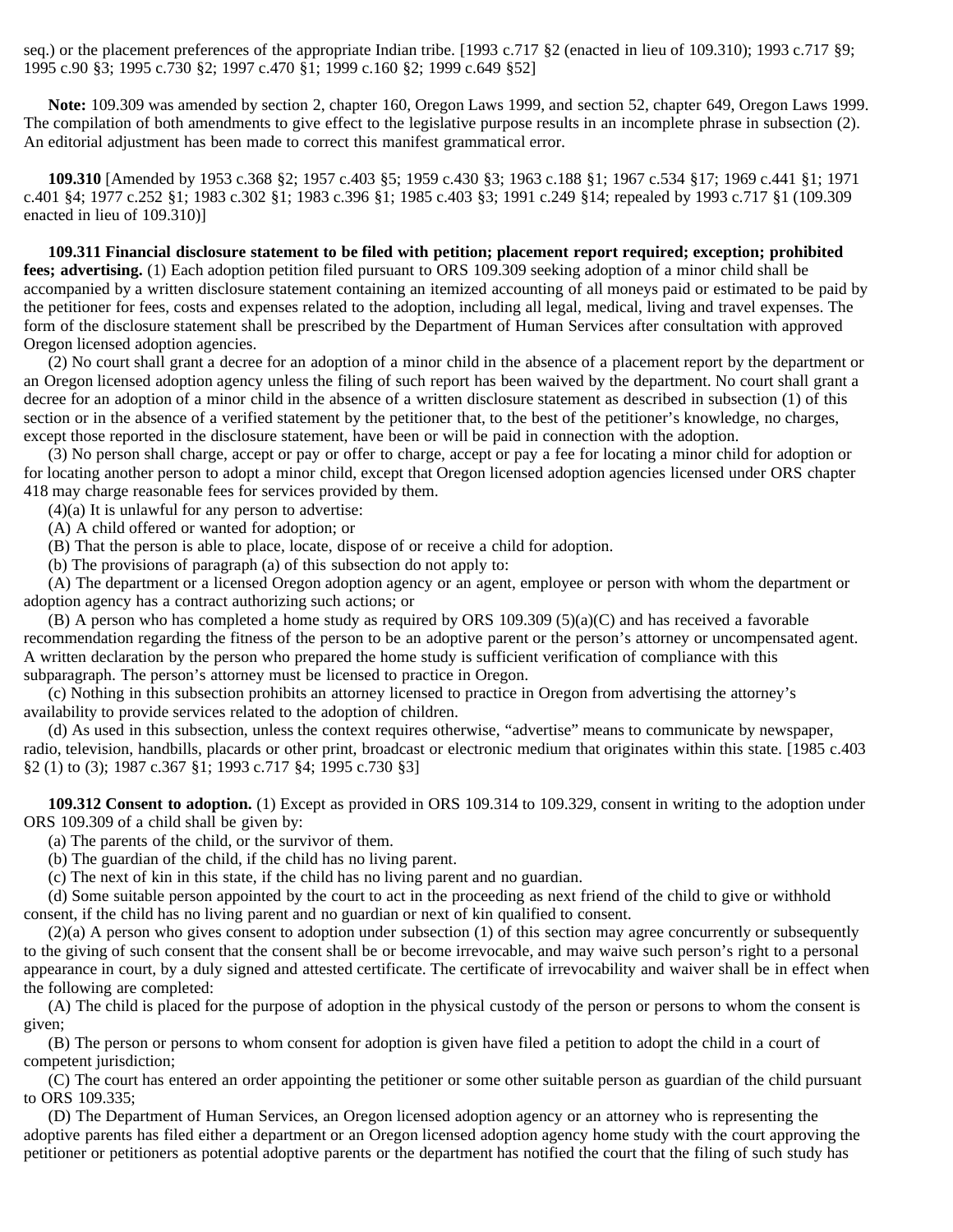seq.) or the placement preferences of the appropriate Indian tribe. [1993 c.717 §2 (enacted in lieu of 109.310); 1993 c.717 §9; 1995 c.90 §3; 1995 c.730 §2; 1997 c.470 §1; 1999 c.160 §2; 1999 c.649 §52]

**Note:** 109.309 was amended by section 2, chapter 160, Oregon Laws 1999, and section 52, chapter 649, Oregon Laws 1999. The compilation of both amendments to give effect to the legislative purpose results in an incomplete phrase in subsection (2). An editorial adjustment has been made to correct this manifest grammatical error.

**109.310** [Amended by 1953 c.368 §2; 1957 c.403 §5; 1959 c.430 §3; 1963 c.188 §1; 1967 c.534 §17; 1969 c.441 §1; 1971 c.401 §4; 1977 c.252 §1; 1983 c.302 §1; 1983 c.396 §1; 1985 c.403 §3; 1991 c.249 §14; repealed by 1993 c.717 §1 (109.309 enacted in lieu of 109.310)]

**109.311 Financial disclosure statement to be filed with petition; placement report required; exception; prohibited fees; advertising.** (1) Each adoption petition filed pursuant to ORS 109.309 seeking adoption of a minor child shall be accompanied by a written disclosure statement containing an itemized accounting of all moneys paid or estimated to be paid by the petitioner for fees, costs and expenses related to the adoption, including all legal, medical, living and travel expenses. The form of the disclosure statement shall be prescribed by the Department of Human Services after consultation with approved Oregon licensed adoption agencies.

(2) No court shall grant a decree for an adoption of a minor child in the absence of a placement report by the department or an Oregon licensed adoption agency unless the filing of such report has been waived by the department. No court shall grant a decree for an adoption of a minor child in the absence of a written disclosure statement as described in subsection (1) of this section or in the absence of a verified statement by the petitioner that, to the best of the petitioner's knowledge, no charges, except those reported in the disclosure statement, have been or will be paid in connection with the adoption.

(3) No person shall charge, accept or pay or offer to charge, accept or pay a fee for locating a minor child for adoption or for locating another person to adopt a minor child, except that Oregon licensed adoption agencies licensed under ORS chapter 418 may charge reasonable fees for services provided by them.

(4)(a) It is unlawful for any person to advertise:

(A) A child offered or wanted for adoption; or

(B) That the person is able to place, locate, dispose of or receive a child for adoption.

(b) The provisions of paragraph (a) of this subsection do not apply to:

(A) The department or a licensed Oregon adoption agency or an agent, employee or person with whom the department or adoption agency has a contract authorizing such actions; or

(B) A person who has completed a home study as required by ORS 109.309 (5)(a)(C) and has received a favorable recommendation regarding the fitness of the person to be an adoptive parent or the person's attorney or uncompensated agent. A written declaration by the person who prepared the home study is sufficient verification of compliance with this subparagraph. The person's attorney must be licensed to practice in Oregon.

(c) Nothing in this subsection prohibits an attorney licensed to practice in Oregon from advertising the attorney's availability to provide services related to the adoption of children.

(d) As used in this subsection, unless the context requires otherwise, "advertise" means to communicate by newspaper, radio, television, handbills, placards or other print, broadcast or electronic medium that originates within this state. [1985 c.403 §2 (1) to (3); 1987 c.367 §1; 1993 c.717 §4; 1995 c.730 §3]

**109.312 Consent to adoption.** (1) Except as provided in ORS 109.314 to 109.329, consent in writing to the adoption under ORS 109.309 of a child shall be given by:

(a) The parents of the child, or the survivor of them.

(b) The guardian of the child, if the child has no living parent.

(c) The next of kin in this state, if the child has no living parent and no guardian.

(d) Some suitable person appointed by the court to act in the proceeding as next friend of the child to give or withhold consent, if the child has no living parent and no guardian or next of kin qualified to consent.

(2)(a) A person who gives consent to adoption under subsection (1) of this section may agree concurrently or subsequently to the giving of such consent that the consent shall be or become irrevocable, and may waive such person's right to a personal appearance in court, by a duly signed and attested certificate. The certificate of irrevocability and waiver shall be in effect when the following are completed:

(A) The child is placed for the purpose of adoption in the physical custody of the person or persons to whom the consent is given;

(B) The person or persons to whom consent for adoption is given have filed a petition to adopt the child in a court of competent jurisdiction;

(C) The court has entered an order appointing the petitioner or some other suitable person as guardian of the child pursuant to ORS 109.335;

(D) The Department of Human Services, an Oregon licensed adoption agency or an attorney who is representing the adoptive parents has filed either a department or an Oregon licensed adoption agency home study with the court approving the petitioner or petitioners as potential adoptive parents or the department has notified the court that the filing of such study has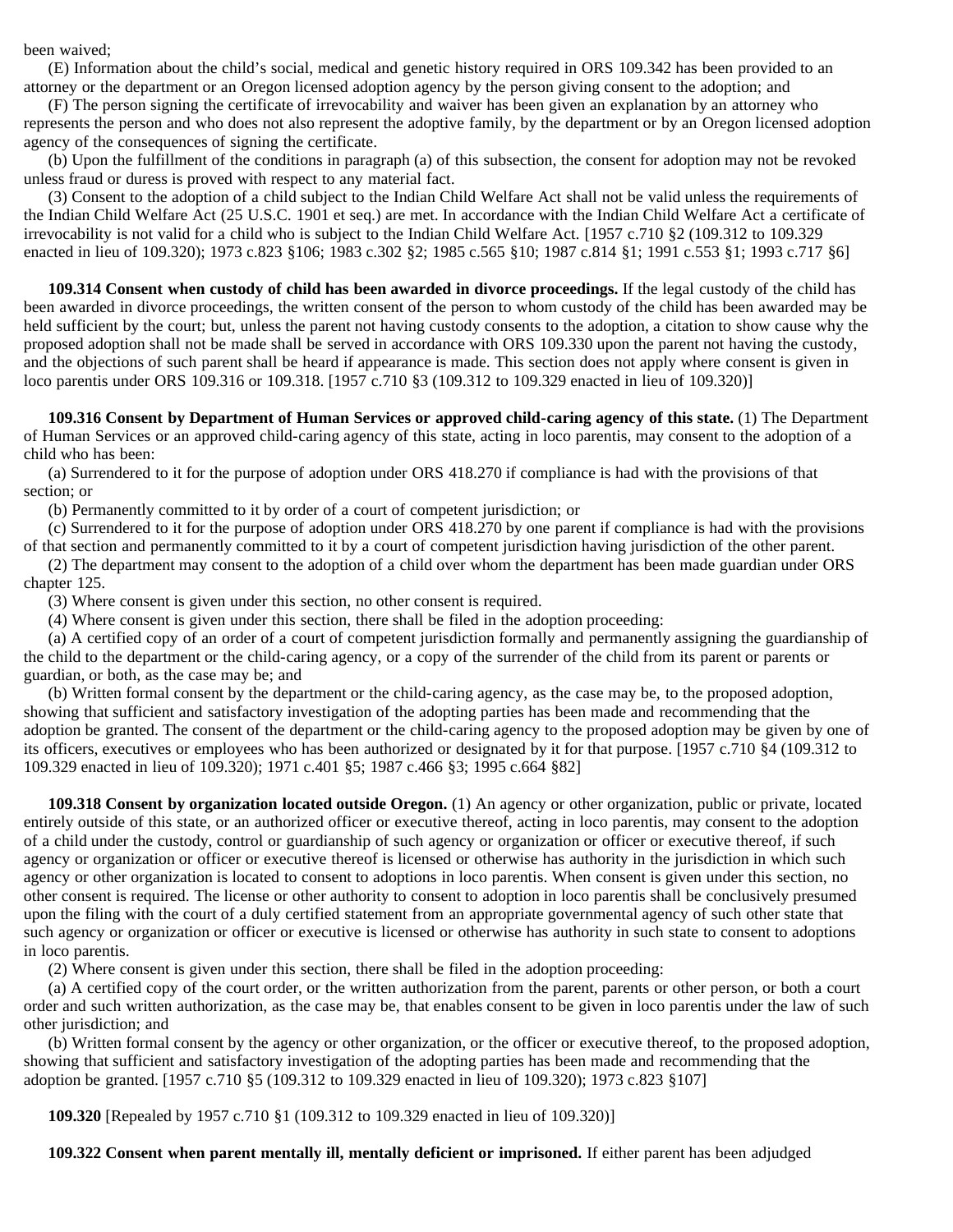been waived;

(E) Information about the child's social, medical and genetic history required in ORS 109.342 has been provided to an attorney or the department or an Oregon licensed adoption agency by the person giving consent to the adoption; and

(F) The person signing the certificate of irrevocability and waiver has been given an explanation by an attorney who represents the person and who does not also represent the adoptive family, by the department or by an Oregon licensed adoption agency of the consequences of signing the certificate.

(b) Upon the fulfillment of the conditions in paragraph (a) of this subsection, the consent for adoption may not be revoked unless fraud or duress is proved with respect to any material fact.

(3) Consent to the adoption of a child subject to the Indian Child Welfare Act shall not be valid unless the requirements of the Indian Child Welfare Act (25 U.S.C. 1901 et seq.) are met. In accordance with the Indian Child Welfare Act a certificate of irrevocability is not valid for a child who is subject to the Indian Child Welfare Act. [1957 c.710 §2 (109.312 to 109.329 enacted in lieu of 109.320); 1973 c.823 §106; 1983 c.302 §2; 1985 c.565 §10; 1987 c.814 §1; 1991 c.553 §1; 1993 c.717 §6]

**109.314 Consent when custody of child has been awarded in divorce proceedings.** If the legal custody of the child has been awarded in divorce proceedings, the written consent of the person to whom custody of the child has been awarded may be held sufficient by the court; but, unless the parent not having custody consents to the adoption, a citation to show cause why the proposed adoption shall not be made shall be served in accordance with ORS 109.330 upon the parent not having the custody, and the objections of such parent shall be heard if appearance is made. This section does not apply where consent is given in loco parentis under ORS 109.316 or 109.318. [1957 c.710 §3 (109.312 to 109.329 enacted in lieu of 109.320)]

**109.316 Consent by Department of Human Services or approved child-caring agency of this state.** (1) The Department of Human Services or an approved child-caring agency of this state, acting in loco parentis, may consent to the adoption of a child who has been:

(a) Surrendered to it for the purpose of adoption under ORS 418.270 if compliance is had with the provisions of that section; or

(b) Permanently committed to it by order of a court of competent jurisdiction; or

(c) Surrendered to it for the purpose of adoption under ORS 418.270 by one parent if compliance is had with the provisions of that section and permanently committed to it by a court of competent jurisdiction having jurisdiction of the other parent.

(2) The department may consent to the adoption of a child over whom the department has been made guardian under ORS chapter 125.

(3) Where consent is given under this section, no other consent is required.

(4) Where consent is given under this section, there shall be filed in the adoption proceeding:

(a) A certified copy of an order of a court of competent jurisdiction formally and permanently assigning the guardianship of the child to the department or the child-caring agency, or a copy of the surrender of the child from its parent or parents or guardian, or both, as the case may be; and

(b) Written formal consent by the department or the child-caring agency, as the case may be, to the proposed adoption, showing that sufficient and satisfactory investigation of the adopting parties has been made and recommending that the adoption be granted. The consent of the department or the child-caring agency to the proposed adoption may be given by one of its officers, executives or employees who has been authorized or designated by it for that purpose. [1957 c.710 §4 (109.312 to 109.329 enacted in lieu of 109.320); 1971 c.401 §5; 1987 c.466 §3; 1995 c.664 §82]

**109.318 Consent by organization located outside Oregon.** (1) An agency or other organization, public or private, located entirely outside of this state, or an authorized officer or executive thereof, acting in loco parentis, may consent to the adoption of a child under the custody, control or guardianship of such agency or organization or officer or executive thereof, if such agency or organization or officer or executive thereof is licensed or otherwise has authority in the jurisdiction in which such agency or other organization is located to consent to adoptions in loco parentis. When consent is given under this section, no other consent is required. The license or other authority to consent to adoption in loco parentis shall be conclusively presumed upon the filing with the court of a duly certified statement from an appropriate governmental agency of such other state that such agency or organization or officer or executive is licensed or otherwise has authority in such state to consent to adoptions in loco parentis.

(2) Where consent is given under this section, there shall be filed in the adoption proceeding:

(a) A certified copy of the court order, or the written authorization from the parent, parents or other person, or both a court order and such written authorization, as the case may be, that enables consent to be given in loco parentis under the law of such other jurisdiction; and

(b) Written formal consent by the agency or other organization, or the officer or executive thereof, to the proposed adoption, showing that sufficient and satisfactory investigation of the adopting parties has been made and recommending that the adoption be granted. [1957 c.710 §5 (109.312 to 109.329 enacted in lieu of 109.320); 1973 c.823 §107]

**109.320** [Repealed by 1957 c.710 §1 (109.312 to 109.329 enacted in lieu of 109.320)]

**109.322 Consent when parent mentally ill, mentally deficient or imprisoned.** If either parent has been adjudged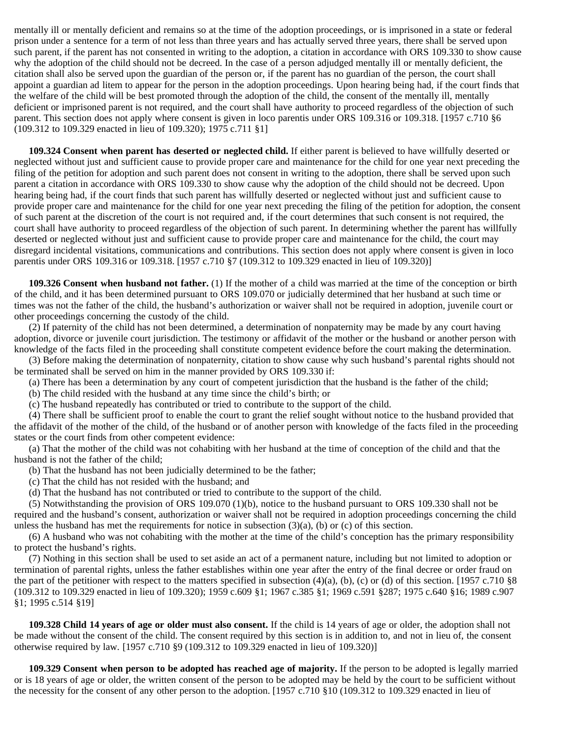mentally ill or mentally deficient and remains so at the time of the adoption proceedings, or is imprisoned in a state or federal prison under a sentence for a term of not less than three years and has actually served three years, there shall be served upon such parent, if the parent has not consented in writing to the adoption, a citation in accordance with ORS 109.330 to show cause why the adoption of the child should not be decreed. In the case of a person adjudged mentally ill or mentally deficient, the citation shall also be served upon the guardian of the person or, if the parent has no guardian of the person, the court shall appoint a guardian ad litem to appear for the person in the adoption proceedings. Upon hearing being had, if the court finds that the welfare of the child will be best promoted through the adoption of the child, the consent of the mentally ill, mentally deficient or imprisoned parent is not required, and the court shall have authority to proceed regardless of the objection of such parent. This section does not apply where consent is given in loco parentis under ORS 109.316 or 109.318. [1957 c.710 §6 (109.312 to 109.329 enacted in lieu of 109.320); 1975 c.711 §1]

**109.324 Consent when parent has deserted or neglected child.** If either parent is believed to have willfully deserted or neglected without just and sufficient cause to provide proper care and maintenance for the child for one year next preceding the filing of the petition for adoption and such parent does not consent in writing to the adoption, there shall be served upon such parent a citation in accordance with ORS 109.330 to show cause why the adoption of the child should not be decreed. Upon hearing being had, if the court finds that such parent has willfully deserted or neglected without just and sufficient cause to provide proper care and maintenance for the child for one year next preceding the filing of the petition for adoption, the consent of such parent at the discretion of the court is not required and, if the court determines that such consent is not required, the court shall have authority to proceed regardless of the objection of such parent. In determining whether the parent has willfully deserted or neglected without just and sufficient cause to provide proper care and maintenance for the child, the court may disregard incidental visitations, communications and contributions. This section does not apply where consent is given in loco parentis under ORS 109.316 or 109.318. [1957 c.710 §7 (109.312 to 109.329 enacted in lieu of 109.320)]

**109.326 Consent when husband not father.** (1) If the mother of a child was married at the time of the conception or birth of the child, and it has been determined pursuant to ORS 109.070 or judicially determined that her husband at such time or times was not the father of the child, the husband's authorization or waiver shall not be required in adoption, juvenile court or other proceedings concerning the custody of the child.

(2) If paternity of the child has not been determined, a determination of nonpaternity may be made by any court having adoption, divorce or juvenile court jurisdiction. The testimony or affidavit of the mother or the husband or another person with knowledge of the facts filed in the proceeding shall constitute competent evidence before the court making the determination.

(3) Before making the determination of nonpaternity, citation to show cause why such husband's parental rights should not be terminated shall be served on him in the manner provided by ORS 109.330 if:

(a) There has been a determination by any court of competent jurisdiction that the husband is the father of the child;

(b) The child resided with the husband at any time since the child's birth; or

(c) The husband repeatedly has contributed or tried to contribute to the support of the child.

(4) There shall be sufficient proof to enable the court to grant the relief sought without notice to the husband provided that the affidavit of the mother of the child, of the husband or of another person with knowledge of the facts filed in the proceeding states or the court finds from other competent evidence:

(a) That the mother of the child was not cohabiting with her husband at the time of conception of the child and that the husband is not the father of the child;

(b) That the husband has not been judicially determined to be the father;

(c) That the child has not resided with the husband; and

(d) That the husband has not contributed or tried to contribute to the support of the child.

(5) Notwithstanding the provision of ORS 109.070 (1)(b), notice to the husband pursuant to ORS 109.330 shall not be required and the husband's consent, authorization or waiver shall not be required in adoption proceedings concerning the child unless the husband has met the requirements for notice in subsection (3)(a), (b) or (c) of this section.

(6) A husband who was not cohabiting with the mother at the time of the child's conception has the primary responsibility to protect the husband's rights.

(7) Nothing in this section shall be used to set aside an act of a permanent nature, including but not limited to adoption or termination of parental rights, unless the father establishes within one year after the entry of the final decree or order fraud on the part of the petitioner with respect to the matters specified in subsection (4)(a), (b), (c) or (d) of this section. [1957 c.710 §8 (109.312 to 109.329 enacted in lieu of 109.320); 1959 c.609 §1; 1967 c.385 §1; 1969 c.591 §287; 1975 c.640 §16; 1989 c.907 §1; 1995 c.514 §19]

**109.328 Child 14 years of age or older must also consent.** If the child is 14 years of age or older, the adoption shall not be made without the consent of the child. The consent required by this section is in addition to, and not in lieu of, the consent otherwise required by law. [1957 c.710 §9 (109.312 to 109.329 enacted in lieu of 109.320)]

**109.329 Consent when person to be adopted has reached age of majority.** If the person to be adopted is legally married or is 18 years of age or older, the written consent of the person to be adopted may be held by the court to be sufficient without the necessity for the consent of any other person to the adoption. [1957 c.710 §10 (109.312 to 109.329 enacted in lieu of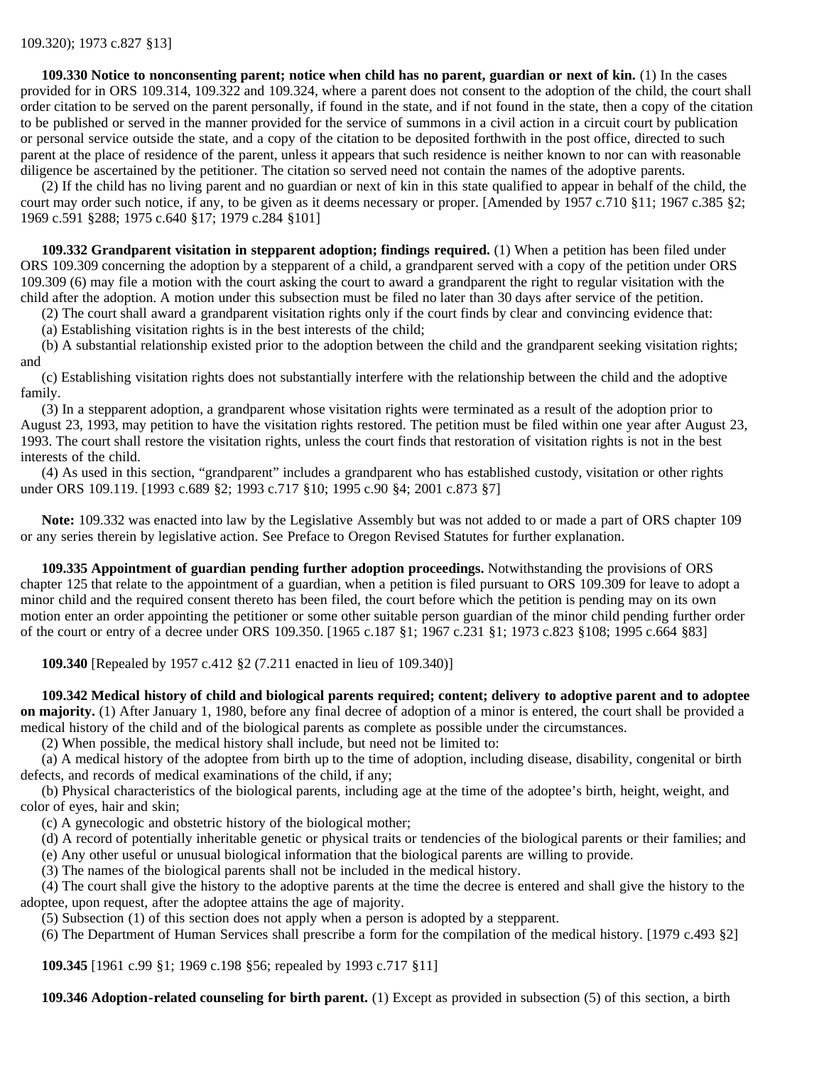109.320); 1973 c.827 §13]

**109.330 Notice to nonconsenting parent; notice when child has no parent, guardian or next of kin.** (1) In the cases provided for in ORS 109.314, 109.322 and 109.324, where a parent does not consent to the adoption of the child, the court shall order citation to be served on the parent personally, if found in the state, and if not found in the state, then a copy of the citation to be published or served in the manner provided for the service of summons in a civil action in a circuit court by publication or personal service outside the state, and a copy of the citation to be deposited forthwith in the post office, directed to such parent at the place of residence of the parent, unless it appears that such residence is neither known to nor can with reasonable diligence be ascertained by the petitioner. The citation so served need not contain the names of the adoptive parents.

(2) If the child has no living parent and no guardian or next of kin in this state qualified to appear in behalf of the child, the court may order such notice, if any, to be given as it deems necessary or proper. [Amended by 1957 c.710 §11; 1967 c.385 §2; 1969 c.591 §288; 1975 c.640 §17; 1979 c.284 §101]

**109.332 Grandparent visitation in stepparent adoption; findings required.** (1) When a petition has been filed under ORS 109.309 concerning the adoption by a stepparent of a child, a grandparent served with a copy of the petition under ORS 109.309 (6) may file a motion with the court asking the court to award a grandparent the right to regular visitation with the child after the adoption. A motion under this subsection must be filed no later than 30 days after service of the petition.

(2) The court shall award a grandparent visitation rights only if the court finds by clear and convincing evidence that:

(a) Establishing visitation rights is in the best interests of the child;

(b) A substantial relationship existed prior to the adoption between the child and the grandparent seeking visitation rights; and

(c) Establishing visitation rights does not substantially interfere with the relationship between the child and the adoptive family.

(3) In a stepparent adoption, a grandparent whose visitation rights were terminated as a result of the adoption prior to August 23, 1993, may petition to have the visitation rights restored. The petition must be filed within one year after August 23, 1993. The court shall restore the visitation rights, unless the court finds that restoration of visitation rights is not in the best interests of the child.

(4) As used in this section, "grandparent" includes a grandparent who has established custody, visitation or other rights under ORS 109.119. [1993 c.689 §2; 1993 c.717 §10; 1995 c.90 §4; 2001 c.873 §7]

**Note:** 109.332 was enacted into law by the Legislative Assembly but was not added to or made a part of ORS chapter 109 or any series therein by legislative action. See Preface to Oregon Revised Statutes for further explanation.

**109.335 Appointment of guardian pending further adoption proceedings.** Notwithstanding the provisions of ORS chapter 125 that relate to the appointment of a guardian, when a petition is filed pursuant to ORS 109.309 for leave to adopt a minor child and the required consent thereto has been filed, the court before which the petition is pending may on its own motion enter an order appointing the petitioner or some other suitable person guardian of the minor child pending further order of the court or entry of a decree under ORS 109.350. [1965 c.187 §1; 1967 c.231 §1; 1973 c.823 §108; 1995 c.664 §83]

**109.340** [Repealed by 1957 c.412 §2 (7.211 enacted in lieu of 109.340)]

**109.342 Medical history of child and biological parents required; content; delivery to adoptive parent and to adoptee on majority.** (1) After January 1, 1980, before any final decree of adoption of a minor is entered, the court shall be provided a medical history of the child and of the biological parents as complete as possible under the circumstances.

(2) When possible, the medical history shall include, but need not be limited to:

(a) A medical history of the adoptee from birth up to the time of adoption, including disease, disability, congenital or birth defects, and records of medical examinations of the child, if any;

(b) Physical characteristics of the biological parents, including age at the time of the adoptee's birth, height, weight, and color of eyes, hair and skin;

(c) A gynecologic and obstetric history of the biological mother;

(d) A record of potentially inheritable genetic or physical traits or tendencies of the biological parents or their families; and

(e) Any other useful or unusual biological information that the biological parents are willing to provide.

(3) The names of the biological parents shall not be included in the medical history.

(4) The court shall give the history to the adoptive parents at the time the decree is entered and shall give the history to the adoptee, upon request, after the adoptee attains the age of majority.

(5) Subsection (1) of this section does not apply when a person is adopted by a stepparent.

(6) The Department of Human Services shall prescribe a form for the compilation of the medical history. [1979 c.493 §2]

**109.345** [1961 c.99 §1; 1969 c.198 §56; repealed by 1993 c.717 §11]

**109.346 Adoption-related counseling for birth parent.** (1) Except as provided in subsection (5) of this section, a birth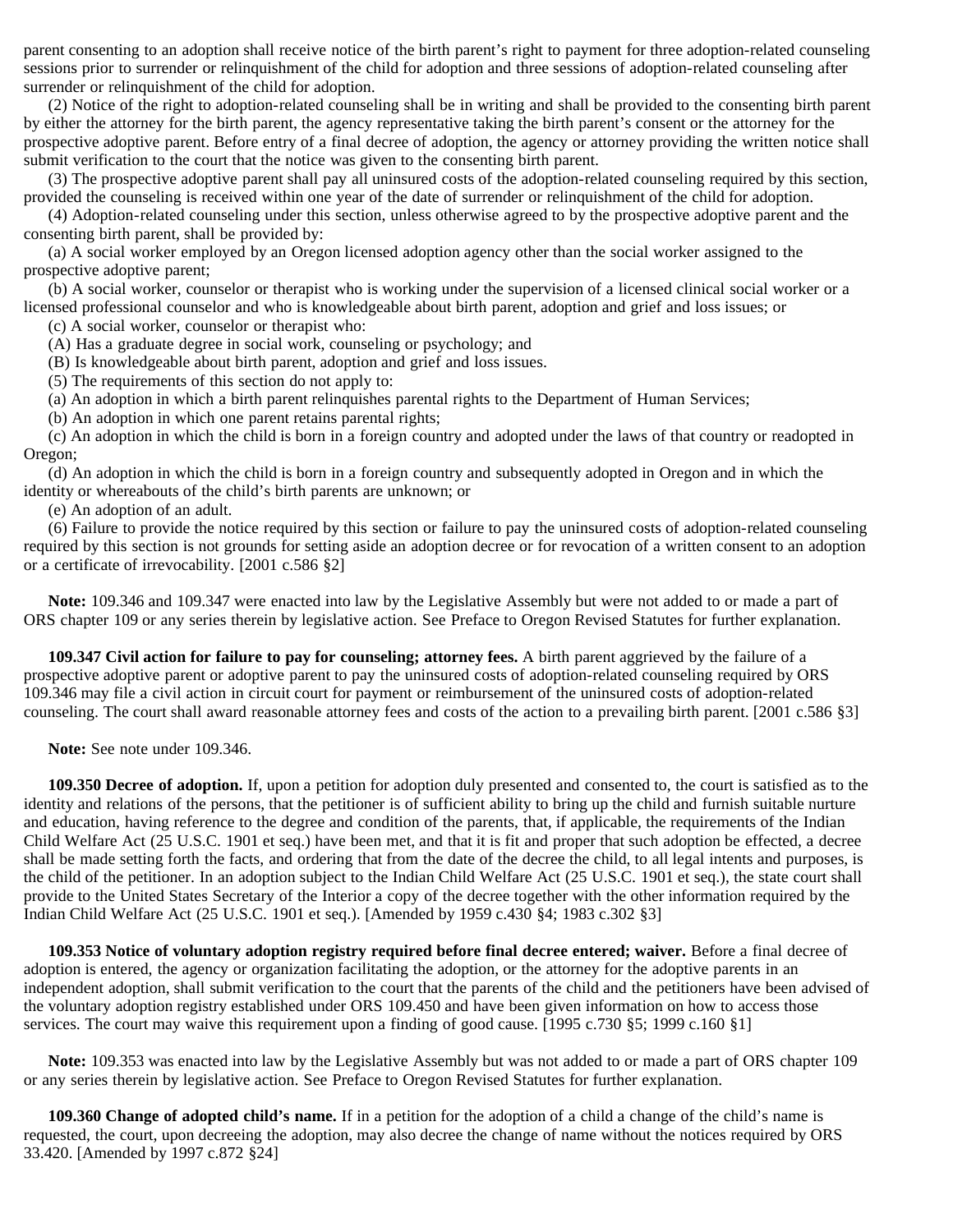parent consenting to an adoption shall receive notice of the birth parent's right to payment for three adoption-related counseling sessions prior to surrender or relinquishment of the child for adoption and three sessions of adoption-related counseling after surrender or relinquishment of the child for adoption.

(2) Notice of the right to adoption-related counseling shall be in writing and shall be provided to the consenting birth parent by either the attorney for the birth parent, the agency representative taking the birth parent's consent or the attorney for the prospective adoptive parent. Before entry of a final decree of adoption, the agency or attorney providing the written notice shall submit verification to the court that the notice was given to the consenting birth parent.

(3) The prospective adoptive parent shall pay all uninsured costs of the adoption-related counseling required by this section, provided the counseling is received within one year of the date of surrender or relinquishment of the child for adoption.

(4) Adoption-related counseling under this section, unless otherwise agreed to by the prospective adoptive parent and the consenting birth parent, shall be provided by:

(a) A social worker employed by an Oregon licensed adoption agency other than the social worker assigned to the prospective adoptive parent;

(b) A social worker, counselor or therapist who is working under the supervision of a licensed clinical social worker or a licensed professional counselor and who is knowledgeable about birth parent, adoption and grief and loss issues; or

(c) A social worker, counselor or therapist who:

(A) Has a graduate degree in social work, counseling or psychology; and

(B) Is knowledgeable about birth parent, adoption and grief and loss issues.

(5) The requirements of this section do not apply to:

(a) An adoption in which a birth parent relinquishes parental rights to the Department of Human Services;

(b) An adoption in which one parent retains parental rights;

(c) An adoption in which the child is born in a foreign country and adopted under the laws of that country or readopted in Oregon;

(d) An adoption in which the child is born in a foreign country and subsequently adopted in Oregon and in which the identity or whereabouts of the child's birth parents are unknown; or

(e) An adoption of an adult.

(6) Failure to provide the notice required by this section or failure to pay the uninsured costs of adoption-related counseling required by this section is not grounds for setting aside an adoption decree or for revocation of a written consent to an adoption or a certificate of irrevocability. [2001 c.586 §2]

**Note:** 109.346 and 109.347 were enacted into law by the Legislative Assembly but were not added to or made a part of ORS chapter 109 or any series therein by legislative action. See Preface to Oregon Revised Statutes for further explanation.

**109.347 Civil action for failure to pay for counseling; attorney fees.** A birth parent aggrieved by the failure of a prospective adoptive parent or adoptive parent to pay the uninsured costs of adoption-related counseling required by ORS 109.346 may file a civil action in circuit court for payment or reimbursement of the uninsured costs of adoption-related counseling. The court shall award reasonable attorney fees and costs of the action to a prevailing birth parent. [2001 c.586 §3]

**Note:** See note under 109.346.

**109.350 Decree of adoption.** If, upon a petition for adoption duly presented and consented to, the court is satisfied as to the identity and relations of the persons, that the petitioner is of sufficient ability to bring up the child and furnish suitable nurture and education, having reference to the degree and condition of the parents, that, if applicable, the requirements of the Indian Child Welfare Act (25 U.S.C. 1901 et seq.) have been met, and that it is fit and proper that such adoption be effected, a decree shall be made setting forth the facts, and ordering that from the date of the decree the child, to all legal intents and purposes, is the child of the petitioner. In an adoption subject to the Indian Child Welfare Act (25 U.S.C. 1901 et seq.), the state court shall provide to the United States Secretary of the Interior a copy of the decree together with the other information required by the Indian Child Welfare Act (25 U.S.C. 1901 et seq.). [Amended by 1959 c.430 §4; 1983 c.302 §3]

**109.353 Notice of voluntary adoption registry required before final decree entered; waiver.** Before a final decree of adoption is entered, the agency or organization facilitating the adoption, or the attorney for the adoptive parents in an independent adoption, shall submit verification to the court that the parents of the child and the petitioners have been advised of the voluntary adoption registry established under ORS 109.450 and have been given information on how to access those services. The court may waive this requirement upon a finding of good cause. [1995 c.730 §5; 1999 c.160 §1]

**Note:** 109.353 was enacted into law by the Legislative Assembly but was not added to or made a part of ORS chapter 109 or any series therein by legislative action. See Preface to Oregon Revised Statutes for further explanation.

**109.360 Change of adopted child's name.** If in a petition for the adoption of a child a change of the child's name is requested, the court, upon decreeing the adoption, may also decree the change of name without the notices required by ORS 33.420. [Amended by 1997 c.872 §24]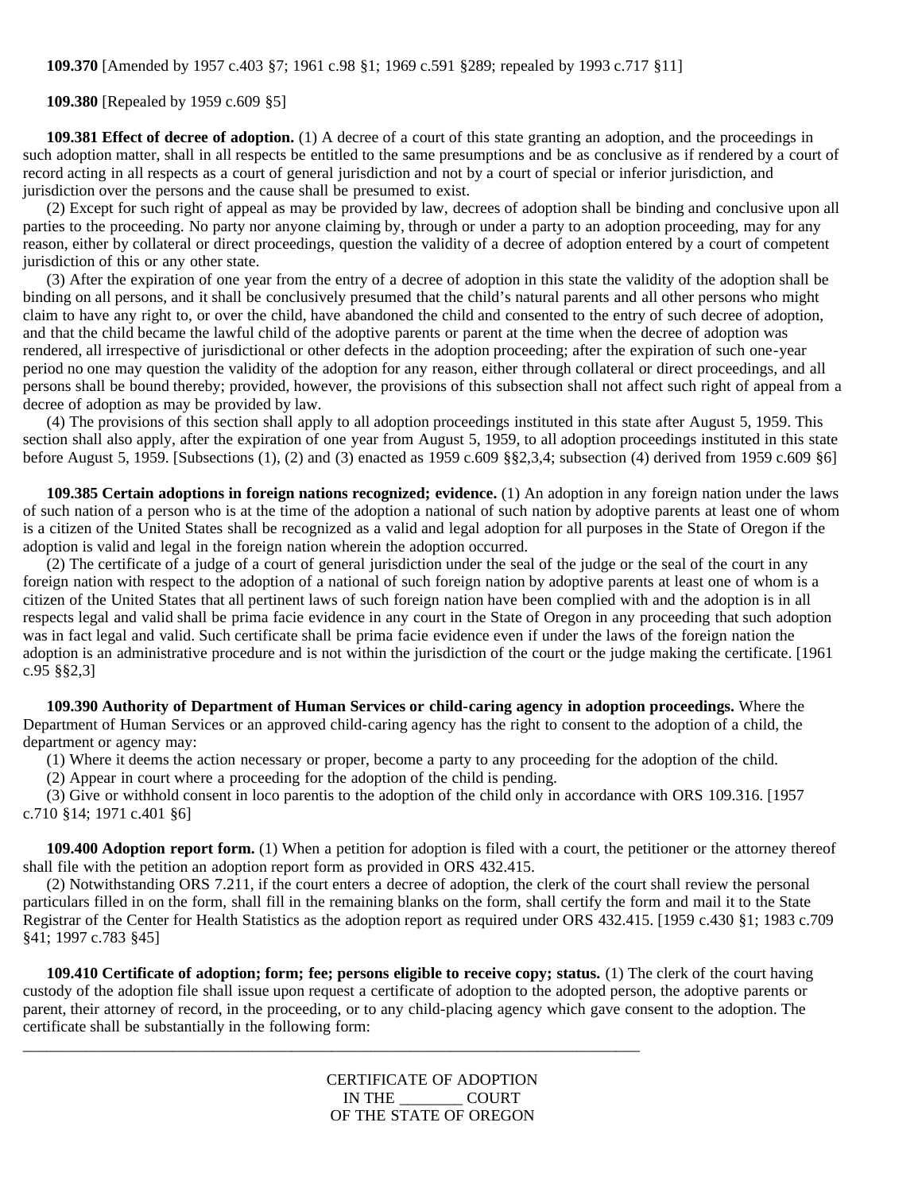**109.370** [Amended by 1957 c.403 §7; 1961 c.98 §1; 1969 c.591 §289; repealed by 1993 c.717 §11]

**109.380** [Repealed by 1959 c.609 §5]

**109.381 Effect of decree of adoption.** (1) A decree of a court of this state granting an adoption, and the proceedings in such adoption matter, shall in all respects be entitled to the same presumptions and be as conclusive as if rendered by a court of record acting in all respects as a court of general jurisdiction and not by a court of special or inferior jurisdiction, and jurisdiction over the persons and the cause shall be presumed to exist.

(2) Except for such right of appeal as may be provided by law, decrees of adoption shall be binding and conclusive upon all parties to the proceeding. No party nor anyone claiming by, through or under a party to an adoption proceeding, may for any reason, either by collateral or direct proceedings, question the validity of a decree of adoption entered by a court of competent jurisdiction of this or any other state.

(3) After the expiration of one year from the entry of a decree of adoption in this state the validity of the adoption shall be binding on all persons, and it shall be conclusively presumed that the child's natural parents and all other persons who might claim to have any right to, or over the child, have abandoned the child and consented to the entry of such decree of adoption, and that the child became the lawful child of the adoptive parents or parent at the time when the decree of adoption was rendered, all irrespective of jurisdictional or other defects in the adoption proceeding; after the expiration of such one-year period no one may question the validity of the adoption for any reason, either through collateral or direct proceedings, and all persons shall be bound thereby; provided, however, the provisions of this subsection shall not affect such right of appeal from a decree of adoption as may be provided by law.

(4) The provisions of this section shall apply to all adoption proceedings instituted in this state after August 5, 1959. This section shall also apply, after the expiration of one year from August 5, 1959, to all adoption proceedings instituted in this state before August 5, 1959. [Subsections (1), (2) and (3) enacted as 1959 c.609 §§2,3,4; subsection (4) derived from 1959 c.609 §6]

**109.385 Certain adoptions in foreign nations recognized; evidence.** (1) An adoption in any foreign nation under the laws of such nation of a person who is at the time of the adoption a national of such nation by adoptive parents at least one of whom is a citizen of the United States shall be recognized as a valid and legal adoption for all purposes in the State of Oregon if the adoption is valid and legal in the foreign nation wherein the adoption occurred.

(2) The certificate of a judge of a court of general jurisdiction under the seal of the judge or the seal of the court in any foreign nation with respect to the adoption of a national of such foreign nation by adoptive parents at least one of whom is a citizen of the United States that all pertinent laws of such foreign nation have been complied with and the adoption is in all respects legal and valid shall be prima facie evidence in any court in the State of Oregon in any proceeding that such adoption was in fact legal and valid. Such certificate shall be prima facie evidence even if under the laws of the foreign nation the adoption is an administrative procedure and is not within the jurisdiction of the court or the judge making the certificate. [1961 c.95 §§2,3]

**109.390 Authority of Department of Human Services or child-caring agency in adoption proceedings.** Where the Department of Human Services or an approved child-caring agency has the right to consent to the adoption of a child, the department or agency may:

(1) Where it deems the action necessary or proper, become a party to any proceeding for the adoption of the child.

(2) Appear in court where a proceeding for the adoption of the child is pending.

(3) Give or withhold consent in loco parentis to the adoption of the child only in accordance with ORS 109.316. [1957 c.710 §14; 1971 c.401 §6]

**109.400 Adoption report form.** (1) When a petition for adoption is filed with a court, the petitioner or the attorney thereof shall file with the petition an adoption report form as provided in ORS 432.415.

(2) Notwithstanding ORS 7.211, if the court enters a decree of adoption, the clerk of the court shall review the personal particulars filled in on the form, shall fill in the remaining blanks on the form, shall certify the form and mail it to the State Registrar of the Center for Health Statistics as the adoption report as required under ORS 432.415. [1959 c.430 §1; 1983 c.709 §41; 1997 c.783 §45]

**109.410 Certificate of adoption; form; fee; persons eligible to receive copy; status.** (1) The clerk of the court having custody of the adoption file shall issue upon request a certificate of adoption to the adopted person, the adoptive parents or parent, their attorney of record, in the proceeding, or to any child-placing agency which gave consent to the adoption. The certificate shall be substantially in the following form:

---

CERTIFICATE OF ADOPTION
IN THE ________ COURT
OF THE STATE OF OREGON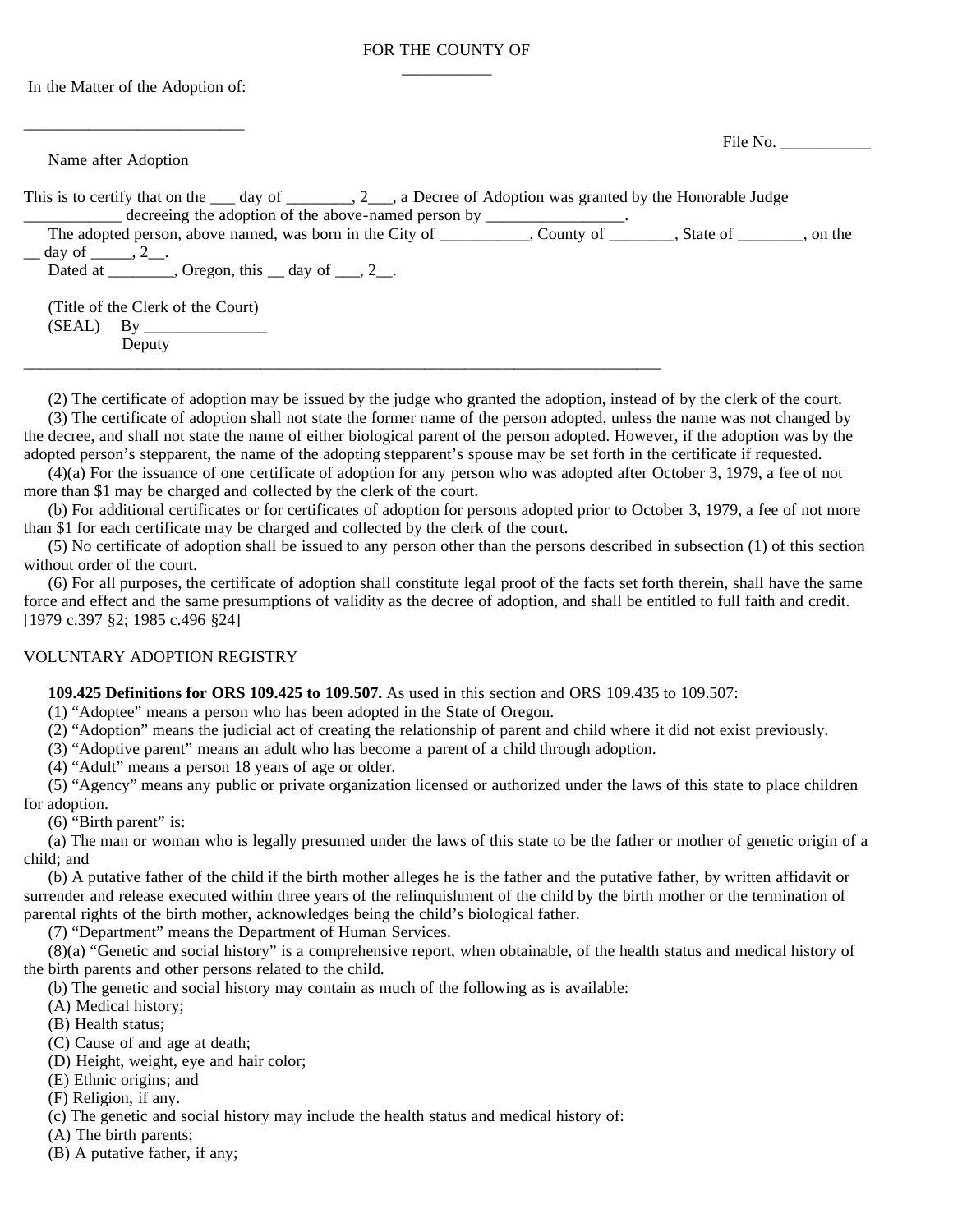FOR THE COUNTY OF
___________

In the Matter of the Adoption of:

___________________________

Name after Adoption

File No. ___________

This is to certify that on the ___ day of ________, 2___, a Decree of Adoption was granted by the Honorable Judge ____________ decreeing the adoption of the above-named person by _________________.

The adopted person, above named, was born in the City of ___________, County of ________, State of ________, on the __ day of _____, 2__.

Dated at ________, Oregon, this __ day of ___, 2__.

(Title of the Clerk of the Court)
(SEAL) By _______________
Deputy

______________________________________________________________________________

(2) The certificate of adoption may be issued by the judge who granted the adoption, instead of by the clerk of the court.

(3) The certificate of adoption shall not state the former name of the person adopted, unless the name was not changed by the decree, and shall not state the name of either biological parent of the person adopted. However, if the adoption was by the adopted person's stepparent, the name of the adopting stepparent's spouse may be set forth in the certificate if requested.

(4)(a) For the issuance of one certificate of adoption for any person who was adopted after October 3, 1979, a fee of not more than $1 may be charged and collected by the clerk of the court.

(b) For additional certificates or for certificates of adoption for persons adopted prior to October 3, 1979, a fee of not more than $1 for each certificate may be charged and collected by the clerk of the court.

(5) No certificate of adoption shall be issued to any person other than the persons described in subsection (1) of this section without order of the court.

(6) For all purposes, the certificate of adoption shall constitute legal proof of the facts set forth therein, shall have the same force and effect and the same presumptions of validity as the decree of adoption, and shall be entitled to full faith and credit. [1979 c.397 §2; 1985 c.496 §24]

VOLUNTARY ADOPTION REGISTRY

**109.425 Definitions for ORS 109.425 to 109.507.** As used in this section and ORS 109.435 to 109.507:

(1) "Adoptee" means a person who has been adopted in the State of Oregon.

(2) "Adoption" means the judicial act of creating the relationship of parent and child where it did not exist previously.

(3) "Adoptive parent" means an adult who has become a parent of a child through adoption.

(4) "Adult" means a person 18 years of age or older.

(5) "Agency" means any public or private organization licensed or authorized under the laws of this state to place children for adoption.

(6) "Birth parent" is:

(a) The man or woman who is legally presumed under the laws of this state to be the father or mother of genetic origin of a child; and

(b) A putative father of the child if the birth mother alleges he is the father and the putative father, by written affidavit or surrender and release executed within three years of the relinquishment of the child by the birth mother or the termination of parental rights of the birth mother, acknowledges being the child's biological father.

(7) "Department" means the Department of Human Services.

(8)(a) "Genetic and social history" is a comprehensive report, when obtainable, of the health status and medical history of the birth parents and other persons related to the child.

(b) The genetic and social history may contain as much of the following as is available:

(A) Medical history;

(B) Health status;

(C) Cause of and age at death;

(D) Height, weight, eye and hair color;

(E) Ethnic origins; and

(F) Religion, if any.

(c) The genetic and social history may include the health status and medical history of:

(A) The birth parents;

(B) A putative father, if any;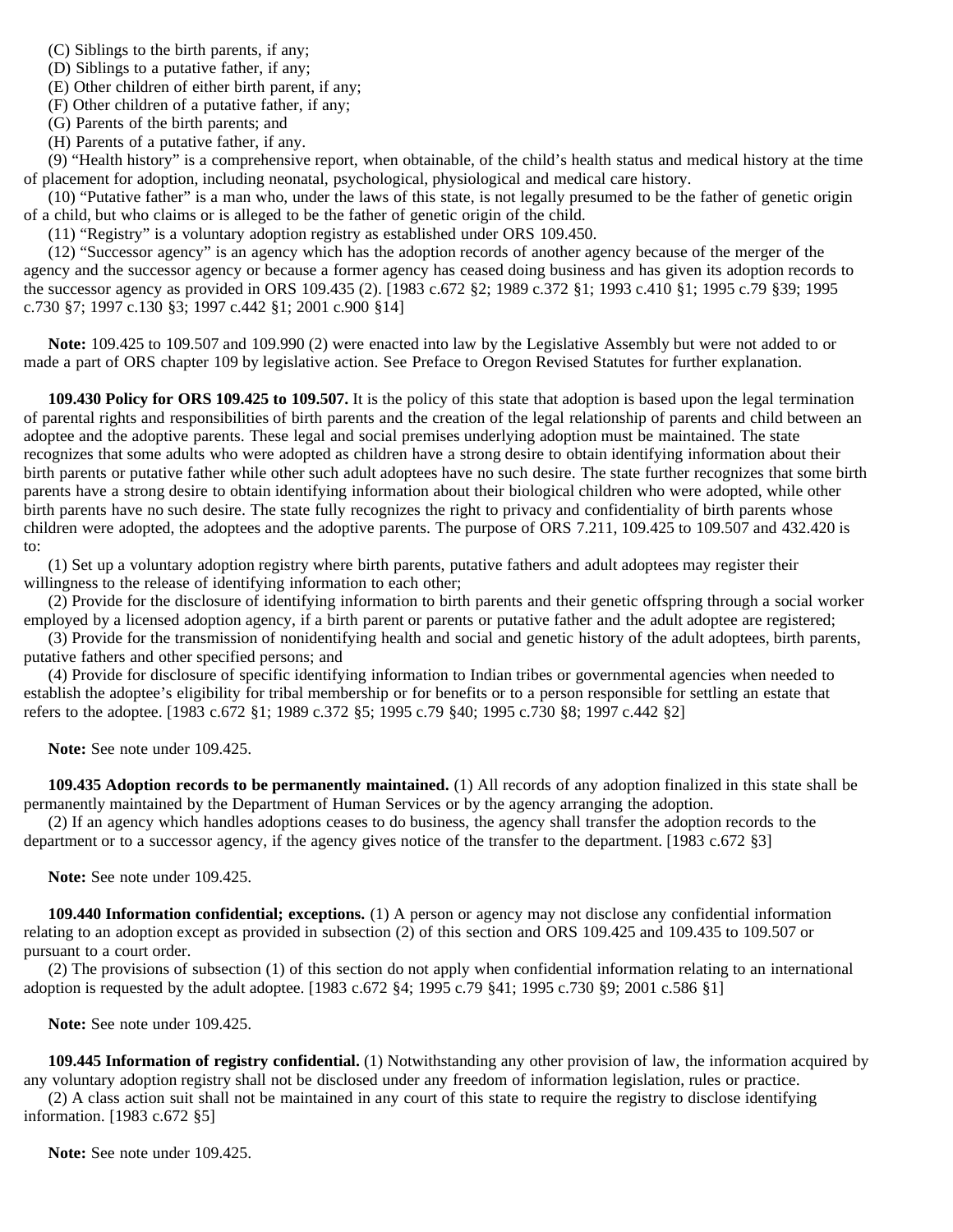(C) Siblings to the birth parents, if any;

(D) Siblings to a putative father, if any;

(E) Other children of either birth parent, if any;

(F) Other children of a putative father, if any;

(G) Parents of the birth parents; and

(H) Parents of a putative father, if any.

(9) "Health history" is a comprehensive report, when obtainable, of the child's health status and medical history at the time of placement for adoption, including neonatal, psychological, physiological and medical care history.

(10) "Putative father" is a man who, under the laws of this state, is not legally presumed to be the father of genetic origin of a child, but who claims or is alleged to be the father of genetic origin of the child.

(11) "Registry" is a voluntary adoption registry as established under ORS 109.450.

(12) "Successor agency" is an agency which has the adoption records of another agency because of the merger of the agency and the successor agency or because a former agency has ceased doing business and has given its adoption records to the successor agency as provided in ORS 109.435 (2). [1983 c.672 §2; 1989 c.372 §1; 1993 c.410 §1; 1995 c.79 §39; 1995 c.730 §7; 1997 c.130 §3; 1997 c.442 §1; 2001 c.900 §14]

**Note:** 109.425 to 109.507 and 109.990 (2) were enacted into law by the Legislative Assembly but were not added to or made a part of ORS chapter 109 by legislative action. See Preface to Oregon Revised Statutes for further explanation.

**109.430 Policy for ORS 109.425 to 109.507.** It is the policy of this state that adoption is based upon the legal termination of parental rights and responsibilities of birth parents and the creation of the legal relationship of parents and child between an adoptee and the adoptive parents. These legal and social premises underlying adoption must be maintained. The state recognizes that some adults who were adopted as children have a strong desire to obtain identifying information about their birth parents or putative father while other such adult adoptees have no such desire. The state further recognizes that some birth parents have a strong desire to obtain identifying information about their biological children who were adopted, while other birth parents have no such desire. The state fully recognizes the right to privacy and confidentiality of birth parents whose children were adopted, the adoptees and the adoptive parents. The purpose of ORS 7.211, 109.425 to 109.507 and 432.420 is to:

(1) Set up a voluntary adoption registry where birth parents, putative fathers and adult adoptees may register their willingness to the release of identifying information to each other;

(2) Provide for the disclosure of identifying information to birth parents and their genetic offspring through a social worker employed by a licensed adoption agency, if a birth parent or parents or putative father and the adult adoptee are registered;

(3) Provide for the transmission of nonidentifying health and social and genetic history of the adult adoptees, birth parents, putative fathers and other specified persons; and

(4) Provide for disclosure of specific identifying information to Indian tribes or governmental agencies when needed to establish the adoptee's eligibility for tribal membership or for benefits or to a person responsible for settling an estate that refers to the adoptee. [1983 c.672 §1; 1989 c.372 §5; 1995 c.79 §40; 1995 c.730 §8; 1997 c.442 §2]

**Note:** See note under 109.425.

**109.435 Adoption records to be permanently maintained.** (1) All records of any adoption finalized in this state shall be permanently maintained by the Department of Human Services or by the agency arranging the adoption.

(2) If an agency which handles adoptions ceases to do business, the agency shall transfer the adoption records to the department or to a successor agency, if the agency gives notice of the transfer to the department. [1983 c.672 §3]

**Note:** See note under 109.425.

**109.440 Information confidential; exceptions.** (1) A person or agency may not disclose any confidential information relating to an adoption except as provided in subsection (2) of this section and ORS 109.425 and 109.435 to 109.507 or pursuant to a court order.

(2) The provisions of subsection (1) of this section do not apply when confidential information relating to an international adoption is requested by the adult adoptee. [1983 c.672 §4; 1995 c.79 §41; 1995 c.730 §9; 2001 c.586 §1]

**Note:** See note under 109.425.

**109.445 Information of registry confidential.** (1) Notwithstanding any other provision of law, the information acquired by any voluntary adoption registry shall not be disclosed under any freedom of information legislation, rules or practice.

(2) A class action suit shall not be maintained in any court of this state to require the registry to disclose identifying information. [1983 c.672 §5]

**Note:** See note under 109.425.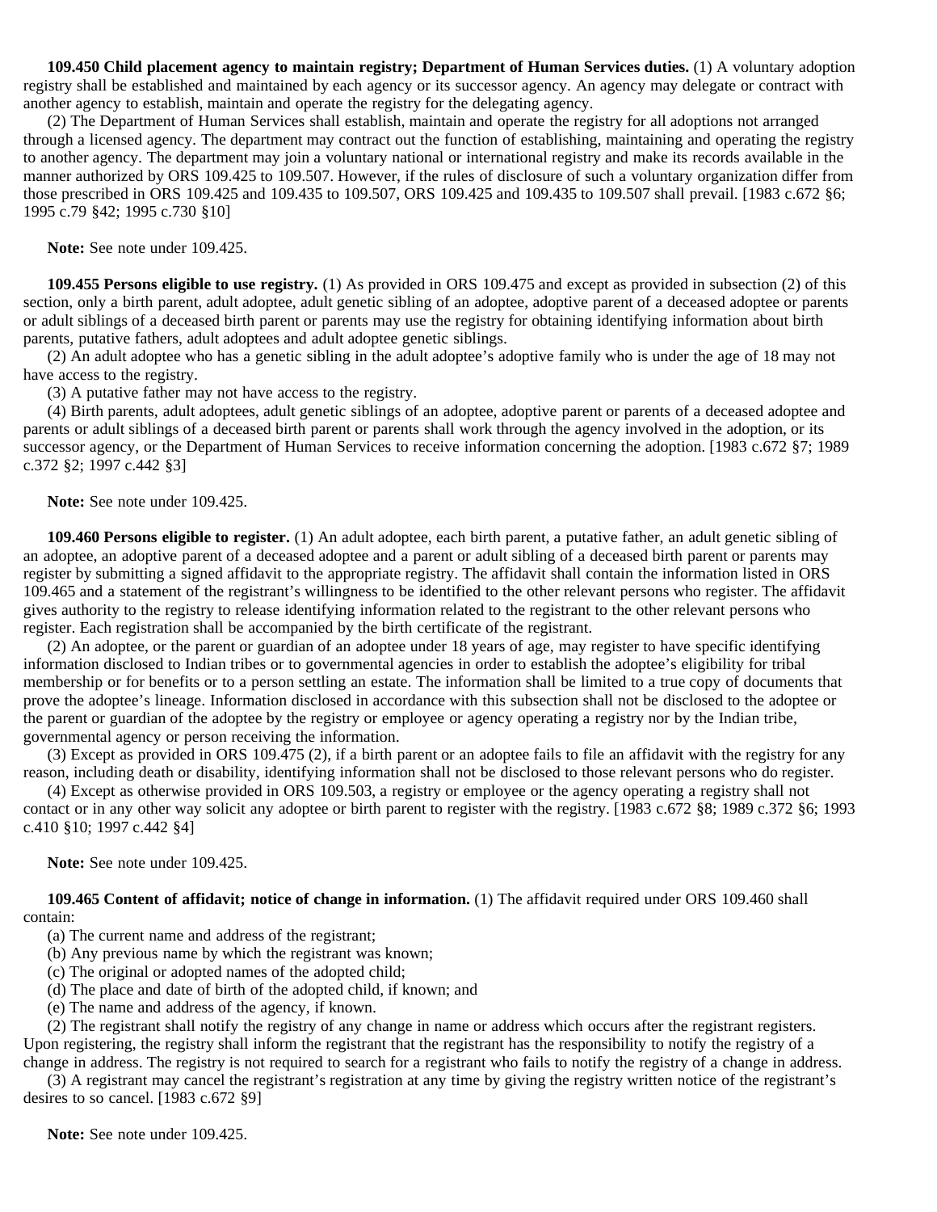**109.450 Child placement agency to maintain registry; Department of Human Services duties.** (1) A voluntary adoption registry shall be established and maintained by each agency or its successor agency. An agency may delegate or contract with another agency to establish, maintain and operate the registry for the delegating agency.

(2) The Department of Human Services shall establish, maintain and operate the registry for all adoptions not arranged through a licensed agency. The department may contract out the function of establishing, maintaining and operating the registry to another agency. The department may join a voluntary national or international registry and make its records available in the manner authorized by ORS 109.425 to 109.507. However, if the rules of disclosure of such a voluntary organization differ from those prescribed in ORS 109.425 and 109.435 to 109.507, ORS 109.425 and 109.435 to 109.507 shall prevail. [1983 c.672 §6; 1995 c.79 §42; 1995 c.730 §10]

**Note:** See note under 109.425.

**109.455 Persons eligible to use registry.** (1) As provided in ORS 109.475 and except as provided in subsection (2) of this section, only a birth parent, adult adoptee, adult genetic sibling of an adoptee, adoptive parent of a deceased adoptee or parents or adult siblings of a deceased birth parent or parents may use the registry for obtaining identifying information about birth parents, putative fathers, adult adoptees and adult adoptee genetic siblings.

(2) An adult adoptee who has a genetic sibling in the adult adoptee's adoptive family who is under the age of 18 may not have access to the registry.

(3) A putative father may not have access to the registry.

(4) Birth parents, adult adoptees, adult genetic siblings of an adoptee, adoptive parent or parents of a deceased adoptee and parents or adult siblings of a deceased birth parent or parents shall work through the agency involved in the adoption, or its successor agency, or the Department of Human Services to receive information concerning the adoption. [1983 c.672 §7; 1989 c.372 §2; 1997 c.442 §3]

**Note:** See note under 109.425.

**109.460 Persons eligible to register.** (1) An adult adoptee, each birth parent, a putative father, an adult genetic sibling of an adoptee, an adoptive parent of a deceased adoptee and a parent or adult sibling of a deceased birth parent or parents may register by submitting a signed affidavit to the appropriate registry. The affidavit shall contain the information listed in ORS 109.465 and a statement of the registrant's willingness to be identified to the other relevant persons who register. The affidavit gives authority to the registry to release identifying information related to the registrant to the other relevant persons who register. Each registration shall be accompanied by the birth certificate of the registrant.

(2) An adoptee, or the parent or guardian of an adoptee under 18 years of age, may register to have specific identifying information disclosed to Indian tribes or to governmental agencies in order to establish the adoptee's eligibility for tribal membership or for benefits or to a person settling an estate. The information shall be limited to a true copy of documents that prove the adoptee's lineage. Information disclosed in accordance with this subsection shall not be disclosed to the adoptee or the parent or guardian of the adoptee by the registry or employee or agency operating a registry nor by the Indian tribe, governmental agency or person receiving the information.

(3) Except as provided in ORS 109.475 (2), if a birth parent or an adoptee fails to file an affidavit with the registry for any reason, including death or disability, identifying information shall not be disclosed to those relevant persons who do register.

(4) Except as otherwise provided in ORS 109.503, a registry or employee or the agency operating a registry shall not contact or in any other way solicit any adoptee or birth parent to register with the registry. [1983 c.672 §8; 1989 c.372 §6; 1993 c.410 §10; 1997 c.442 §4]

**Note:** See note under 109.425.

**109.465 Content of affidavit; notice of change in information.** (1) The affidavit required under ORS 109.460 shall contain:

(a) The current name and address of the registrant;

(b) Any previous name by which the registrant was known;

(c) The original or adopted names of the adopted child;

(d) The place and date of birth of the adopted child, if known; and

(e) The name and address of the agency, if known.

(2) The registrant shall notify the registry of any change in name or address which occurs after the registrant registers. Upon registering, the registry shall inform the registrant that the registrant has the responsibility to notify the registry of a change in address. The registry is not required to search for a registrant who fails to notify the registry of a change in address.

(3) A registrant may cancel the registrant's registration at any time by giving the registry written notice of the registrant's desires to so cancel. [1983 c.672 §9]

**Note:** See note under 109.425.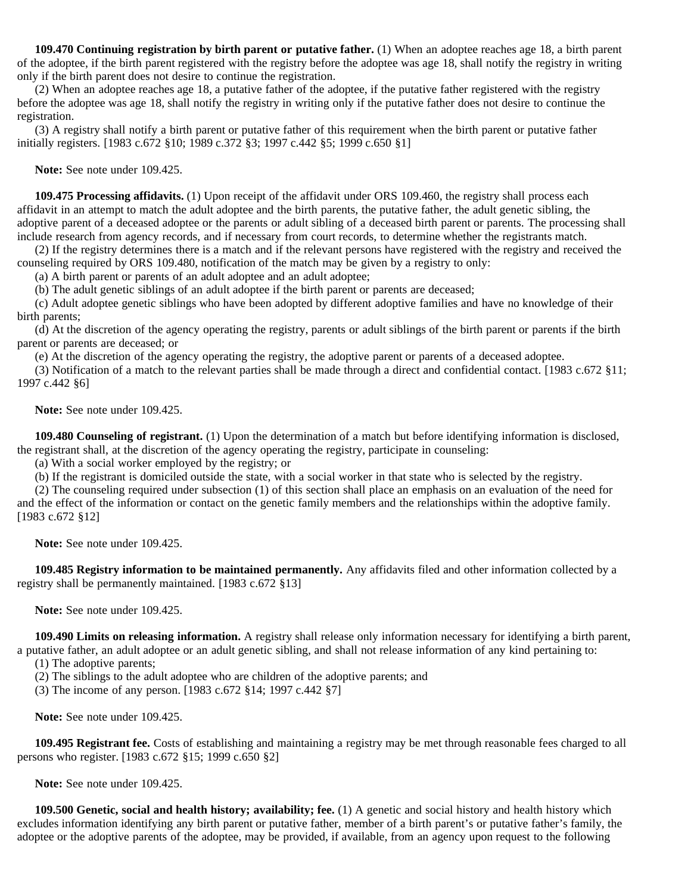**109.470 Continuing registration by birth parent or putative father.** (1) When an adoptee reaches age 18, a birth parent of the adoptee, if the birth parent registered with the registry before the adoptee was age 18, shall notify the registry in writing only if the birth parent does not desire to continue the registration.

(2) When an adoptee reaches age 18, a putative father of the adoptee, if the putative father registered with the registry before the adoptee was age 18, shall notify the registry in writing only if the putative father does not desire to continue the registration.

(3) A registry shall notify a birth parent or putative father of this requirement when the birth parent or putative father initially registers. [1983 c.672 §10; 1989 c.372 §3; 1997 c.442 §5; 1999 c.650 §1]

**Note:** See note under 109.425.

**109.475 Processing affidavits.** (1) Upon receipt of the affidavit under ORS 109.460, the registry shall process each affidavit in an attempt to match the adult adoptee and the birth parents, the putative father, the adult genetic sibling, the adoptive parent of a deceased adoptee or the parents or adult sibling of a deceased birth parent or parents. The processing shall include research from agency records, and if necessary from court records, to determine whether the registrants match.

(2) If the registry determines there is a match and if the relevant persons have registered with the registry and received the counseling required by ORS 109.480, notification of the match may be given by a registry to only:

(a) A birth parent or parents of an adult adoptee and an adult adoptee;

(b) The adult genetic siblings of an adult adoptee if the birth parent or parents are deceased;

(c) Adult adoptee genetic siblings who have been adopted by different adoptive families and have no knowledge of their birth parents;

(d) At the discretion of the agency operating the registry, parents or adult siblings of the birth parent or parents if the birth parent or parents are deceased; or

(e) At the discretion of the agency operating the registry, the adoptive parent or parents of a deceased adoptee.

(3) Notification of a match to the relevant parties shall be made through a direct and confidential contact. [1983 c.672 §11; 1997 c.442 §6]

**Note:** See note under 109.425.

**109.480 Counseling of registrant.** (1) Upon the determination of a match but before identifying information is disclosed, the registrant shall, at the discretion of the agency operating the registry, participate in counseling:

(a) With a social worker employed by the registry; or

(b) If the registrant is domiciled outside the state, with a social worker in that state who is selected by the registry.

(2) The counseling required under subsection (1) of this section shall place an emphasis on an evaluation of the need for and the effect of the information or contact on the genetic family members and the relationships within the adoptive family. [1983 c.672 §12]

**Note:** See note under 109.425.

**109.485 Registry information to be maintained permanently.** Any affidavits filed and other information collected by a registry shall be permanently maintained. [1983 c.672 §13]

**Note:** See note under 109.425.

**109.490 Limits on releasing information.** A registry shall release only information necessary for identifying a birth parent, a putative father, an adult adoptee or an adult genetic sibling, and shall not release information of any kind pertaining to:

(1) The adoptive parents;

(2) The siblings to the adult adoptee who are children of the adoptive parents; and

(3) The income of any person. [1983 c.672 §14; 1997 c.442 §7]

**Note:** See note under 109.425.

**109.495 Registrant fee.** Costs of establishing and maintaining a registry may be met through reasonable fees charged to all persons who register. [1983 c.672 §15; 1999 c.650 §2]

**Note:** See note under 109.425.

**109.500 Genetic, social and health history; availability; fee.** (1) A genetic and social history and health history which excludes information identifying any birth parent or putative father, member of a birth parent's or putative father's family, the adoptee or the adoptive parents of the adoptee, may be provided, if available, from an agency upon request to the following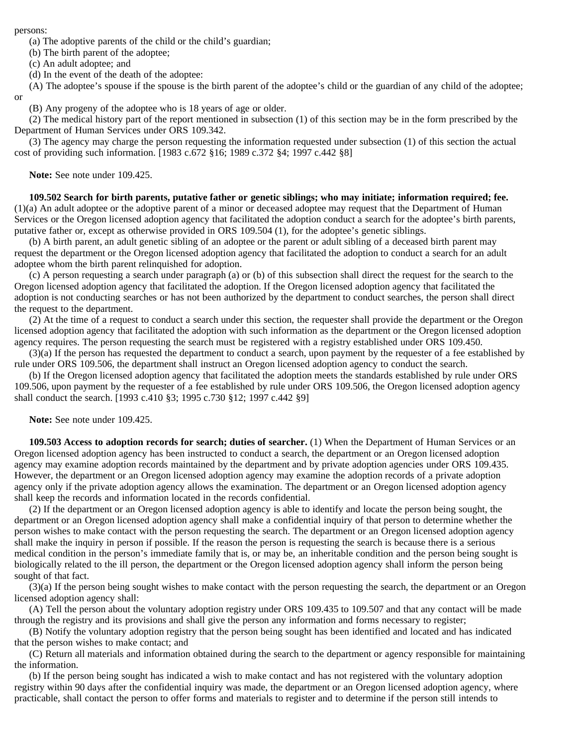persons:

(a) The adoptive parents of the child or the child's guardian;

(b) The birth parent of the adoptee;

(c) An adult adoptee; and

(d) In the event of the death of the adoptee:

(A) The adoptee's spouse if the spouse is the birth parent of the adoptee's child or the guardian of any child of the adoptee; or

(B) Any progeny of the adoptee who is 18 years of age or older.

(2) The medical history part of the report mentioned in subsection (1) of this section may be in the form prescribed by the Department of Human Services under ORS 109.342.

(3) The agency may charge the person requesting the information requested under subsection (1) of this section the actual cost of providing such information. [1983 c.672 §16; 1989 c.372 §4; 1997 c.442 §8]

**Note:** See note under 109.425.

**109.502 Search for birth parents, putative father or genetic siblings; who may initiate; information required; fee.** (1)(a) An adult adoptee or the adoptive parent of a minor or deceased adoptee may request that the Department of Human Services or the Oregon licensed adoption agency that facilitated the adoption conduct a search for the adoptee's birth parents, putative father or, except as otherwise provided in ORS 109.504 (1), for the adoptee's genetic siblings.

(b) A birth parent, an adult genetic sibling of an adoptee or the parent or adult sibling of a deceased birth parent may request the department or the Oregon licensed adoption agency that facilitated the adoption to conduct a search for an adult adoptee whom the birth parent relinquished for adoption.

(c) A person requesting a search under paragraph (a) or (b) of this subsection shall direct the request for the search to the Oregon licensed adoption agency that facilitated the adoption. If the Oregon licensed adoption agency that facilitated the adoption is not conducting searches or has not been authorized by the department to conduct searches, the person shall direct the request to the department.

(2) At the time of a request to conduct a search under this section, the requester shall provide the department or the Oregon licensed adoption agency that facilitated the adoption with such information as the department or the Oregon licensed adoption agency requires. The person requesting the search must be registered with a registry established under ORS 109.450.

(3)(a) If the person has requested the department to conduct a search, upon payment by the requester of a fee established by rule under ORS 109.506, the department shall instruct an Oregon licensed adoption agency to conduct the search.

(b) If the Oregon licensed adoption agency that facilitated the adoption meets the standards established by rule under ORS 109.506, upon payment by the requester of a fee established by rule under ORS 109.506, the Oregon licensed adoption agency shall conduct the search. [1993 c.410 §3; 1995 c.730 §12; 1997 c.442 §9]

**Note:** See note under 109.425.

**109.503 Access to adoption records for search; duties of searcher.** (1) When the Department of Human Services or an Oregon licensed adoption agency has been instructed to conduct a search, the department or an Oregon licensed adoption agency may examine adoption records maintained by the department and by private adoption agencies under ORS 109.435. However, the department or an Oregon licensed adoption agency may examine the adoption records of a private adoption agency only if the private adoption agency allows the examination. The department or an Oregon licensed adoption agency shall keep the records and information located in the records confidential.

(2) If the department or an Oregon licensed adoption agency is able to identify and locate the person being sought, the department or an Oregon licensed adoption agency shall make a confidential inquiry of that person to determine whether the person wishes to make contact with the person requesting the search. The department or an Oregon licensed adoption agency shall make the inquiry in person if possible. If the reason the person is requesting the search is because there is a serious medical condition in the person's immediate family that is, or may be, an inheritable condition and the person being sought is biologically related to the ill person, the department or the Oregon licensed adoption agency shall inform the person being sought of that fact.

(3)(a) If the person being sought wishes to make contact with the person requesting the search, the department or an Oregon licensed adoption agency shall:

(A) Tell the person about the voluntary adoption registry under ORS 109.435 to 109.507 and that any contact will be made through the registry and its provisions and shall give the person any information and forms necessary to register;

(B) Notify the voluntary adoption registry that the person being sought has been identified and located and has indicated that the person wishes to make contact; and

(C) Return all materials and information obtained during the search to the department or agency responsible for maintaining the information.

(b) If the person being sought has indicated a wish to make contact and has not registered with the voluntary adoption registry within 90 days after the confidential inquiry was made, the department or an Oregon licensed adoption agency, where practicable, shall contact the person to offer forms and materials to register and to determine if the person still intends to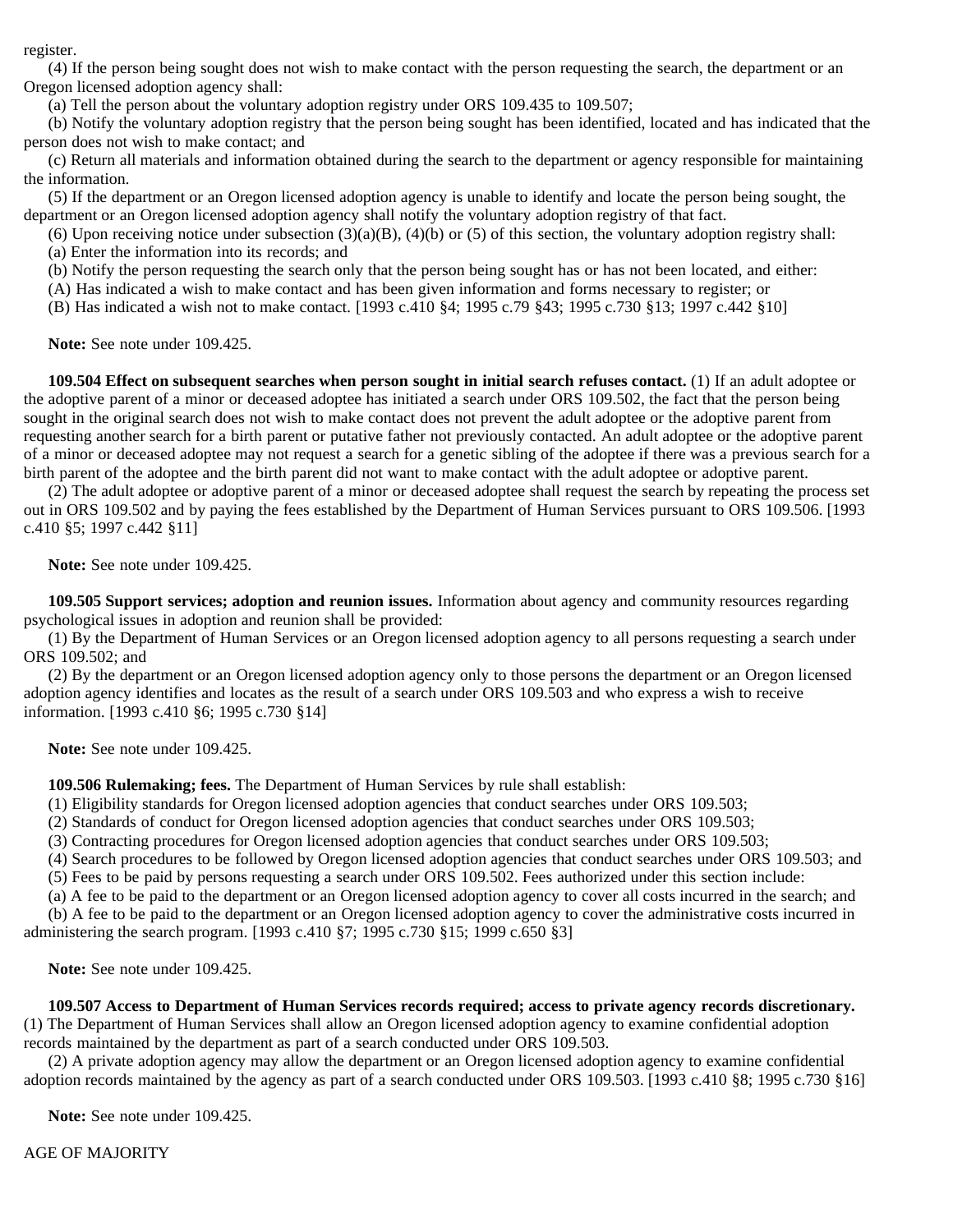register.

(4) If the person being sought does not wish to make contact with the person requesting the search, the department or an Oregon licensed adoption agency shall:

(a) Tell the person about the voluntary adoption registry under ORS 109.435 to 109.507;

(b) Notify the voluntary adoption registry that the person being sought has been identified, located and has indicated that the person does not wish to make contact; and

(c) Return all materials and information obtained during the search to the department or agency responsible for maintaining the information.

(5) If the department or an Oregon licensed adoption agency is unable to identify and locate the person being sought, the department or an Oregon licensed adoption agency shall notify the voluntary adoption registry of that fact.

(6) Upon receiving notice under subsection (3)(a)(B), (4)(b) or (5) of this section, the voluntary adoption registry shall:

(a) Enter the information into its records; and

(b) Notify the person requesting the search only that the person being sought has or has not been located, and either:

(A) Has indicated a wish to make contact and has been given information and forms necessary to register; or

(B) Has indicated a wish not to make contact. [1993 c.410 §4; 1995 c.79 §43; 1995 c.730 §13; 1997 c.442 §10]

**Note:** See note under 109.425.

**109.504 Effect on subsequent searches when person sought in initial search refuses contact.** (1) If an adult adoptee or the adoptive parent of a minor or deceased adoptee has initiated a search under ORS 109.502, the fact that the person being sought in the original search does not wish to make contact does not prevent the adult adoptee or the adoptive parent from requesting another search for a birth parent or putative father not previously contacted. An adult adoptee or the adoptive parent of a minor or deceased adoptee may not request a search for a genetic sibling of the adoptee if there was a previous search for a birth parent of the adoptee and the birth parent did not want to make contact with the adult adoptee or adoptive parent.

(2) The adult adoptee or adoptive parent of a minor or deceased adoptee shall request the search by repeating the process set out in ORS 109.502 and by paying the fees established by the Department of Human Services pursuant to ORS 109.506. [1993 c.410 §5; 1997 c.442 §11]

**Note:** See note under 109.425.

**109.505 Support services; adoption and reunion issues.** Information about agency and community resources regarding psychological issues in adoption and reunion shall be provided:

(1) By the Department of Human Services or an Oregon licensed adoption agency to all persons requesting a search under ORS 109.502; and

(2) By the department or an Oregon licensed adoption agency only to those persons the department or an Oregon licensed adoption agency identifies and locates as the result of a search under ORS 109.503 and who express a wish to receive information. [1993 c.410 §6; 1995 c.730 §14]

**Note:** See note under 109.425.

**109.506 Rulemaking; fees.** The Department of Human Services by rule shall establish:

(1) Eligibility standards for Oregon licensed adoption agencies that conduct searches under ORS 109.503;

(2) Standards of conduct for Oregon licensed adoption agencies that conduct searches under ORS 109.503;

(3) Contracting procedures for Oregon licensed adoption agencies that conduct searches under ORS 109.503;

(4) Search procedures to be followed by Oregon licensed adoption agencies that conduct searches under ORS 109.503; and

(5) Fees to be paid by persons requesting a search under ORS 109.502. Fees authorized under this section include:

(a) A fee to be paid to the department or an Oregon licensed adoption agency to cover all costs incurred in the search; and

(b) A fee to be paid to the department or an Oregon licensed adoption agency to cover the administrative costs incurred in administering the search program. [1993 c.410 §7; 1995 c.730 §15; 1999 c.650 §3]

**Note:** See note under 109.425.

**109.507 Access to Department of Human Services records required; access to private agency records discretionary.** (1) The Department of Human Services shall allow an Oregon licensed adoption agency to examine confidential adoption records maintained by the department as part of a search conducted under ORS 109.503.

(2) A private adoption agency may allow the department or an Oregon licensed adoption agency to examine confidential adoption records maintained by the agency as part of a search conducted under ORS 109.503. [1993 c.410 §8; 1995 c.730 §16]

**Note:** See note under 109.425.

AGE OF MAJORITY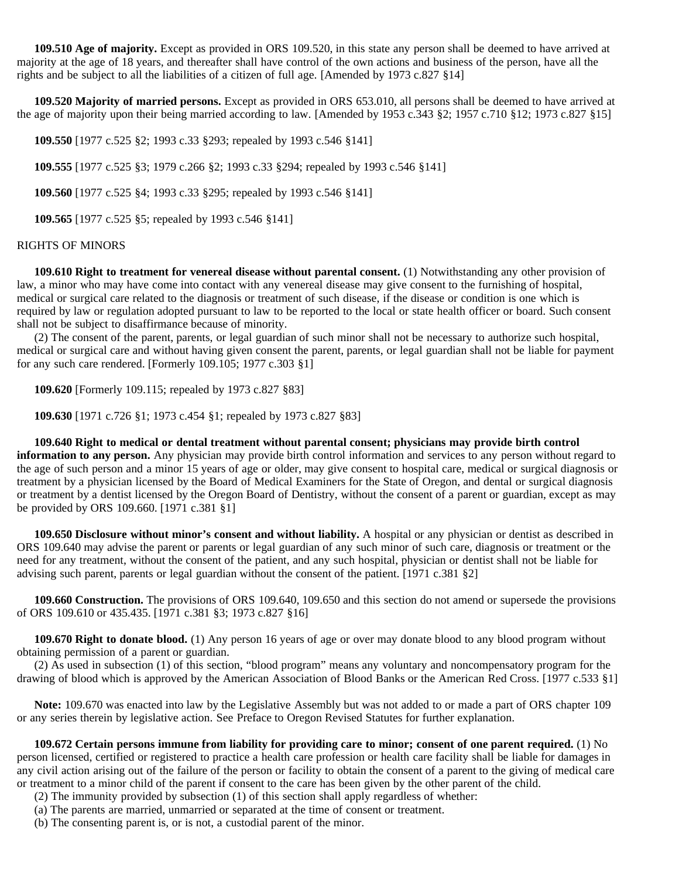**109.510 Age of majority.** Except as provided in ORS 109.520, in this state any person shall be deemed to have arrived at majority at the age of 18 years, and thereafter shall have control of the own actions and business of the person, have all the rights and be subject to all the liabilities of a citizen of full age. [Amended by 1973 c.827 §14]

**109.520 Majority of married persons.** Except as provided in ORS 653.010, all persons shall be deemed to have arrived at the age of majority upon their being married according to law. [Amended by 1953 c.343 §2; 1957 c.710 §12; 1973 c.827 §15]

**109.550** [1977 c.525 §2; 1993 c.33 §293; repealed by 1993 c.546 §141]

**109.555** [1977 c.525 §3; 1979 c.266 §2; 1993 c.33 §294; repealed by 1993 c.546 §141]

**109.560** [1977 c.525 §4; 1993 c.33 §295; repealed by 1993 c.546 §141]

**109.565** [1977 c.525 §5; repealed by 1993 c.546 §141]

RIGHTS OF MINORS

**109.610 Right to treatment for venereal disease without parental consent.** (1) Notwithstanding any other provision of law, a minor who may have come into contact with any venereal disease may give consent to the furnishing of hospital, medical or surgical care related to the diagnosis or treatment of such disease, if the disease or condition is one which is required by law or regulation adopted pursuant to law to be reported to the local or state health officer or board. Such consent shall not be subject to disaffirmance because of minority.

(2) The consent of the parent, parents, or legal guardian of such minor shall not be necessary to authorize such hospital, medical or surgical care and without having given consent the parent, parents, or legal guardian shall not be liable for payment for any such care rendered. [Formerly 109.105; 1977 c.303 §1]

**109.620** [Formerly 109.115; repealed by 1973 c.827 §83]

**109.630** [1971 c.726 §1; 1973 c.454 §1; repealed by 1973 c.827 §83]

**109.640 Right to medical or dental treatment without parental consent; physicians may provide birth control information to any person.** Any physician may provide birth control information and services to any person without regard to the age of such person and a minor 15 years of age or older, may give consent to hospital care, medical or surgical diagnosis or treatment by a physician licensed by the Board of Medical Examiners for the State of Oregon, and dental or surgical diagnosis or treatment by a dentist licensed by the Oregon Board of Dentistry, without the consent of a parent or guardian, except as may be provided by ORS 109.660. [1971 c.381 §1]

**109.650 Disclosure without minor's consent and without liability.** A hospital or any physician or dentist as described in ORS 109.640 may advise the parent or parents or legal guardian of any such minor of such care, diagnosis or treatment or the need for any treatment, without the consent of the patient, and any such hospital, physician or dentist shall not be liable for advising such parent, parents or legal guardian without the consent of the patient. [1971 c.381 §2]

**109.660 Construction.** The provisions of ORS 109.640, 109.650 and this section do not amend or supersede the provisions of ORS 109.610 or 435.435. [1971 c.381 §3; 1973 c.827 §16]

**109.670 Right to donate blood.** (1) Any person 16 years of age or over may donate blood to any blood program without obtaining permission of a parent or guardian.

(2) As used in subsection (1) of this section, "blood program" means any voluntary and noncompensatory program for the drawing of blood which is approved by the American Association of Blood Banks or the American Red Cross. [1977 c.533 §1]

**Note:** 109.670 was enacted into law by the Legislative Assembly but was not added to or made a part of ORS chapter 109 or any series therein by legislative action. See Preface to Oregon Revised Statutes for further explanation.

**109.672 Certain persons immune from liability for providing care to minor; consent of one parent required.** (1) No person licensed, certified or registered to practice a health care profession or health care facility shall be liable for damages in any civil action arising out of the failure of the person or facility to obtain the consent of a parent to the giving of medical care or treatment to a minor child of the parent if consent to the care has been given by the other parent of the child.

(2) The immunity provided by subsection (1) of this section shall apply regardless of whether:

(a) The parents are married, unmarried or separated at the time of consent or treatment.

(b) The consenting parent is, or is not, a custodial parent of the minor.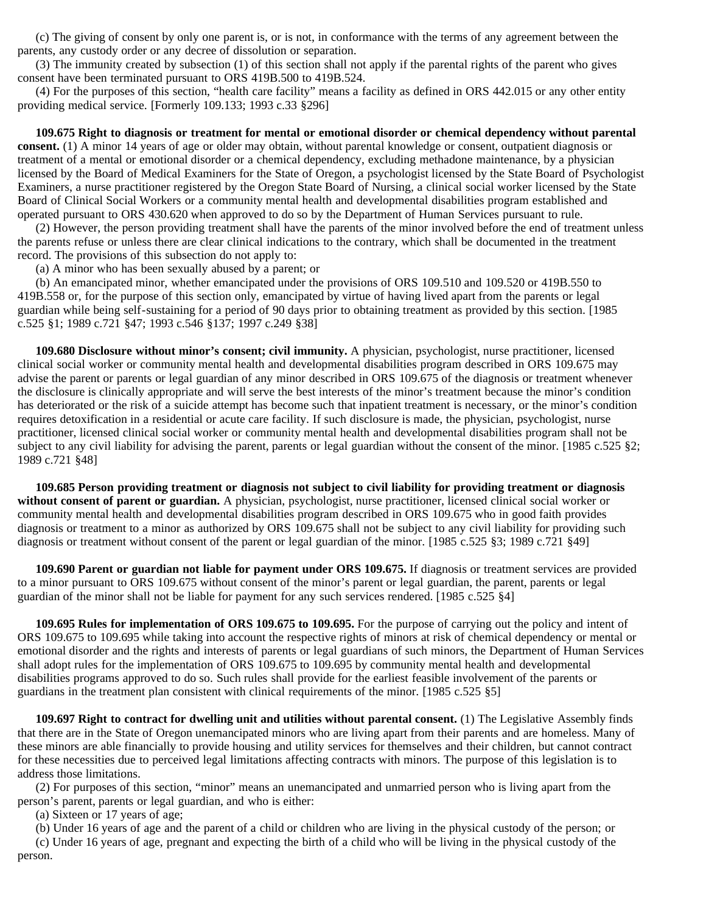(c) The giving of consent by only one parent is, or is not, in conformance with the terms of any agreement between the parents, any custody order or any decree of dissolution or separation.

(3) The immunity created by subsection (1) of this section shall not apply if the parental rights of the parent who gives consent have been terminated pursuant to ORS 419B.500 to 419B.524.

(4) For the purposes of this section, "health care facility" means a facility as defined in ORS 442.015 or any other entity providing medical service. [Formerly 109.133; 1993 c.33 §296]

**109.675 Right to diagnosis or treatment for mental or emotional disorder or chemical dependency without parental consent.** (1) A minor 14 years of age or older may obtain, without parental knowledge or consent, outpatient diagnosis or treatment of a mental or emotional disorder or a chemical dependency, excluding methadone maintenance, by a physician licensed by the Board of Medical Examiners for the State of Oregon, a psychologist licensed by the State Board of Psychologist Examiners, a nurse practitioner registered by the Oregon State Board of Nursing, a clinical social worker licensed by the State Board of Clinical Social Workers or a community mental health and developmental disabilities program established and operated pursuant to ORS 430.620 when approved to do so by the Department of Human Services pursuant to rule.

(2) However, the person providing treatment shall have the parents of the minor involved before the end of treatment unless the parents refuse or unless there are clear clinical indications to the contrary, which shall be documented in the treatment record. The provisions of this subsection do not apply to:

(a) A minor who has been sexually abused by a parent; or

(b) An emancipated minor, whether emancipated under the provisions of ORS 109.510 and 109.520 or 419B.550 to 419B.558 or, for the purpose of this section only, emancipated by virtue of having lived apart from the parents or legal guardian while being self-sustaining for a period of 90 days prior to obtaining treatment as provided by this section. [1985 c.525 §1; 1989 c.721 §47; 1993 c.546 §137; 1997 c.249 §38]

**109.680 Disclosure without minor's consent; civil immunity.** A physician, psychologist, nurse practitioner, licensed clinical social worker or community mental health and developmental disabilities program described in ORS 109.675 may advise the parent or parents or legal guardian of any minor described in ORS 109.675 of the diagnosis or treatment whenever the disclosure is clinically appropriate and will serve the best interests of the minor's treatment because the minor's condition has deteriorated or the risk of a suicide attempt has become such that inpatient treatment is necessary, or the minor's condition requires detoxification in a residential or acute care facility. If such disclosure is made, the physician, psychologist, nurse practitioner, licensed clinical social worker or community mental health and developmental disabilities program shall not be subject to any civil liability for advising the parent, parents or legal guardian without the consent of the minor. [1985 c.525 §2; 1989 c.721 §48]

**109.685 Person providing treatment or diagnosis not subject to civil liability for providing treatment or diagnosis without consent of parent or guardian.** A physician, psychologist, nurse practitioner, licensed clinical social worker or community mental health and developmental disabilities program described in ORS 109.675 who in good faith provides diagnosis or treatment to a minor as authorized by ORS 109.675 shall not be subject to any civil liability for providing such diagnosis or treatment without consent of the parent or legal guardian of the minor. [1985 c.525 §3; 1989 c.721 §49]

**109.690 Parent or guardian not liable for payment under ORS 109.675.** If diagnosis or treatment services are provided to a minor pursuant to ORS 109.675 without consent of the minor's parent or legal guardian, the parent, parents or legal guardian of the minor shall not be liable for payment for any such services rendered. [1985 c.525 §4]

**109.695 Rules for implementation of ORS 109.675 to 109.695.** For the purpose of carrying out the policy and intent of ORS 109.675 to 109.695 while taking into account the respective rights of minors at risk of chemical dependency or mental or emotional disorder and the rights and interests of parents or legal guardians of such minors, the Department of Human Services shall adopt rules for the implementation of ORS 109.675 to 109.695 by community mental health and developmental disabilities programs approved to do so. Such rules shall provide for the earliest feasible involvement of the parents or guardians in the treatment plan consistent with clinical requirements of the minor. [1985 c.525 §5]

**109.697 Right to contract for dwelling unit and utilities without parental consent.** (1) The Legislative Assembly finds that there are in the State of Oregon unemancipated minors who are living apart from their parents and are homeless. Many of these minors are able financially to provide housing and utility services for themselves and their children, but cannot contract for these necessities due to perceived legal limitations affecting contracts with minors. The purpose of this legislation is to address those limitations.

(2) For purposes of this section, "minor" means an unemancipated and unmarried person who is living apart from the person's parent, parents or legal guardian, and who is either:

(a) Sixteen or 17 years of age;

(b) Under 16 years of age and the parent of a child or children who are living in the physical custody of the person; or

(c) Under 16 years of age, pregnant and expecting the birth of a child who will be living in the physical custody of the person.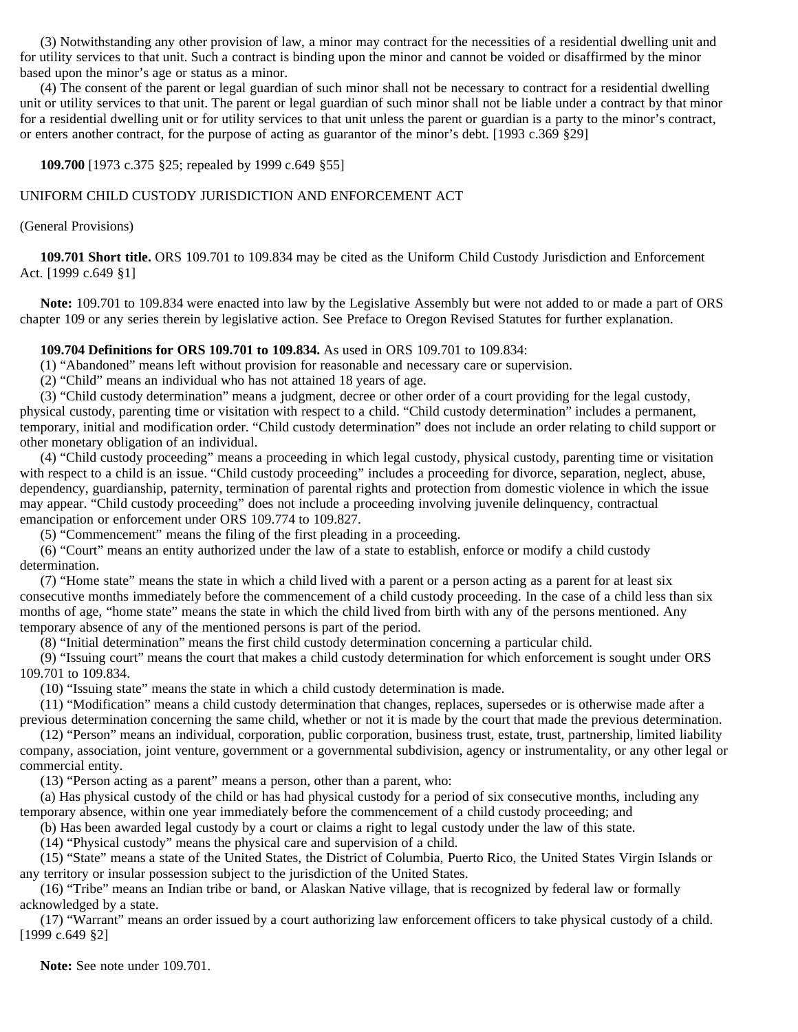(3) Notwithstanding any other provision of law, a minor may contract for the necessities of a residential dwelling unit and for utility services to that unit. Such a contract is binding upon the minor and cannot be voided or disaffirmed by the minor based upon the minor's age or status as a minor.

(4) The consent of the parent or legal guardian of such minor shall not be necessary to contract for a residential dwelling unit or utility services to that unit. The parent or legal guardian of such minor shall not be liable under a contract by that minor for a residential dwelling unit or for utility services to that unit unless the parent or guardian is a party to the minor's contract, or enters another contract, for the purpose of acting as guarantor of the minor's debt. [1993 c.369 §29]

**109.700** [1973 c.375 §25; repealed by 1999 c.649 §55]

UNIFORM CHILD CUSTODY JURISDICTION AND ENFORCEMENT ACT

(General Provisions)

**109.701 Short title.** ORS 109.701 to 109.834 may be cited as the Uniform Child Custody Jurisdiction and Enforcement Act. [1999 c.649 §1]

**Note:** 109.701 to 109.834 were enacted into law by the Legislative Assembly but were not added to or made a part of ORS chapter 109 or any series therein by legislative action. See Preface to Oregon Revised Statutes for further explanation.

**109.704 Definitions for ORS 109.701 to 109.834.** As used in ORS 109.701 to 109.834:

(1) "Abandoned" means left without provision for reasonable and necessary care or supervision.

(2) "Child" means an individual who has not attained 18 years of age.

(3) "Child custody determination" means a judgment, decree or other order of a court providing for the legal custody, physical custody, parenting time or visitation with respect to a child. "Child custody determination" includes a permanent, temporary, initial and modification order. "Child custody determination" does not include an order relating to child support or other monetary obligation of an individual.

(4) "Child custody proceeding" means a proceeding in which legal custody, physical custody, parenting time or visitation with respect to a child is an issue. "Child custody proceeding" includes a proceeding for divorce, separation, neglect, abuse, dependency, guardianship, paternity, termination of parental rights and protection from domestic violence in which the issue may appear. "Child custody proceeding" does not include a proceeding involving juvenile delinquency, contractual emancipation or enforcement under ORS 109.774 to 109.827.

(5) "Commencement" means the filing of the first pleading in a proceeding.

(6) "Court" means an entity authorized under the law of a state to establish, enforce or modify a child custody determination.

(7) "Home state" means the state in which a child lived with a parent or a person acting as a parent for at least six consecutive months immediately before the commencement of a child custody proceeding. In the case of a child less than six months of age, "home state" means the state in which the child lived from birth with any of the persons mentioned. Any temporary absence of any of the mentioned persons is part of the period.

(8) "Initial determination" means the first child custody determination concerning a particular child.

(9) "Issuing court" means the court that makes a child custody determination for which enforcement is sought under ORS 109.701 to 109.834.

(10) "Issuing state" means the state in which a child custody determination is made.

(11) "Modification" means a child custody determination that changes, replaces, supersedes or is otherwise made after a previous determination concerning the same child, whether or not it is made by the court that made the previous determination.

(12) "Person" means an individual, corporation, public corporation, business trust, estate, trust, partnership, limited liability company, association, joint venture, government or a governmental subdivision, agency or instrumentality, or any other legal or commercial entity.

(13) "Person acting as a parent" means a person, other than a parent, who:

(a) Has physical custody of the child or has had physical custody for a period of six consecutive months, including any temporary absence, within one year immediately before the commencement of a child custody proceeding; and

(b) Has been awarded legal custody by a court or claims a right to legal custody under the law of this state.

(14) "Physical custody" means the physical care and supervision of a child.

(15) "State" means a state of the United States, the District of Columbia, Puerto Rico, the United States Virgin Islands or any territory or insular possession subject to the jurisdiction of the United States.

(16) "Tribe" means an Indian tribe or band, or Alaskan Native village, that is recognized by federal law or formally acknowledged by a state.

(17) "Warrant" means an order issued by a court authorizing law enforcement officers to take physical custody of a child. [1999 c.649 §2]

**Note:** See note under 109.701.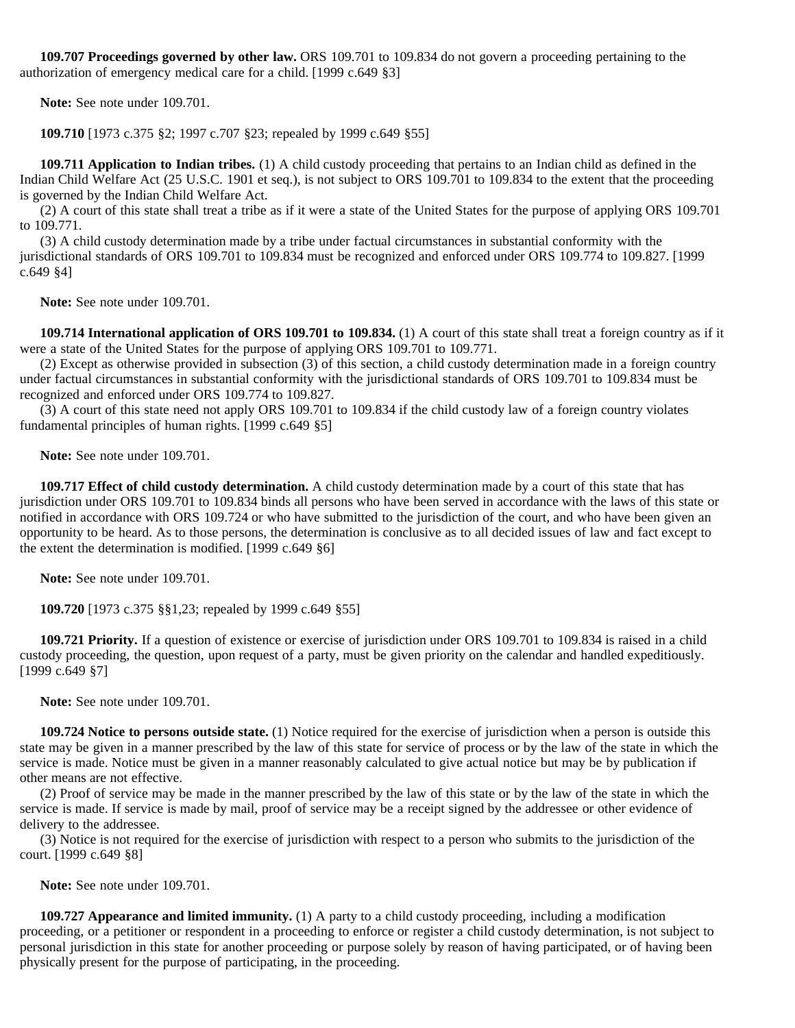**109.707 Proceedings governed by other law.** ORS 109.701 to 109.834 do not govern a proceeding pertaining to the authorization of emergency medical care for a child. [1999 c.649 §3]

**Note:** See note under 109.701.

**109.710** [1973 c.375 §2; 1997 c.707 §23; repealed by 1999 c.649 §55]

**109.711 Application to Indian tribes.** (1) A child custody proceeding that pertains to an Indian child as defined in the Indian Child Welfare Act (25 U.S.C. 1901 et seq.), is not subject to ORS 109.701 to 109.834 to the extent that the proceeding is governed by the Indian Child Welfare Act.

(2) A court of this state shall treat a tribe as if it were a state of the United States for the purpose of applying ORS 109.701 to 109.771.

(3) A child custody determination made by a tribe under factual circumstances in substantial conformity with the jurisdictional standards of ORS 109.701 to 109.834 must be recognized and enforced under ORS 109.774 to 109.827. [1999 c.649 §4]

**Note:** See note under 109.701.

**109.714 International application of ORS 109.701 to 109.834.** (1) A court of this state shall treat a foreign country as if it were a state of the United States for the purpose of applying ORS 109.701 to 109.771.

(2) Except as otherwise provided in subsection (3) of this section, a child custody determination made in a foreign country under factual circumstances in substantial conformity with the jurisdictional standards of ORS 109.701 to 109.834 must be recognized and enforced under ORS 109.774 to 109.827.

(3) A court of this state need not apply ORS 109.701 to 109.834 if the child custody law of a foreign country violates fundamental principles of human rights. [1999 c.649 §5]

**Note:** See note under 109.701.

**109.717 Effect of child custody determination.** A child custody determination made by a court of this state that has jurisdiction under ORS 109.701 to 109.834 binds all persons who have been served in accordance with the laws of this state or notified in accordance with ORS 109.724 or who have submitted to the jurisdiction of the court, and who have been given an opportunity to be heard. As to those persons, the determination is conclusive as to all decided issues of law and fact except to the extent the determination is modified. [1999 c.649 §6]

**Note:** See note under 109.701.

**109.720** [1973 c.375 §§1,23; repealed by 1999 c.649 §55]

**109.721 Priority.** If a question of existence or exercise of jurisdiction under ORS 109.701 to 109.834 is raised in a child custody proceeding, the question, upon request of a party, must be given priority on the calendar and handled expeditiously. [1999 c.649 §7]

**Note:** See note under 109.701.

**109.724 Notice to persons outside state.** (1) Notice required for the exercise of jurisdiction when a person is outside this state may be given in a manner prescribed by the law of this state for service of process or by the law of the state in which the service is made. Notice must be given in a manner reasonably calculated to give actual notice but may be by publication if other means are not effective.

(2) Proof of service may be made in the manner prescribed by the law of this state or by the law of the state in which the service is made. If service is made by mail, proof of service may be a receipt signed by the addressee or other evidence of delivery to the addressee.

(3) Notice is not required for the exercise of jurisdiction with respect to a person who submits to the jurisdiction of the court. [1999 c.649 §8]

**Note:** See note under 109.701.

**109.727 Appearance and limited immunity.** (1) A party to a child custody proceeding, including a modification proceeding, or a petitioner or respondent in a proceeding to enforce or register a child custody determination, is not subject to personal jurisdiction in this state for another proceeding or purpose solely by reason of having participated, or of having been physically present for the purpose of participating, in the proceeding.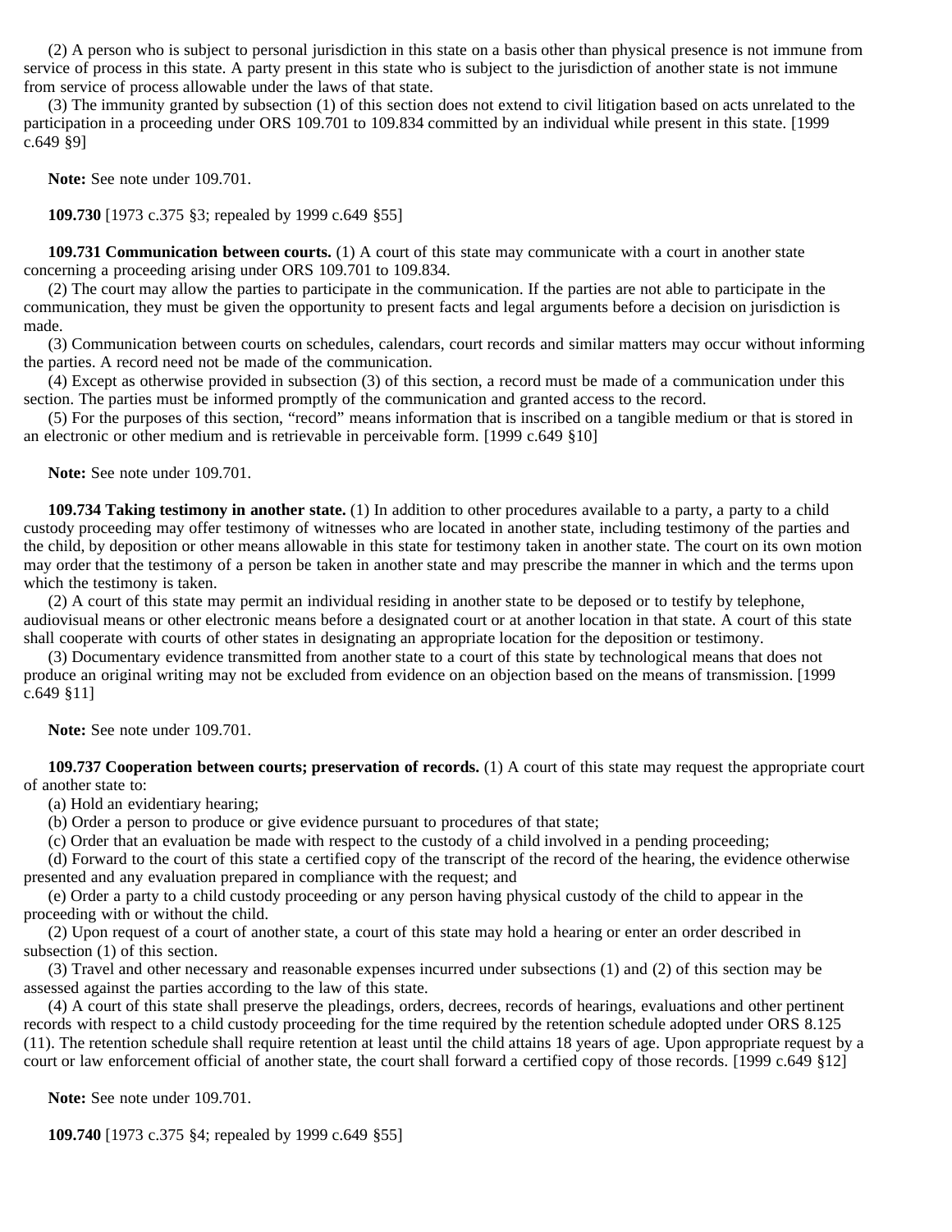(2) A person who is subject to personal jurisdiction in this state on a basis other than physical presence is not immune from service of process in this state. A party present in this state who is subject to the jurisdiction of another state is not immune from service of process allowable under the laws of that state.

(3) The immunity granted by subsection (1) of this section does not extend to civil litigation based on acts unrelated to the participation in a proceeding under ORS 109.701 to 109.834 committed by an individual while present in this state. [1999 c.649 §9]

**Note:** See note under 109.701.

**109.730** [1973 c.375 §3; repealed by 1999 c.649 §55]

**109.731 Communication between courts.** (1) A court of this state may communicate with a court in another state concerning a proceeding arising under ORS 109.701 to 109.834.

(2) The court may allow the parties to participate in the communication. If the parties are not able to participate in the communication, they must be given the opportunity to present facts and legal arguments before a decision on jurisdiction is made.

(3) Communication between courts on schedules, calendars, court records and similar matters may occur without informing the parties. A record need not be made of the communication.

(4) Except as otherwise provided in subsection (3) of this section, a record must be made of a communication under this section. The parties must be informed promptly of the communication and granted access to the record.

(5) For the purposes of this section, "record" means information that is inscribed on a tangible medium or that is stored in an electronic or other medium and is retrievable in perceivable form. [1999 c.649 §10]

**Note:** See note under 109.701.

**109.734 Taking testimony in another state.** (1) In addition to other procedures available to a party, a party to a child custody proceeding may offer testimony of witnesses who are located in another state, including testimony of the parties and the child, by deposition or other means allowable in this state for testimony taken in another state. The court on its own motion may order that the testimony of a person be taken in another state and may prescribe the manner in which and the terms upon which the testimony is taken.

(2) A court of this state may permit an individual residing in another state to be deposed or to testify by telephone, audiovisual means or other electronic means before a designated court or at another location in that state. A court of this state shall cooperate with courts of other states in designating an appropriate location for the deposition or testimony.

(3) Documentary evidence transmitted from another state to a court of this state by technological means that does not produce an original writing may not be excluded from evidence on an objection based on the means of transmission. [1999 c.649 §11]

**Note:** See note under 109.701.

**109.737 Cooperation between courts; preservation of records.** (1) A court of this state may request the appropriate court of another state to:

(a) Hold an evidentiary hearing;

(b) Order a person to produce or give evidence pursuant to procedures of that state;

(c) Order that an evaluation be made with respect to the custody of a child involved in a pending proceeding;

(d) Forward to the court of this state a certified copy of the transcript of the record of the hearing, the evidence otherwise presented and any evaluation prepared in compliance with the request; and

(e) Order a party to a child custody proceeding or any person having physical custody of the child to appear in the proceeding with or without the child.

(2) Upon request of a court of another state, a court of this state may hold a hearing or enter an order described in subsection (1) of this section.

(3) Travel and other necessary and reasonable expenses incurred under subsections (1) and (2) of this section may be assessed against the parties according to the law of this state.

(4) A court of this state shall preserve the pleadings, orders, decrees, records of hearings, evaluations and other pertinent records with respect to a child custody proceeding for the time required by the retention schedule adopted under ORS 8.125 (11). The retention schedule shall require retention at least until the child attains 18 years of age. Upon appropriate request by a court or law enforcement official of another state, the court shall forward a certified copy of those records. [1999 c.649 §12]

**Note:** See note under 109.701.

**109.740** [1973 c.375 §4; repealed by 1999 c.649 §55]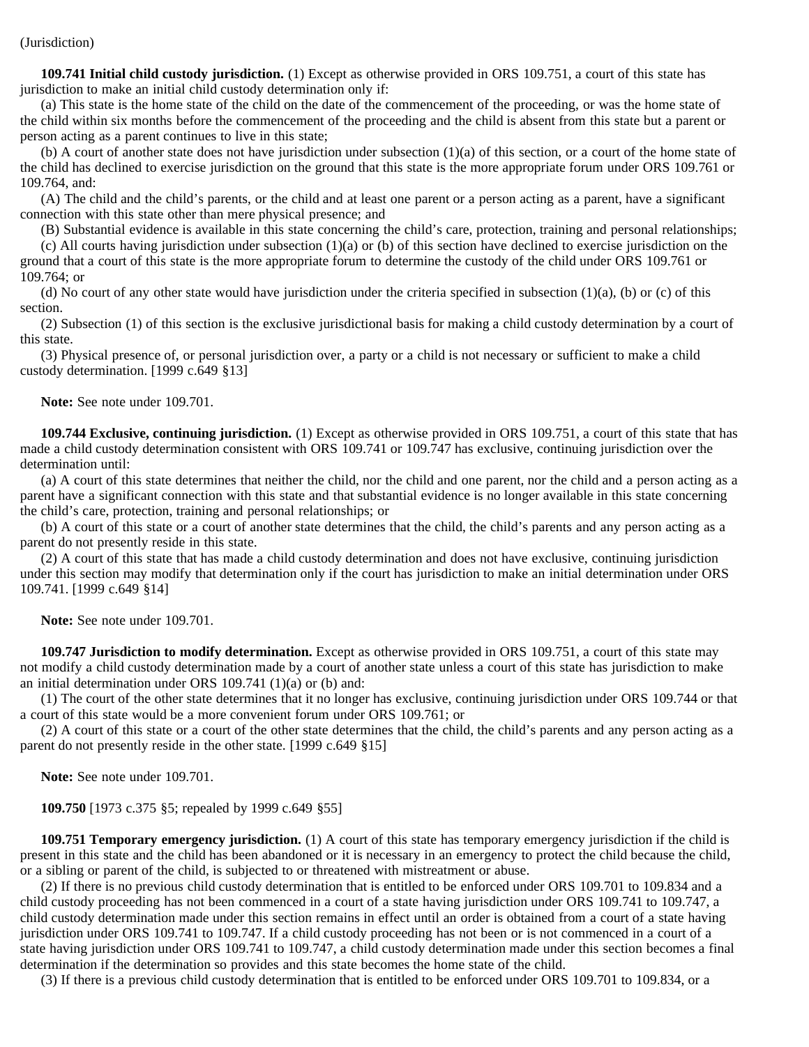(Jurisdiction)

**109.741 Initial child custody jurisdiction.** (1) Except as otherwise provided in ORS 109.751, a court of this state has jurisdiction to make an initial child custody determination only if:

(a) This state is the home state of the child on the date of the commencement of the proceeding, or was the home state of the child within six months before the commencement of the proceeding and the child is absent from this state but a parent or person acting as a parent continues to live in this state;

(b) A court of another state does not have jurisdiction under subsection (1)(a) of this section, or a court of the home state of the child has declined to exercise jurisdiction on the ground that this state is the more appropriate forum under ORS 109.761 or 109.764, and:

(A) The child and the child's parents, or the child and at least one parent or a person acting as a parent, have a significant connection with this state other than mere physical presence; and

(B) Substantial evidence is available in this state concerning the child's care, protection, training and personal relationships;

(c) All courts having jurisdiction under subsection (1)(a) or (b) of this section have declined to exercise jurisdiction on the ground that a court of this state is the more appropriate forum to determine the custody of the child under ORS 109.761 or 109.764; or

(d) No court of any other state would have jurisdiction under the criteria specified in subsection (1)(a), (b) or (c) of this section.

(2) Subsection (1) of this section is the exclusive jurisdictional basis for making a child custody determination by a court of this state.

(3) Physical presence of, or personal jurisdiction over, a party or a child is not necessary or sufficient to make a child custody determination. [1999 c.649 §13]

**Note:** See note under 109.701.

**109.744 Exclusive, continuing jurisdiction.** (1) Except as otherwise provided in ORS 109.751, a court of this state that has made a child custody determination consistent with ORS 109.741 or 109.747 has exclusive, continuing jurisdiction over the determination until:

(a) A court of this state determines that neither the child, nor the child and one parent, nor the child and a person acting as a parent have a significant connection with this state and that substantial evidence is no longer available in this state concerning the child's care, protection, training and personal relationships; or

(b) A court of this state or a court of another state determines that the child, the child's parents and any person acting as a parent do not presently reside in this state.

(2) A court of this state that has made a child custody determination and does not have exclusive, continuing jurisdiction under this section may modify that determination only if the court has jurisdiction to make an initial determination under ORS 109.741. [1999 c.649 §14]

**Note:** See note under 109.701.

**109.747 Jurisdiction to modify determination.** Except as otherwise provided in ORS 109.751, a court of this state may not modify a child custody determination made by a court of another state unless a court of this state has jurisdiction to make an initial determination under ORS 109.741 (1)(a) or (b) and:

(1) The court of the other state determines that it no longer has exclusive, continuing jurisdiction under ORS 109.744 or that a court of this state would be a more convenient forum under ORS 109.761; or

(2) A court of this state or a court of the other state determines that the child, the child's parents and any person acting as a parent do not presently reside in the other state. [1999 c.649 §15]

**Note:** See note under 109.701.

**109.750** [1973 c.375 §5; repealed by 1999 c.649 §55]

**109.751 Temporary emergency jurisdiction.** (1) A court of this state has temporary emergency jurisdiction if the child is present in this state and the child has been abandoned or it is necessary in an emergency to protect the child because the child, or a sibling or parent of the child, is subjected to or threatened with mistreatment or abuse.

(2) If there is no previous child custody determination that is entitled to be enforced under ORS 109.701 to 109.834 and a child custody proceeding has not been commenced in a court of a state having jurisdiction under ORS 109.741 to 109.747, a child custody determination made under this section remains in effect until an order is obtained from a court of a state having jurisdiction under ORS 109.741 to 109.747. If a child custody proceeding has not been or is not commenced in a court of a state having jurisdiction under ORS 109.741 to 109.747, a child custody determination made under this section becomes a final determination if the determination so provides and this state becomes the home state of the child.

(3) If there is a previous child custody determination that is entitled to be enforced under ORS 109.701 to 109.834, or a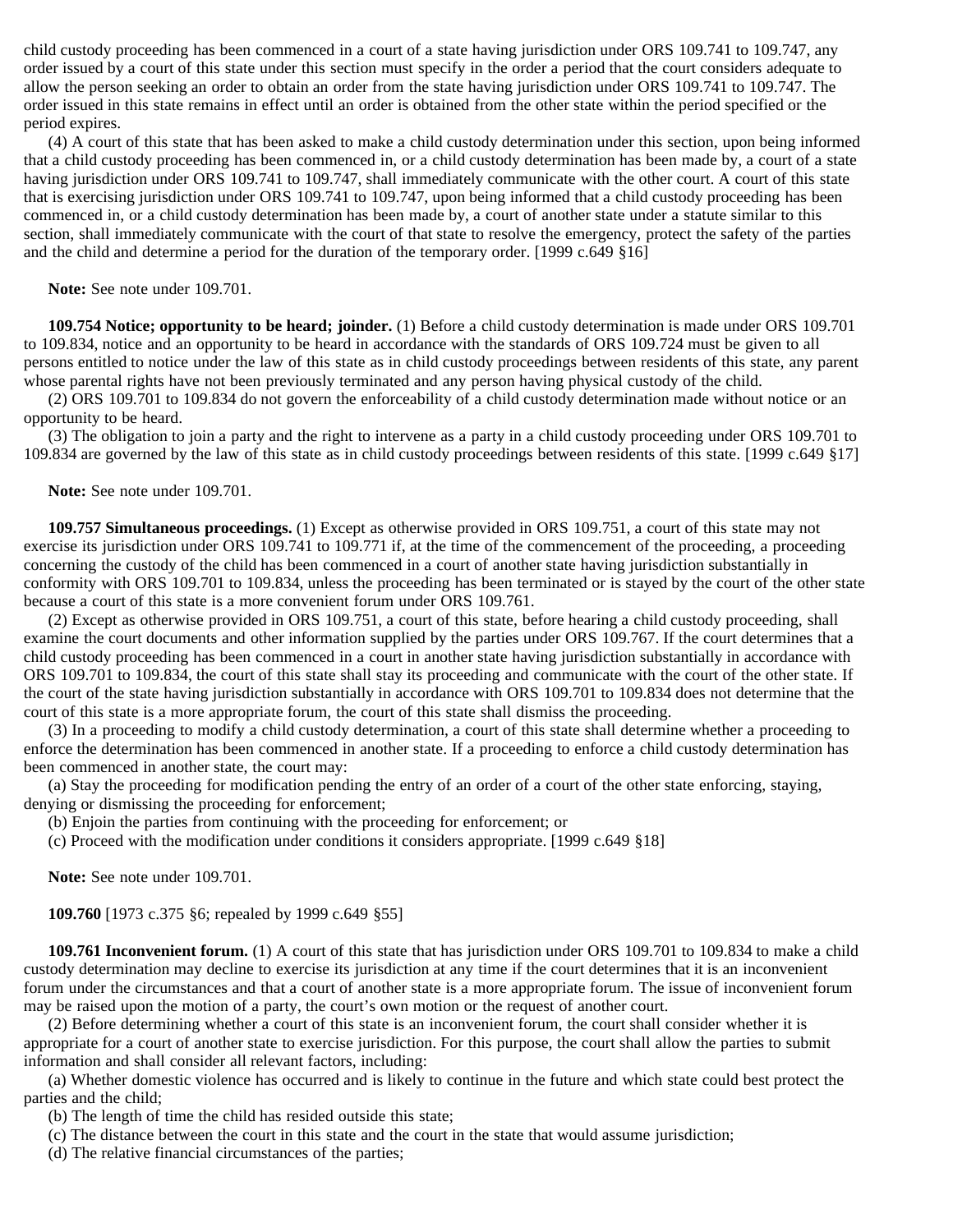child custody proceeding has been commenced in a court of a state having jurisdiction under ORS 109.741 to 109.747, any order issued by a court of this state under this section must specify in the order a period that the court considers adequate to allow the person seeking an order to obtain an order from the state having jurisdiction under ORS 109.741 to 109.747. The order issued in this state remains in effect until an order is obtained from the other state within the period specified or the period expires.

(4) A court of this state that has been asked to make a child custody determination under this section, upon being informed that a child custody proceeding has been commenced in, or a child custody determination has been made by, a court of a state having jurisdiction under ORS 109.741 to 109.747, shall immediately communicate with the other court. A court of this state that is exercising jurisdiction under ORS 109.741 to 109.747, upon being informed that a child custody proceeding has been commenced in, or a child custody determination has been made by, a court of another state under a statute similar to this section, shall immediately communicate with the court of that state to resolve the emergency, protect the safety of the parties and the child and determine a period for the duration of the temporary order. [1999 c.649 §16]

**Note:** See note under 109.701.

**109.754 Notice; opportunity to be heard; joinder.** (1) Before a child custody determination is made under ORS 109.701 to 109.834, notice and an opportunity to be heard in accordance with the standards of ORS 109.724 must be given to all persons entitled to notice under the law of this state as in child custody proceedings between residents of this state, any parent whose parental rights have not been previously terminated and any person having physical custody of the child.

(2) ORS 109.701 to 109.834 do not govern the enforceability of a child custody determination made without notice or an opportunity to be heard.

(3) The obligation to join a party and the right to intervene as a party in a child custody proceeding under ORS 109.701 to 109.834 are governed by the law of this state as in child custody proceedings between residents of this state. [1999 c.649 §17]

**Note:** See note under 109.701.

**109.757 Simultaneous proceedings.** (1) Except as otherwise provided in ORS 109.751, a court of this state may not exercise its jurisdiction under ORS 109.741 to 109.771 if, at the time of the commencement of the proceeding, a proceeding concerning the custody of the child has been commenced in a court of another state having jurisdiction substantially in conformity with ORS 109.701 to 109.834, unless the proceeding has been terminated or is stayed by the court of the other state because a court of this state is a more convenient forum under ORS 109.761.

(2) Except as otherwise provided in ORS 109.751, a court of this state, before hearing a child custody proceeding, shall examine the court documents and other information supplied by the parties under ORS 109.767. If the court determines that a child custody proceeding has been commenced in a court in another state having jurisdiction substantially in accordance with ORS 109.701 to 109.834, the court of this state shall stay its proceeding and communicate with the court of the other state. If the court of the state having jurisdiction substantially in accordance with ORS 109.701 to 109.834 does not determine that the court of this state is a more appropriate forum, the court of this state shall dismiss the proceeding.

(3) In a proceeding to modify a child custody determination, a court of this state shall determine whether a proceeding to enforce the determination has been commenced in another state. If a proceeding to enforce a child custody determination has been commenced in another state, the court may:

(a) Stay the proceeding for modification pending the entry of an order of a court of the other state enforcing, staying, denying or dismissing the proceeding for enforcement;

(b) Enjoin the parties from continuing with the proceeding for enforcement; or

(c) Proceed with the modification under conditions it considers appropriate. [1999 c.649 §18]

**Note:** See note under 109.701.

**109.760** [1973 c.375 §6; repealed by 1999 c.649 §55]

**109.761 Inconvenient forum.** (1) A court of this state that has jurisdiction under ORS 109.701 to 109.834 to make a child custody determination may decline to exercise its jurisdiction at any time if the court determines that it is an inconvenient forum under the circumstances and that a court of another state is a more appropriate forum. The issue of inconvenient forum may be raised upon the motion of a party, the court's own motion or the request of another court.

(2) Before determining whether a court of this state is an inconvenient forum, the court shall consider whether it is appropriate for a court of another state to exercise jurisdiction. For this purpose, the court shall allow the parties to submit information and shall consider all relevant factors, including:

(a) Whether domestic violence has occurred and is likely to continue in the future and which state could best protect the parties and the child;

(b) The length of time the child has resided outside this state;

(c) The distance between the court in this state and the court in the state that would assume jurisdiction;

(d) The relative financial circumstances of the parties;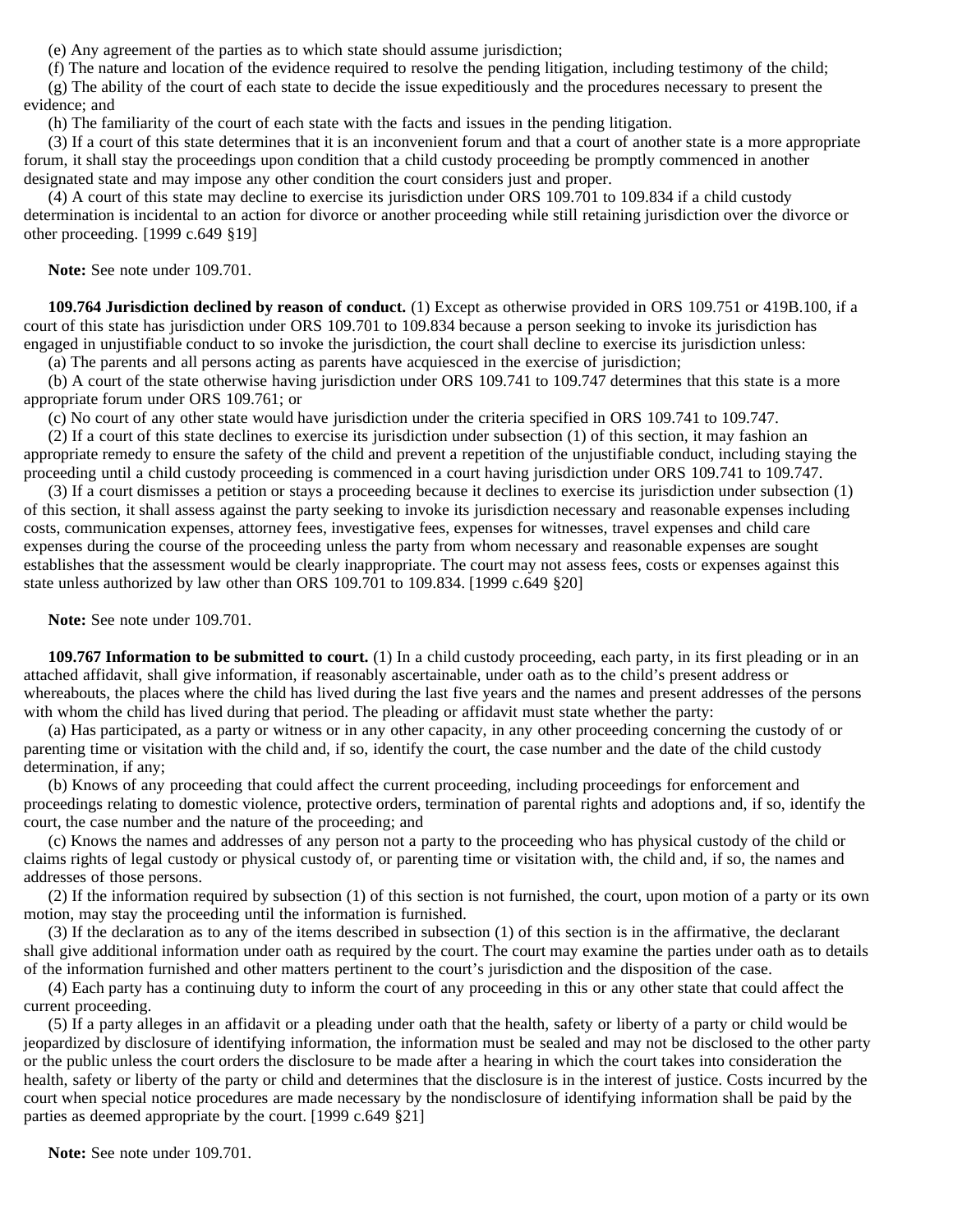(e) Any agreement of the parties as to which state should assume jurisdiction;

(f) The nature and location of the evidence required to resolve the pending litigation, including testimony of the child;

(g) The ability of the court of each state to decide the issue expeditiously and the procedures necessary to present the evidence; and

(h) The familiarity of the court of each state with the facts and issues in the pending litigation.

(3) If a court of this state determines that it is an inconvenient forum and that a court of another state is a more appropriate forum, it shall stay the proceedings upon condition that a child custody proceeding be promptly commenced in another designated state and may impose any other condition the court considers just and proper.

(4) A court of this state may decline to exercise its jurisdiction under ORS 109.701 to 109.834 if a child custody determination is incidental to an action for divorce or another proceeding while still retaining jurisdiction over the divorce or other proceeding. [1999 c.649 §19]

**Note:** See note under 109.701.

**109.764 Jurisdiction declined by reason of conduct.** (1) Except as otherwise provided in ORS 109.751 or 419B.100, if a court of this state has jurisdiction under ORS 109.701 to 109.834 because a person seeking to invoke its jurisdiction has engaged in unjustifiable conduct to so invoke the jurisdiction, the court shall decline to exercise its jurisdiction unless:

(a) The parents and all persons acting as parents have acquiesced in the exercise of jurisdiction;

(b) A court of the state otherwise having jurisdiction under ORS 109.741 to 109.747 determines that this state is a more appropriate forum under ORS 109.761; or

(c) No court of any other state would have jurisdiction under the criteria specified in ORS 109.741 to 109.747.

(2) If a court of this state declines to exercise its jurisdiction under subsection (1) of this section, it may fashion an appropriate remedy to ensure the safety of the child and prevent a repetition of the unjustifiable conduct, including staying the proceeding until a child custody proceeding is commenced in a court having jurisdiction under ORS 109.741 to 109.747.

(3) If a court dismisses a petition or stays a proceeding because it declines to exercise its jurisdiction under subsection (1) of this section, it shall assess against the party seeking to invoke its jurisdiction necessary and reasonable expenses including costs, communication expenses, attorney fees, investigative fees, expenses for witnesses, travel expenses and child care expenses during the course of the proceeding unless the party from whom necessary and reasonable expenses are sought establishes that the assessment would be clearly inappropriate. The court may not assess fees, costs or expenses against this state unless authorized by law other than ORS 109.701 to 109.834. [1999 c.649 §20]

**Note:** See note under 109.701.

**109.767 Information to be submitted to court.** (1) In a child custody proceeding, each party, in its first pleading or in an attached affidavit, shall give information, if reasonably ascertainable, under oath as to the child's present address or whereabouts, the places where the child has lived during the last five years and the names and present addresses of the persons with whom the child has lived during that period. The pleading or affidavit must state whether the party:

(a) Has participated, as a party or witness or in any other capacity, in any other proceeding concerning the custody of or parenting time or visitation with the child and, if so, identify the court, the case number and the date of the child custody determination, if any;

(b) Knows of any proceeding that could affect the current proceeding, including proceedings for enforcement and proceedings relating to domestic violence, protective orders, termination of parental rights and adoptions and, if so, identify the court, the case number and the nature of the proceeding; and

(c) Knows the names and addresses of any person not a party to the proceeding who has physical custody of the child or claims rights of legal custody or physical custody of, or parenting time or visitation with, the child and, if so, the names and addresses of those persons.

(2) If the information required by subsection (1) of this section is not furnished, the court, upon motion of a party or its own motion, may stay the proceeding until the information is furnished.

(3) If the declaration as to any of the items described in subsection (1) of this section is in the affirmative, the declarant shall give additional information under oath as required by the court. The court may examine the parties under oath as to details of the information furnished and other matters pertinent to the court's jurisdiction and the disposition of the case.

(4) Each party has a continuing duty to inform the court of any proceeding in this or any other state that could affect the current proceeding.

(5) If a party alleges in an affidavit or a pleading under oath that the health, safety or liberty of a party or child would be jeopardized by disclosure of identifying information, the information must be sealed and may not be disclosed to the other party or the public unless the court orders the disclosure to be made after a hearing in which the court takes into consideration the health, safety or liberty of the party or child and determines that the disclosure is in the interest of justice. Costs incurred by the court when special notice procedures are made necessary by the nondisclosure of identifying information shall be paid by the parties as deemed appropriate by the court. [1999 c.649 §21]

**Note:** See note under 109.701.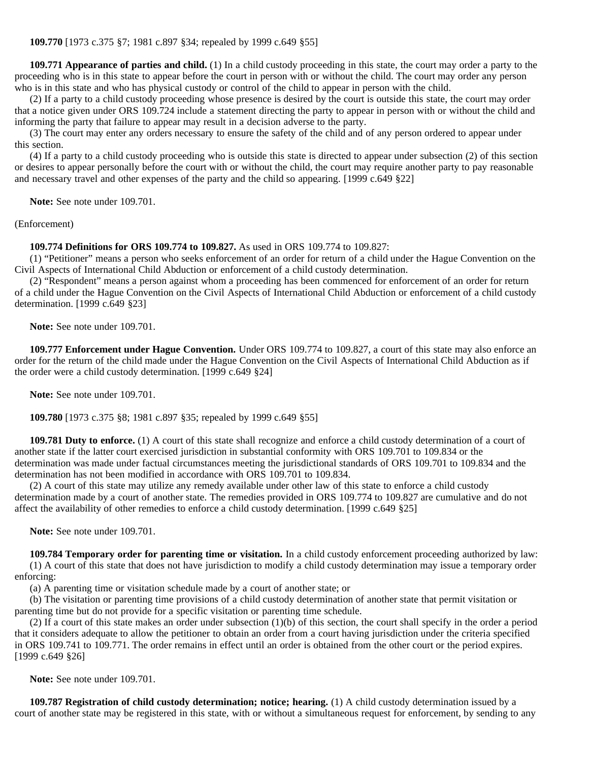**109.770** [1973 c.375 §7; 1981 c.897 §34; repealed by 1999 c.649 §55]

**109.771 Appearance of parties and child.** (1) In a child custody proceeding in this state, the court may order a party to the proceeding who is in this state to appear before the court in person with or without the child. The court may order any person who is in this state and who has physical custody or control of the child to appear in person with the child.

(2) If a party to a child custody proceeding whose presence is desired by the court is outside this state, the court may order that a notice given under ORS 109.724 include a statement directing the party to appear in person with or without the child and informing the party that failure to appear may result in a decision adverse to the party.

(3) The court may enter any orders necessary to ensure the safety of the child and of any person ordered to appear under this section.

(4) If a party to a child custody proceeding who is outside this state is directed to appear under subsection (2) of this section or desires to appear personally before the court with or without the child, the court may require another party to pay reasonable and necessary travel and other expenses of the party and the child so appearing. [1999 c.649 §22]

**Note:** See note under 109.701.

(Enforcement)

**109.774 Definitions for ORS 109.774 to 109.827.** As used in ORS 109.774 to 109.827:

(1) "Petitioner" means a person who seeks enforcement of an order for return of a child under the Hague Convention on the Civil Aspects of International Child Abduction or enforcement of a child custody determination.

(2) "Respondent" means a person against whom a proceeding has been commenced for enforcement of an order for return of a child under the Hague Convention on the Civil Aspects of International Child Abduction or enforcement of a child custody determination. [1999 c.649 §23]

**Note:** See note under 109.701.

**109.777 Enforcement under Hague Convention.** Under ORS 109.774 to 109.827, a court of this state may also enforce an order for the return of the child made under the Hague Convention on the Civil Aspects of International Child Abduction as if the order were a child custody determination. [1999 c.649 §24]

**Note:** See note under 109.701.

**109.780** [1973 c.375 §8; 1981 c.897 §35; repealed by 1999 c.649 §55]

**109.781 Duty to enforce.** (1) A court of this state shall recognize and enforce a child custody determination of a court of another state if the latter court exercised jurisdiction in substantial conformity with ORS 109.701 to 109.834 or the determination was made under factual circumstances meeting the jurisdictional standards of ORS 109.701 to 109.834 and the determination has not been modified in accordance with ORS 109.701 to 109.834.

(2) A court of this state may utilize any remedy available under other law of this state to enforce a child custody determination made by a court of another state. The remedies provided in ORS 109.774 to 109.827 are cumulative and do not affect the availability of other remedies to enforce a child custody determination. [1999 c.649 §25]

**Note:** See note under 109.701.

**109.784 Temporary order for parenting time or visitation.** In a child custody enforcement proceeding authorized by law:

(1) A court of this state that does not have jurisdiction to modify a child custody determination may issue a temporary order enforcing:

(a) A parenting time or visitation schedule made by a court of another state; or

(b) The visitation or parenting time provisions of a child custody determination of another state that permit visitation or parenting time but do not provide for a specific visitation or parenting time schedule.

(2) If a court of this state makes an order under subsection (1)(b) of this section, the court shall specify in the order a period that it considers adequate to allow the petitioner to obtain an order from a court having jurisdiction under the criteria specified in ORS 109.741 to 109.771. The order remains in effect until an order is obtained from the other court or the period expires. [1999 c.649 §26]

**Note:** See note under 109.701.

**109.787 Registration of child custody determination; notice; hearing.** (1) A child custody determination issued by a court of another state may be registered in this state, with or without a simultaneous request for enforcement, by sending to any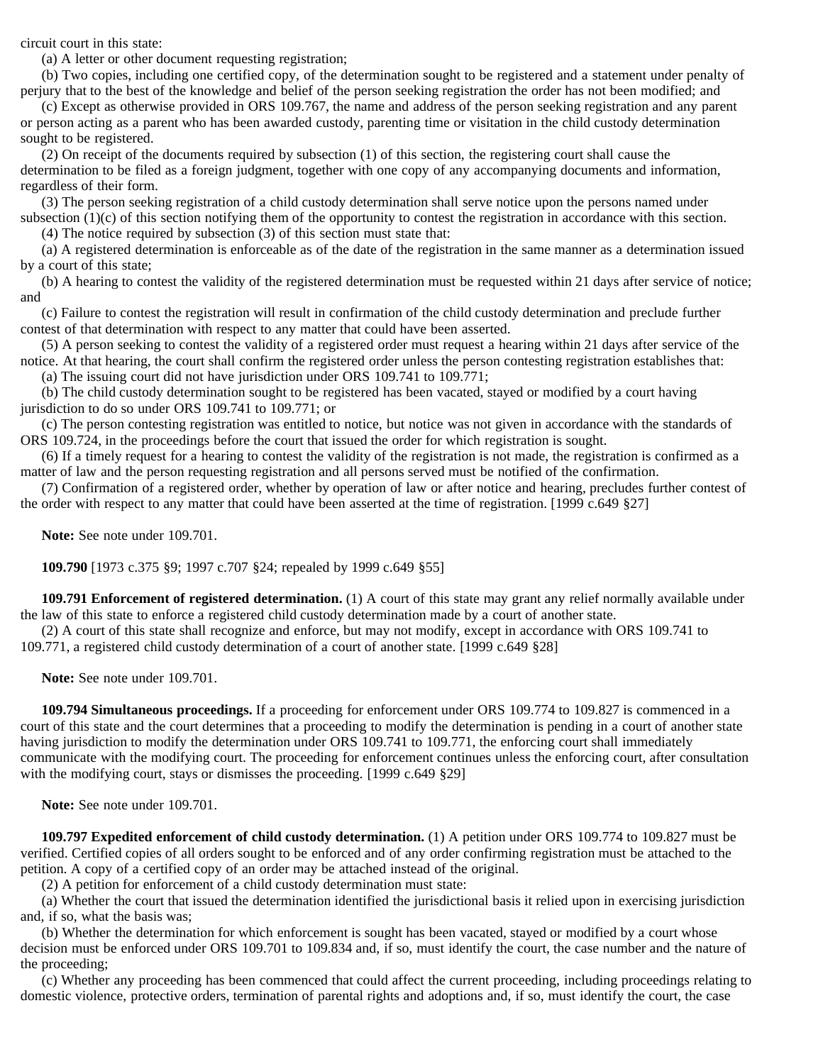circuit court in this state:

(a) A letter or other document requesting registration;

(b) Two copies, including one certified copy, of the determination sought to be registered and a statement under penalty of perjury that to the best of the knowledge and belief of the person seeking registration the order has not been modified; and

(c) Except as otherwise provided in ORS 109.767, the name and address of the person seeking registration and any parent or person acting as a parent who has been awarded custody, parenting time or visitation in the child custody determination sought to be registered.

(2) On receipt of the documents required by subsection (1) of this section, the registering court shall cause the determination to be filed as a foreign judgment, together with one copy of any accompanying documents and information, regardless of their form.

(3) The person seeking registration of a child custody determination shall serve notice upon the persons named under subsection (1)(c) of this section notifying them of the opportunity to contest the registration in accordance with this section.

(4) The notice required by subsection (3) of this section must state that:

(a) A registered determination is enforceable as of the date of the registration in the same manner as a determination issued by a court of this state;

(b) A hearing to contest the validity of the registered determination must be requested within 21 days after service of notice; and

(c) Failure to contest the registration will result in confirmation of the child custody determination and preclude further contest of that determination with respect to any matter that could have been asserted.

(5) A person seeking to contest the validity of a registered order must request a hearing within 21 days after service of the notice. At that hearing, the court shall confirm the registered order unless the person contesting registration establishes that:

(a) The issuing court did not have jurisdiction under ORS 109.741 to 109.771;

(b) The child custody determination sought to be registered has been vacated, stayed or modified by a court having jurisdiction to do so under ORS 109.741 to 109.771; or

(c) The person contesting registration was entitled to notice, but notice was not given in accordance with the standards of ORS 109.724, in the proceedings before the court that issued the order for which registration is sought.

(6) If a timely request for a hearing to contest the validity of the registration is not made, the registration is confirmed as a matter of law and the person requesting registration and all persons served must be notified of the confirmation.

(7) Confirmation of a registered order, whether by operation of law or after notice and hearing, precludes further contest of the order with respect to any matter that could have been asserted at the time of registration. [1999 c.649 §27]

**Note:** See note under 109.701.

**109.790** [1973 c.375 §9; 1997 c.707 §24; repealed by 1999 c.649 §55]

**109.791 Enforcement of registered determination.** (1) A court of this state may grant any relief normally available under the law of this state to enforce a registered child custody determination made by a court of another state.

(2) A court of this state shall recognize and enforce, but may not modify, except in accordance with ORS 109.741 to 109.771, a registered child custody determination of a court of another state. [1999 c.649 §28]

**Note:** See note under 109.701.

**109.794 Simultaneous proceedings.** If a proceeding for enforcement under ORS 109.774 to 109.827 is commenced in a court of this state and the court determines that a proceeding to modify the determination is pending in a court of another state having jurisdiction to modify the determination under ORS 109.741 to 109.771, the enforcing court shall immediately communicate with the modifying court. The proceeding for enforcement continues unless the enforcing court, after consultation with the modifying court, stays or dismisses the proceeding. [1999 c.649 §29]

**Note:** See note under 109.701.

**109.797 Expedited enforcement of child custody determination.** (1) A petition under ORS 109.774 to 109.827 must be verified. Certified copies of all orders sought to be enforced and of any order confirming registration must be attached to the petition. A copy of a certified copy of an order may be attached instead of the original.

(2) A petition for enforcement of a child custody determination must state:

(a) Whether the court that issued the determination identified the jurisdictional basis it relied upon in exercising jurisdiction and, if so, what the basis was;

(b) Whether the determination for which enforcement is sought has been vacated, stayed or modified by a court whose decision must be enforced under ORS 109.701 to 109.834 and, if so, must identify the court, the case number and the nature of the proceeding;

(c) Whether any proceeding has been commenced that could affect the current proceeding, including proceedings relating to domestic violence, protective orders, termination of parental rights and adoptions and, if so, must identify the court, the case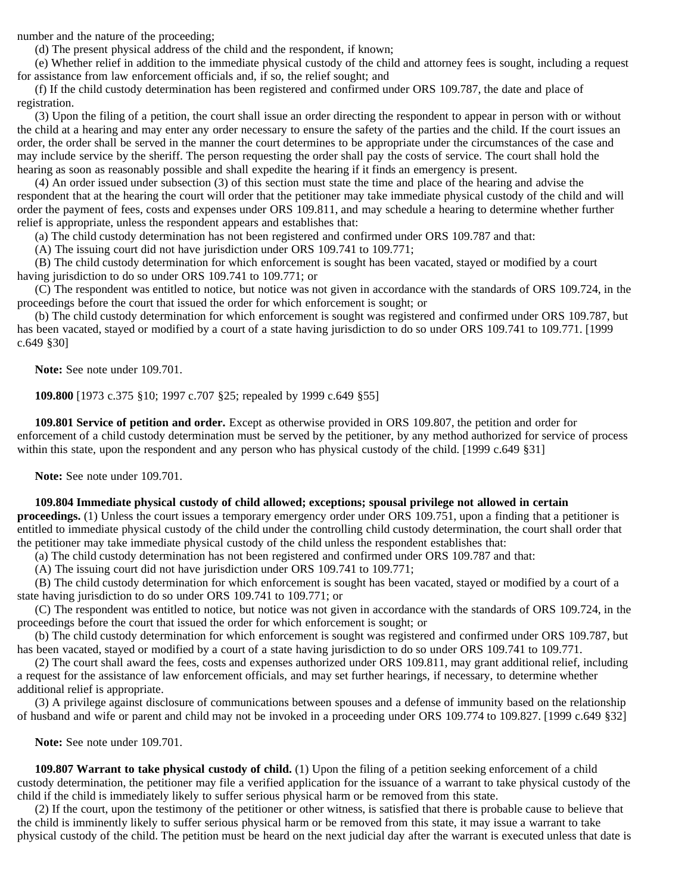number and the nature of the proceeding;

(d) The present physical address of the child and the respondent, if known;

(e) Whether relief in addition to the immediate physical custody of the child and attorney fees is sought, including a request for assistance from law enforcement officials and, if so, the relief sought; and

(f) If the child custody determination has been registered and confirmed under ORS 109.787, the date and place of registration.

(3) Upon the filing of a petition, the court shall issue an order directing the respondent to appear in person with or without the child at a hearing and may enter any order necessary to ensure the safety of the parties and the child. If the court issues an order, the order shall be served in the manner the court determines to be appropriate under the circumstances of the case and may include service by the sheriff. The person requesting the order shall pay the costs of service. The court shall hold the hearing as soon as reasonably possible and shall expedite the hearing if it finds an emergency is present.

(4) An order issued under subsection (3) of this section must state the time and place of the hearing and advise the respondent that at the hearing the court will order that the petitioner may take immediate physical custody of the child and will order the payment of fees, costs and expenses under ORS 109.811, and may schedule a hearing to determine whether further relief is appropriate, unless the respondent appears and establishes that:

(a) The child custody determination has not been registered and confirmed under ORS 109.787 and that:

(A) The issuing court did not have jurisdiction under ORS 109.741 to 109.771;

(B) The child custody determination for which enforcement is sought has been vacated, stayed or modified by a court having jurisdiction to do so under ORS 109.741 to 109.771; or

(C) The respondent was entitled to notice, but notice was not given in accordance with the standards of ORS 109.724, in the proceedings before the court that issued the order for which enforcement is sought; or

(b) The child custody determination for which enforcement is sought was registered and confirmed under ORS 109.787, but has been vacated, stayed or modified by a court of a state having jurisdiction to do so under ORS 109.741 to 109.771. [1999 c.649 §30]

**Note:** See note under 109.701.

**109.800** [1973 c.375 §10; 1997 c.707 §25; repealed by 1999 c.649 §55]

**109.801 Service of petition and order.** Except as otherwise provided in ORS 109.807, the petition and order for enforcement of a child custody determination must be served by the petitioner, by any method authorized for service of process within this state, upon the respondent and any person who has physical custody of the child. [1999 c.649 §31]

**Note:** See note under 109.701.

**109.804 Immediate physical custody of child allowed; exceptions; spousal privilege not allowed in certain proceedings.** (1) Unless the court issues a temporary emergency order under ORS 109.751, upon a finding that a petitioner is entitled to immediate physical custody of the child under the controlling child custody determination, the court shall order that the petitioner may take immediate physical custody of the child unless the respondent establishes that:

(a) The child custody determination has not been registered and confirmed under ORS 109.787 and that:

(A) The issuing court did not have jurisdiction under ORS 109.741 to 109.771;

(B) The child custody determination for which enforcement is sought has been vacated, stayed or modified by a court of a state having jurisdiction to do so under ORS 109.741 to 109.771; or

(C) The respondent was entitled to notice, but notice was not given in accordance with the standards of ORS 109.724, in the proceedings before the court that issued the order for which enforcement is sought; or

(b) The child custody determination for which enforcement is sought was registered and confirmed under ORS 109.787, but has been vacated, stayed or modified by a court of a state having jurisdiction to do so under ORS 109.741 to 109.771.

(2) The court shall award the fees, costs and expenses authorized under ORS 109.811, may grant additional relief, including a request for the assistance of law enforcement officials, and may set further hearings, if necessary, to determine whether additional relief is appropriate.

(3) A privilege against disclosure of communications between spouses and a defense of immunity based on the relationship of husband and wife or parent and child may not be invoked in a proceeding under ORS 109.774 to 109.827. [1999 c.649 §32]

**Note:** See note under 109.701.

**109.807 Warrant to take physical custody of child.** (1) Upon the filing of a petition seeking enforcement of a child custody determination, the petitioner may file a verified application for the issuance of a warrant to take physical custody of the child if the child is immediately likely to suffer serious physical harm or be removed from this state.

(2) If the court, upon the testimony of the petitioner or other witness, is satisfied that there is probable cause to believe that the child is imminently likely to suffer serious physical harm or be removed from this state, it may issue a warrant to take physical custody of the child. The petition must be heard on the next judicial day after the warrant is executed unless that date is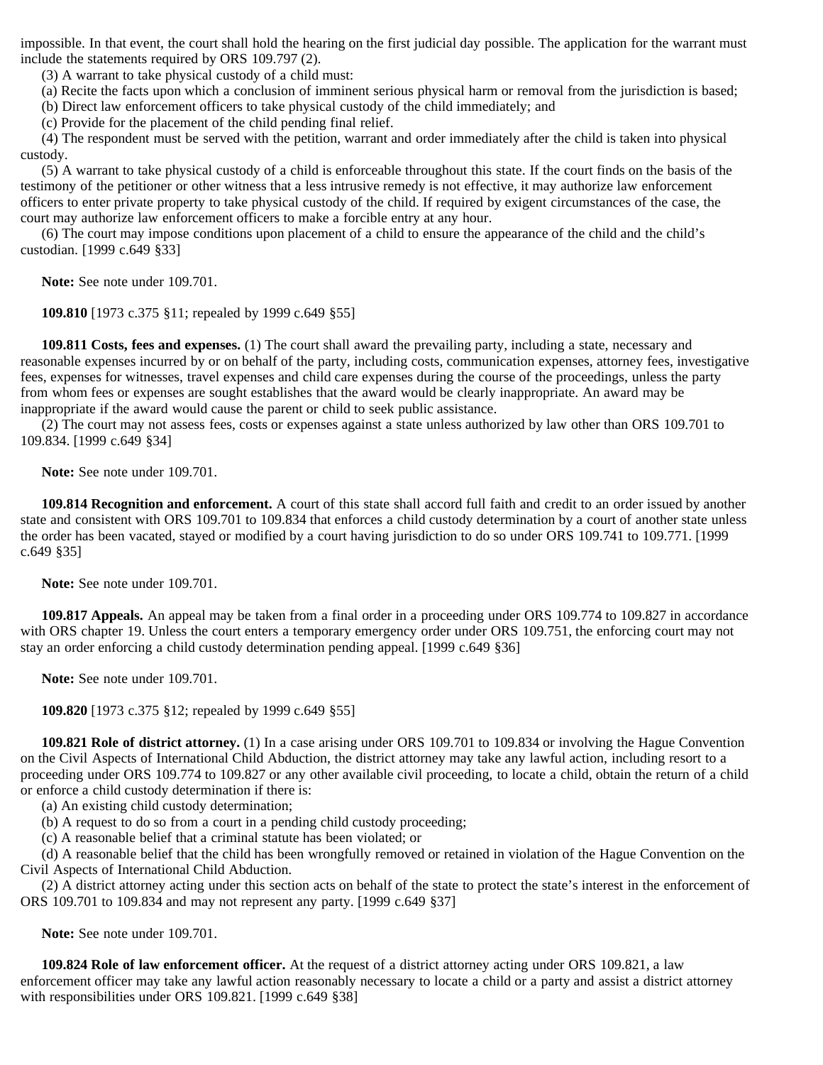impossible. In that event, the court shall hold the hearing on the first judicial day possible. The application for the warrant must include the statements required by ORS 109.797 (2).

(3) A warrant to take physical custody of a child must:

(a) Recite the facts upon which a conclusion of imminent serious physical harm or removal from the jurisdiction is based;

(b) Direct law enforcement officers to take physical custody of the child immediately; and

(c) Provide for the placement of the child pending final relief.

(4) The respondent must be served with the petition, warrant and order immediately after the child is taken into physical custody.

(5) A warrant to take physical custody of a child is enforceable throughout this state. If the court finds on the basis of the testimony of the petitioner or other witness that a less intrusive remedy is not effective, it may authorize law enforcement officers to enter private property to take physical custody of the child. If required by exigent circumstances of the case, the court may authorize law enforcement officers to make a forcible entry at any hour.

(6) The court may impose conditions upon placement of a child to ensure the appearance of the child and the child's custodian. [1999 c.649 §33]

**Note:** See note under 109.701.

**109.810** [1973 c.375 §11; repealed by 1999 c.649 §55]

**109.811 Costs, fees and expenses.** (1) The court shall award the prevailing party, including a state, necessary and reasonable expenses incurred by or on behalf of the party, including costs, communication expenses, attorney fees, investigative fees, expenses for witnesses, travel expenses and child care expenses during the course of the proceedings, unless the party from whom fees or expenses are sought establishes that the award would be clearly inappropriate. An award may be inappropriate if the award would cause the parent or child to seek public assistance.

(2) The court may not assess fees, costs or expenses against a state unless authorized by law other than ORS 109.701 to 109.834. [1999 c.649 §34]

**Note:** See note under 109.701.

**109.814 Recognition and enforcement.** A court of this state shall accord full faith and credit to an order issued by another state and consistent with ORS 109.701 to 109.834 that enforces a child custody determination by a court of another state unless the order has been vacated, stayed or modified by a court having jurisdiction to do so under ORS 109.741 to 109.771. [1999 c.649 §35]

**Note:** See note under 109.701.

**109.817 Appeals.** An appeal may be taken from a final order in a proceeding under ORS 109.774 to 109.827 in accordance with ORS chapter 19. Unless the court enters a temporary emergency order under ORS 109.751, the enforcing court may not stay an order enforcing a child custody determination pending appeal. [1999 c.649 §36]

**Note:** See note under 109.701.

**109.820** [1973 c.375 §12; repealed by 1999 c.649 §55]

**109.821 Role of district attorney.** (1) In a case arising under ORS 109.701 to 109.834 or involving the Hague Convention on the Civil Aspects of International Child Abduction, the district attorney may take any lawful action, including resort to a proceeding under ORS 109.774 to 109.827 or any other available civil proceeding, to locate a child, obtain the return of a child or enforce a child custody determination if there is:

(a) An existing child custody determination;

(b) A request to do so from a court in a pending child custody proceeding;

(c) A reasonable belief that a criminal statute has been violated; or

(d) A reasonable belief that the child has been wrongfully removed or retained in violation of the Hague Convention on the Civil Aspects of International Child Abduction.

(2) A district attorney acting under this section acts on behalf of the state to protect the state's interest in the enforcement of ORS 109.701 to 109.834 and may not represent any party. [1999 c.649 §37]

**Note:** See note under 109.701.

**109.824 Role of law enforcement officer.** At the request of a district attorney acting under ORS 109.821, a law enforcement officer may take any lawful action reasonably necessary to locate a child or a party and assist a district attorney with responsibilities under ORS 109.821. [1999 c.649 §38]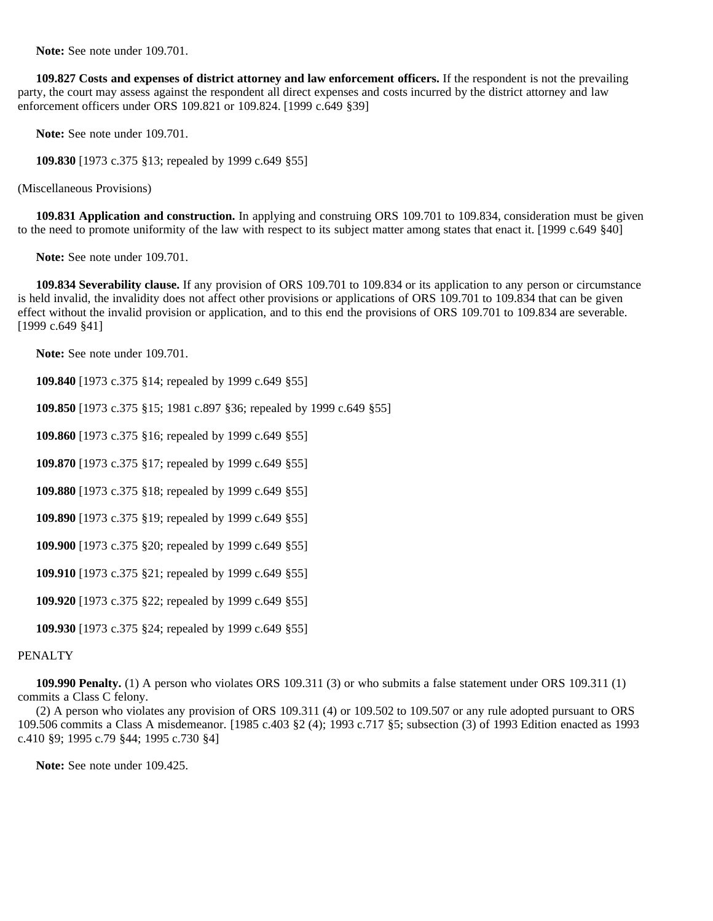**Note:** See note under 109.701.

**109.827 Costs and expenses of district attorney and law enforcement officers.** If the respondent is not the prevailing party, the court may assess against the respondent all direct expenses and costs incurred by the district attorney and law enforcement officers under ORS 109.821 or 109.824. [1999 c.649 §39]

**Note:** See note under 109.701.

**109.830** [1973 c.375 §13; repealed by 1999 c.649 §55]

(Miscellaneous Provisions)

**109.831 Application and construction.** In applying and construing ORS 109.701 to 109.834, consideration must be given to the need to promote uniformity of the law with respect to its subject matter among states that enact it. [1999 c.649 §40]

**Note:** See note under 109.701.

**109.834 Severability clause.** If any provision of ORS 109.701 to 109.834 or its application to any person or circumstance is held invalid, the invalidity does not affect other provisions or applications of ORS 109.701 to 109.834 that can be given effect without the invalid provision or application, and to this end the provisions of ORS 109.701 to 109.834 are severable. [1999 c.649 §41]

**Note:** See note under 109.701.

**109.840** [1973 c.375 §14; repealed by 1999 c.649 §55]

**109.850** [1973 c.375 §15; 1981 c.897 §36; repealed by 1999 c.649 §55]

**109.860** [1973 c.375 §16; repealed by 1999 c.649 §55]

**109.870** [1973 c.375 §17; repealed by 1999 c.649 §55]

**109.880** [1973 c.375 §18; repealed by 1999 c.649 §55]

**109.890** [1973 c.375 §19; repealed by 1999 c.649 §55]

**109.900** [1973 c.375 §20; repealed by 1999 c.649 §55]

**109.910** [1973 c.375 §21; repealed by 1999 c.649 §55]

**109.920** [1973 c.375 §22; repealed by 1999 c.649 §55]

**109.930** [1973 c.375 §24; repealed by 1999 c.649 §55]

PENALTY

**109.990 Penalty.** (1) A person who violates ORS 109.311 (3) or who submits a false statement under ORS 109.311 (1) commits a Class C felony.

(2) A person who violates any provision of ORS 109.311 (4) or 109.502 to 109.507 or any rule adopted pursuant to ORS 109.506 commits a Class A misdemeanor. [1985 c.403 §2 (4); 1993 c.717 §5; subsection (3) of 1993 Edition enacted as 1993 c.410 §9; 1995 c.79 §44; 1995 c.730 §4]

**Note:** See note under 109.425.